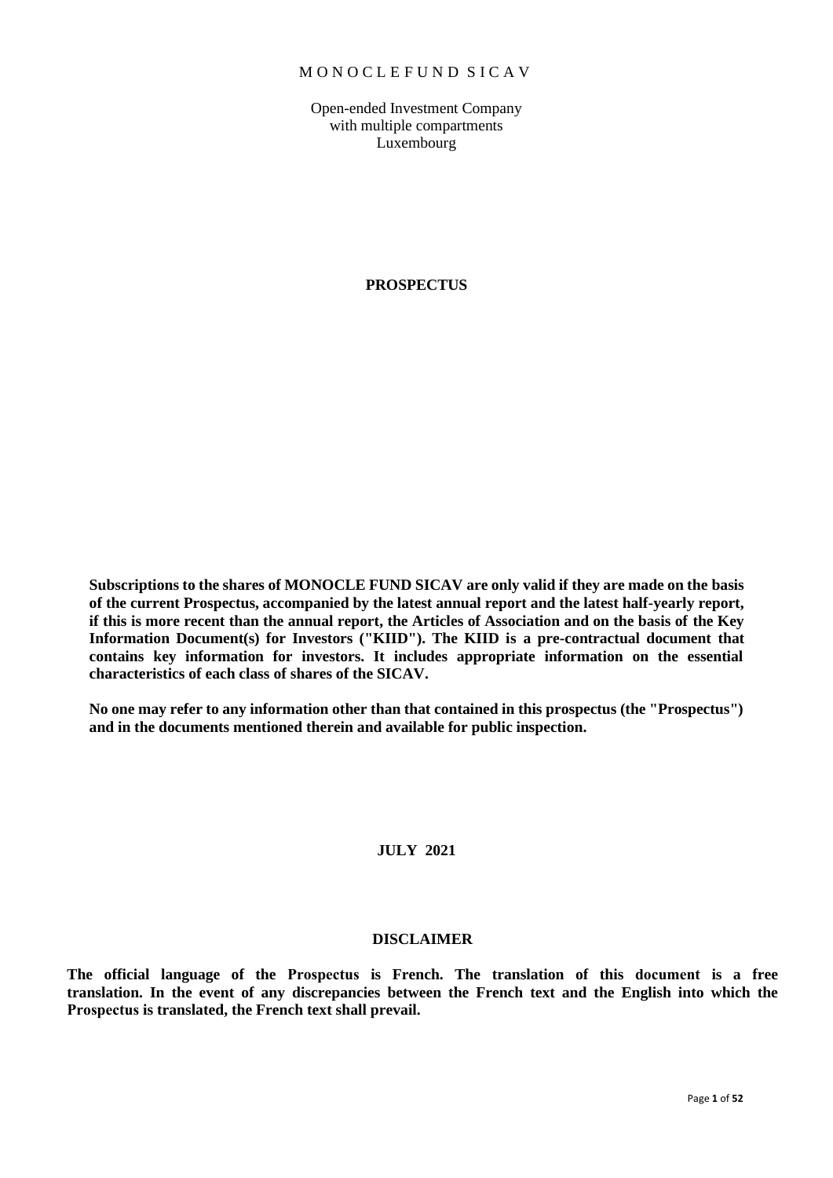M O N O C L E F U N D S I C A V

Open-ended Investment Company
with multiple compartments
Luxembourg

# PROSPECTUS

**Subscriptions to the shares of MONOCLE FUND SICAV are only valid if they are made on the basis of the current Prospectus, accompanied by the latest annual report and the latest half-yearly report, if this is more recent than the annual report, the Articles of Association and on the basis of the Key Information Document(s) for Investors ("KIID"). The KIID is a pre-contractual document that contains key information for investors. It includes appropriate information on the essential characteristics of each class of shares of the SICAV.**

**No one may refer to any information other than that contained in this prospectus (the "Prospectus") and in the documents mentioned therein and available for public inspection.**

**JULY 2021**

## DISCLAIMER

**The official language of the Prospectus is French. The translation of this document is a free translation. In the event of any discrepancies between the French text and the English into which the Prospectus is translated, the French text shall prevail.**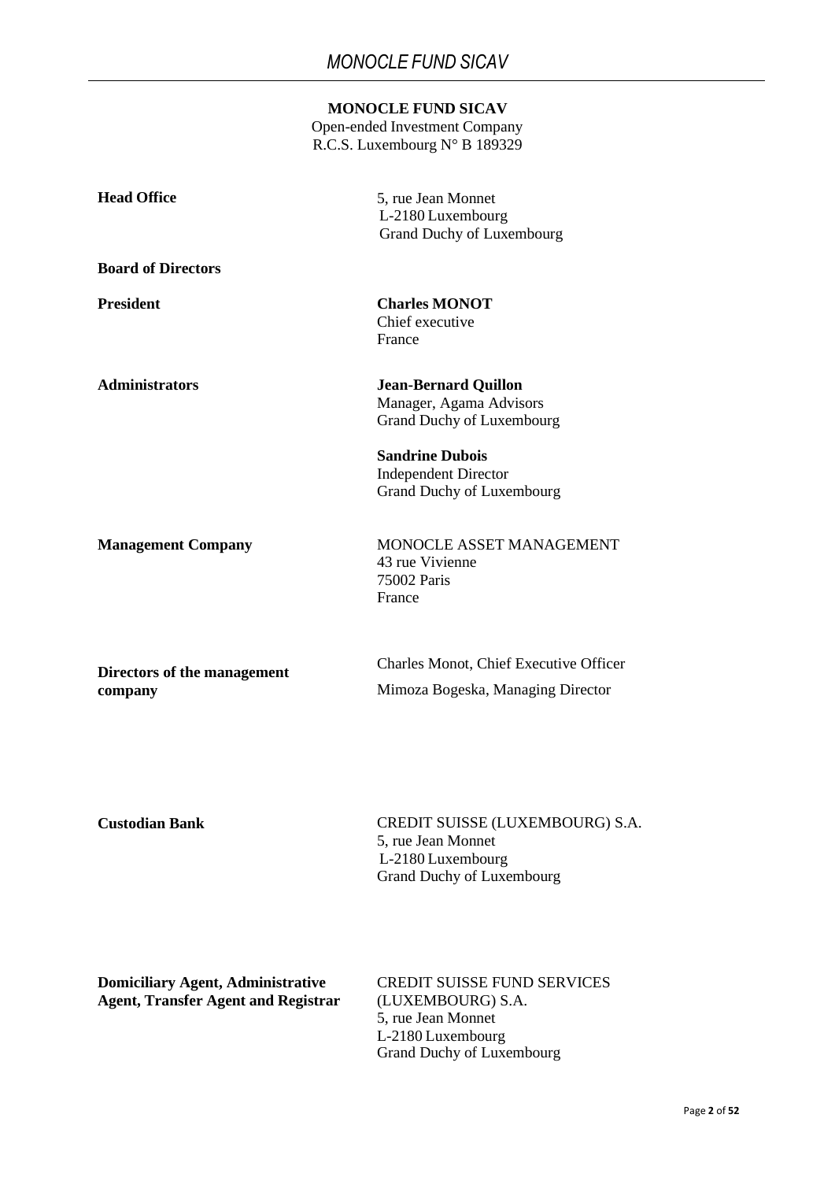**MONOCLE FUND SICAV**

Open-ended Investment Company

R.C.S. Luxembourg N° B 189329

| | |
|---|---|
| **Head Office** | 5, rue Jean Monnet<br>L-2180 Luxembourg<br>Grand Duchy of Luxembourg |
| **Board of Directors** | |
| **President** | **Charles MONOT**<br>Chief executive<br>France |
| **Administrators** | **Jean-Bernard Quillon**<br>Manager, Agama Advisors<br>Grand Duchy of Luxembourg |
| | **Sandrine Dubois**<br>Independent Director<br>Grand Duchy of Luxembourg |
| **Management Company** | MONOCLE ASSET MANAGEMENT<br>43 rue Vivienne<br>75002 Paris<br>France |
| **Directors of the management company** | Charles Monot, Chief Executive Officer<br>Mimoza Bogeska, Managing Director |
| **Custodian Bank** | CREDIT SUISSE (LUXEMBOURG) S.A.<br>5, rue Jean Monnet<br>L-2180 Luxembourg<br>Grand Duchy of Luxembourg |
| **Domiciliary Agent, Administrative Agent, Transfer Agent and Registrar** | CREDIT SUISSE FUND SERVICES (LUXEMBOURG) S.A.<br>5, rue Jean Monnet<br>L-2180 Luxembourg<br>Grand Duchy of Luxembourg |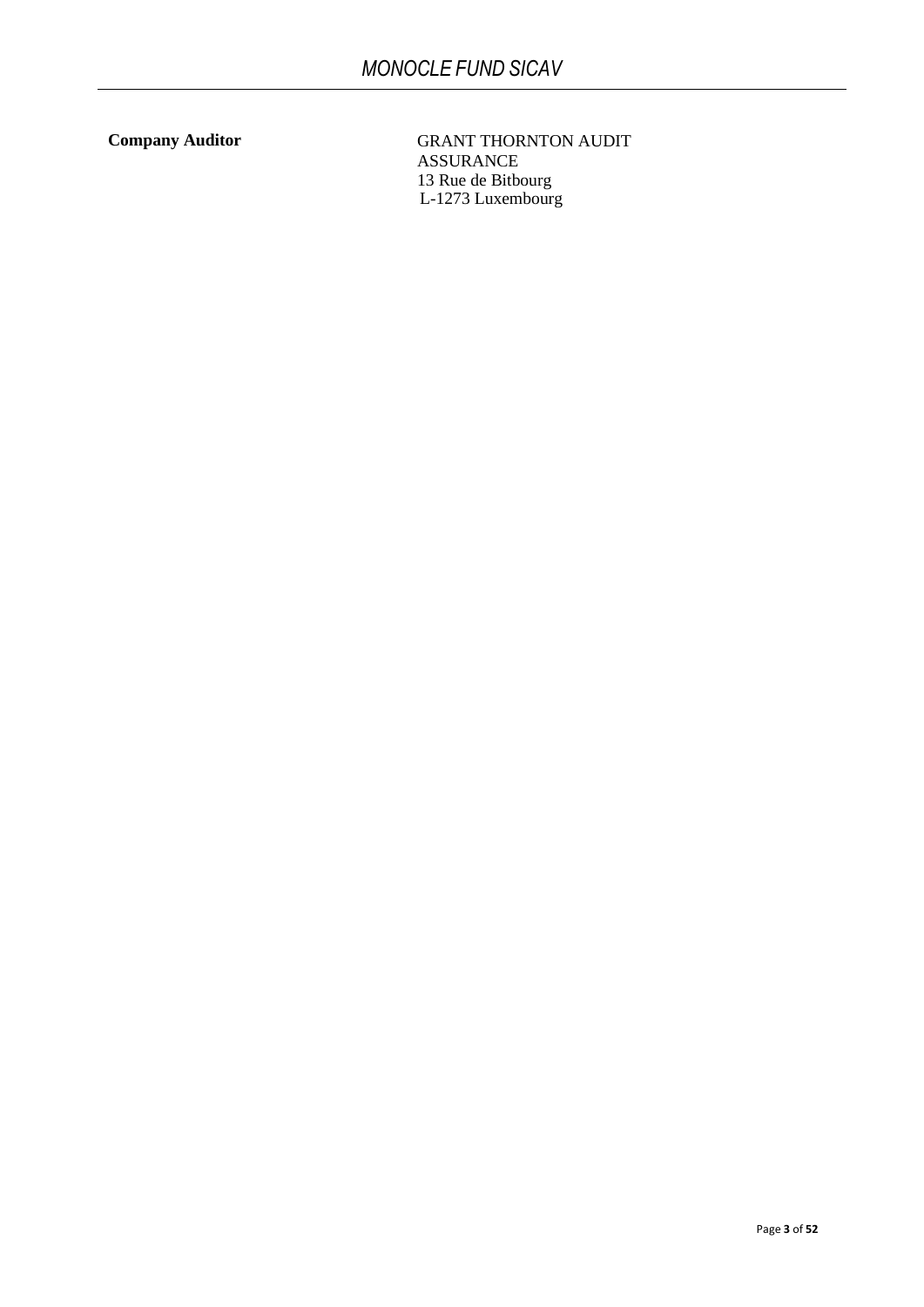**Company Auditor**

GRANT THORNTON AUDIT ASSURANCE
13 Rue de Bitbourg
L-1273 Luxembourg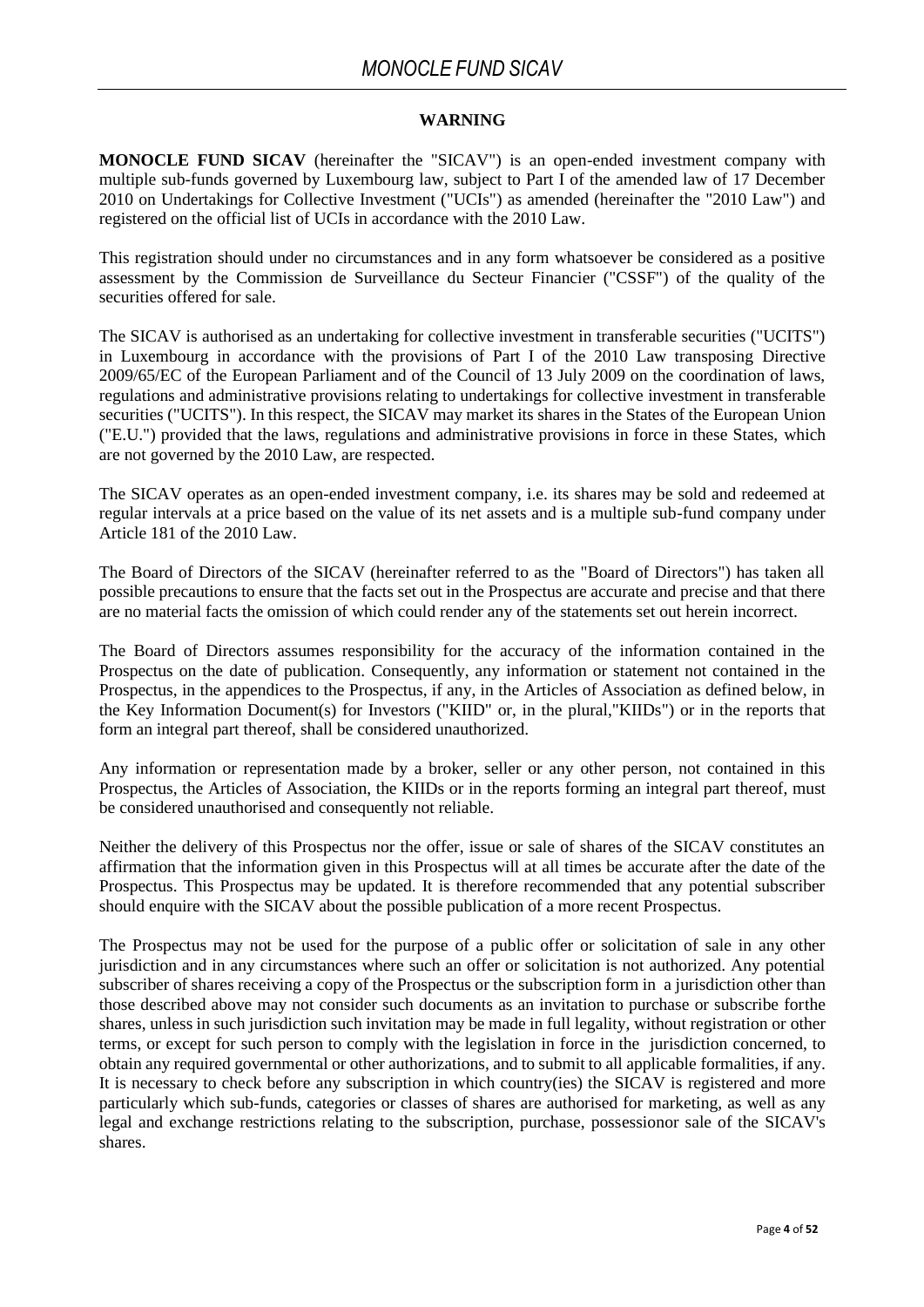## WARNING

**MONOCLE FUND SICAV** (hereinafter the "SICAV") is an open-ended investment company with multiple sub-funds governed by Luxembourg law, subject to Part I of the amended law of 17 December 2010 on Undertakings for Collective Investment ("UCIs") as amended (hereinafter the "2010 Law") and registered on the official list of UCIs in accordance with the 2010 Law.

This registration should under no circumstances and in any form whatsoever be considered as a positive assessment by the Commission de Surveillance du Secteur Financier ("CSSF") of the quality of the securities offered for sale.

The SICAV is authorised as an undertaking for collective investment in transferable securities ("UCITS") in Luxembourg in accordance with the provisions of Part I of the 2010 Law transposing Directive 2009/65/EC of the European Parliament and of the Council of 13 July 2009 on the coordination of laws, regulations and administrative provisions relating to undertakings for collective investment in transferable securities ("UCITS"). In this respect, the SICAV may market its shares in the States of the European Union ("E.U.") provided that the laws, regulations and administrative provisions in force in these States, which are not governed by the 2010 Law, are respected.

The SICAV operates as an open-ended investment company, i.e. its shares may be sold and redeemed at regular intervals at a price based on the value of its net assets and is a multiple sub-fund company under Article 181 of the 2010 Law.

The Board of Directors of the SICAV (hereinafter referred to as the "Board of Directors") has taken all possible precautions to ensure that the facts set out in the Prospectus are accurate and precise and that there are no material facts the omission of which could render any of the statements set out herein incorrect.

The Board of Directors assumes responsibility for the accuracy of the information contained in the Prospectus on the date of publication. Consequently, any information or statement not contained in the Prospectus, in the appendices to the Prospectus, if any, in the Articles of Association as defined below, in the Key Information Document(s) for Investors ("KIID" or, in the plural,"KIIDs") or in the reports that form an integral part thereof, shall be considered unauthorized.

Any information or representation made by a broker, seller or any other person, not contained in this Prospectus, the Articles of Association, the KIIDs or in the reports forming an integral part thereof, must be considered unauthorised and consequently not reliable.

Neither the delivery of this Prospectus nor the offer, issue or sale of shares of the SICAV constitutes an affirmation that the information given in this Prospectus will at all times be accurate after the date of the Prospectus. This Prospectus may be updated. It is therefore recommended that any potential subscriber should enquire with the SICAV about the possible publication of a more recent Prospectus.

The Prospectus may not be used for the purpose of a public offer or solicitation of sale in any other jurisdiction and in any circumstances where such an offer or solicitation is not authorized. Any potential subscriber of shares receiving a copy of the Prospectus or the subscription form in a jurisdiction other than those described above may not consider such documents as an invitation to purchase or subscribe forthe shares, unless in such jurisdiction such invitation may be made in full legality, without registration or other terms, or except for such person to comply with the legislation in force in the jurisdiction concerned, to obtain any required governmental or other authorizations, and to submit to all applicable formalities, if any. It is necessary to check before any subscription in which country(ies) the SICAV is registered and more particularly which sub-funds, categories or classes of shares are authorised for marketing, as well as any legal and exchange restrictions relating to the subscription, purchase, possessionor sale of the SICAV's shares.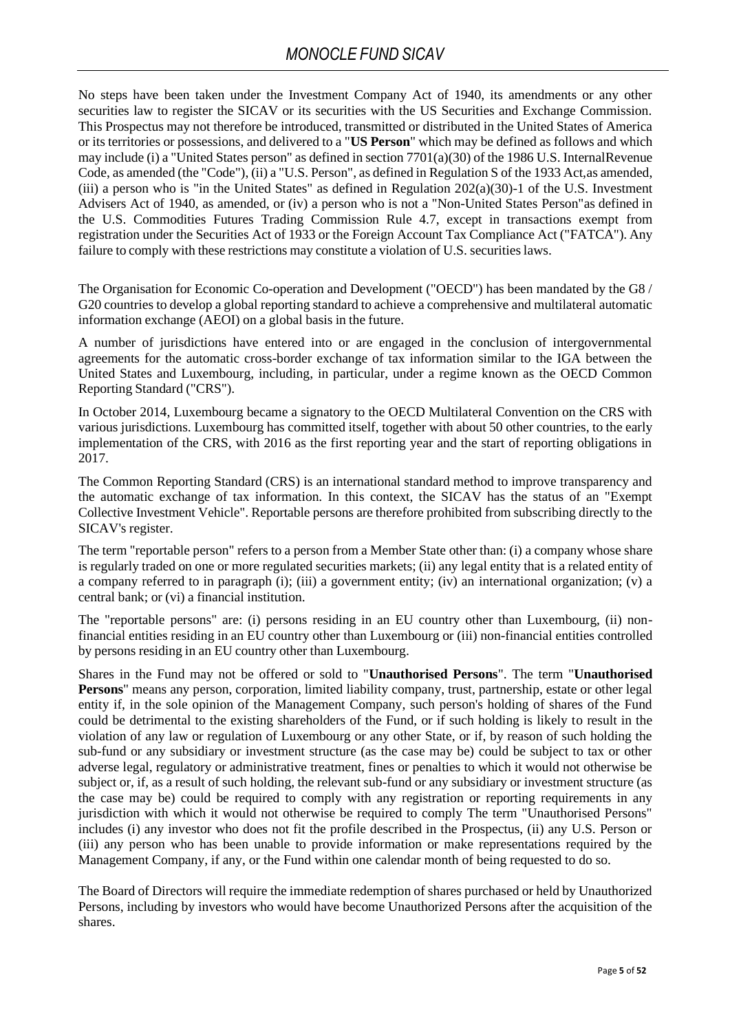No steps have been taken under the Investment Company Act of 1940, its amendments or any other securities law to register the SICAV or its securities with the US Securities and Exchange Commission. This Prospectus may not therefore be introduced, transmitted or distributed in the United States of America or its territories or possessions, and delivered to a "**US Person**" which may be defined as follows and which may include (i) a "United States person" as defined in section 7701(a)(30) of the 1986 U.S. InternalRevenue Code, as amended (the "Code"), (ii) a "U.S. Person", as defined in Regulation S of the 1933 Act,as amended, (iii) a person who is "in the United States" as defined in Regulation 202(a)(30)-1 of the U.S. Investment Advisers Act of 1940, as amended, or (iv) a person who is not a "Non-United States Person"as defined in the U.S. Commodities Futures Trading Commission Rule 4.7, except in transactions exempt from registration under the Securities Act of 1933 or the Foreign Account Tax Compliance Act ("FATCA"). Any failure to comply with these restrictions may constitute a violation of U.S. securities laws.

The Organisation for Economic Co-operation and Development ("OECD") has been mandated by the G8 / G20 countries to develop a global reporting standard to achieve a comprehensive and multilateral automatic information exchange (AEOI) on a global basis in the future.

A number of jurisdictions have entered into or are engaged in the conclusion of intergovernmental agreements for the automatic cross-border exchange of tax information similar to the IGA between the United States and Luxembourg, including, in particular, under a regime known as the OECD Common Reporting Standard ("CRS").

In October 2014, Luxembourg became a signatory to the OECD Multilateral Convention on the CRS with various jurisdictions. Luxembourg has committed itself, together with about 50 other countries, to the early implementation of the CRS, with 2016 as the first reporting year and the start of reporting obligations in 2017.

The Common Reporting Standard (CRS) is an international standard method to improve transparency and the automatic exchange of tax information. In this context, the SICAV has the status of an "Exempt Collective Investment Vehicle". Reportable persons are therefore prohibited from subscribing directly to the SICAV's register.

The term "reportable person" refers to a person from a Member State other than: (i) a company whose share is regularly traded on one or more regulated securities markets; (ii) any legal entity that is a related entity of a company referred to in paragraph (i); (iii) a government entity; (iv) an international organization; (v) a central bank; or (vi) a financial institution.

The "reportable persons" are: (i) persons residing in an EU country other than Luxembourg, (ii) non-financial entities residing in an EU country other than Luxembourg or (iii) non-financial entities controlled by persons residing in an EU country other than Luxembourg.

Shares in the Fund may not be offered or sold to "**Unauthorised Persons**". The term "**Unauthorised Persons**" means any person, corporation, limited liability company, trust, partnership, estate or other legal entity if, in the sole opinion of the Management Company, such person's holding of shares of the Fund could be detrimental to the existing shareholders of the Fund, or if such holding is likely to result in the violation of any law or regulation of Luxembourg or any other State, or if, by reason of such holding the sub-fund or any subsidiary or investment structure (as the case may be) could be subject to tax or other adverse legal, regulatory or administrative treatment, fines or penalties to which it would not otherwise be subject or, if, as a result of such holding, the relevant sub-fund or any subsidiary or investment structure (as the case may be) could be required to comply with any registration or reporting requirements in any jurisdiction with which it would not otherwise be required to comply The term "Unauthorised Persons" includes (i) any investor who does not fit the profile described in the Prospectus, (ii) any U.S. Person or (iii) any person who has been unable to provide information or make representations required by the Management Company, if any, or the Fund within one calendar month of being requested to do so.

The Board of Directors will require the immediate redemption of shares purchased or held by Unauthorized Persons, including by investors who would have become Unauthorized Persons after the acquisition of the shares.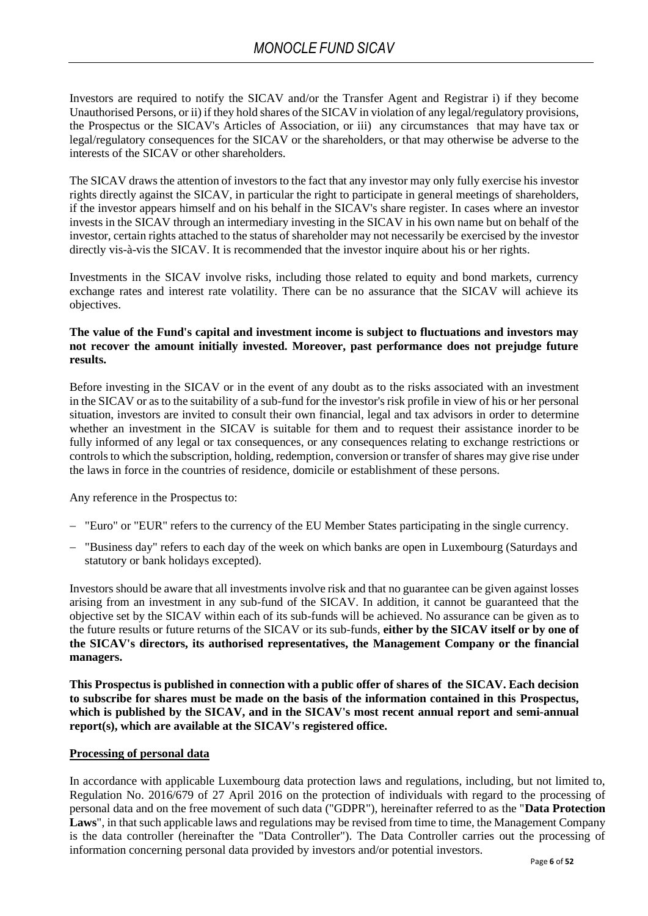Investors are required to notify the SICAV and/or the Transfer Agent and Registrar i) if they become Unauthorised Persons, or ii) if they hold shares of the SICAV in violation of any legal/regulatory provisions, the Prospectus or the SICAV's Articles of Association, or iii) any circumstances that may have tax or legal/regulatory consequences for the SICAV or the shareholders, or that may otherwise be adverse to the interests of the SICAV or other shareholders.

The SICAV draws the attention of investors to the fact that any investor may only fully exercise his investor rights directly against the SICAV, in particular the right to participate in general meetings of shareholders, if the investor appears himself and on his behalf in the SICAV's share register. In cases where an investor invests in the SICAV through an intermediary investing in the SICAV in his own name but on behalf of the investor, certain rights attached to the status of shareholder may not necessarily be exercised by the investor directly vis-à-vis the SICAV. It is recommended that the investor inquire about his or her rights.

Investments in the SICAV involve risks, including those related to equity and bond markets, currency exchange rates and interest rate volatility. There can be no assurance that the SICAV will achieve its objectives.

**The value of the Fund's capital and investment income is subject to fluctuations and investors may not recover the amount initially invested. Moreover, past performance does not prejudge future results.**

Before investing in the SICAV or in the event of any doubt as to the risks associated with an investment in the SICAV or as to the suitability of a sub-fund for the investor's risk profile in view of his or her personal situation, investors are invited to consult their own financial, legal and tax advisors in order to determine whether an investment in the SICAV is suitable for them and to request their assistance inorder to be fully informed of any legal or tax consequences, or any consequences relating to exchange restrictions or controls to which the subscription, holding, redemption, conversion or transfer of shares may give rise under the laws in force in the countries of residence, domicile or establishment of these persons.

Any reference in the Prospectus to:

- "Euro" or "EUR" refers to the currency of the EU Member States participating in the single currency.
- "Business day" refers to each day of the week on which banks are open in Luxembourg (Saturdays and statutory or bank holidays excepted).

Investors should be aware that all investments involve risk and that no guarantee can be given against losses arising from an investment in any sub-fund of the SICAV. In addition, it cannot be guaranteed that the objective set by the SICAV within each of its sub-funds will be achieved. No assurance can be given as to the future results or future returns of the SICAV or its sub-funds, **either by the SICAV itself or by one of the SICAV's directors, its authorised representatives, the Management Company or the financial managers.**

**This Prospectus is published in connection with a public offer of shares of the SICAV. Each decision to subscribe for shares must be made on the basis of the information contained in this Prospectus, which is published by the SICAV, and in the SICAV's most recent annual report and semi-annual report(s), which are available at the SICAV's registered office.**

**Processing of personal data**

In accordance with applicable Luxembourg data protection laws and regulations, including, but not limited to, Regulation No. 2016/679 of 27 April 2016 on the protection of individuals with regard to the processing of personal data and on the free movement of such data ("GDPR"), hereinafter referred to as the "**Data Protection Laws**", in that such applicable laws and regulations may be revised from time to time, the Management Company is the data controller (hereinafter the "Data Controller"). The Data Controller carries out the processing of information concerning personal data provided by investors and/or potential investors.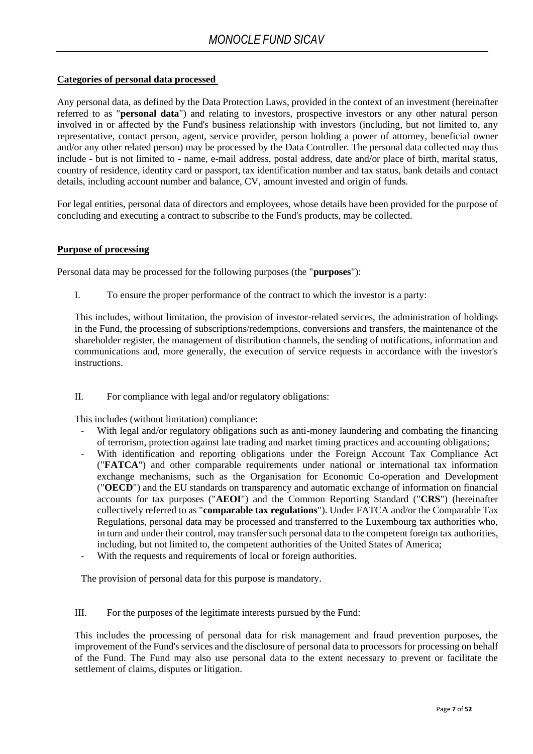**Categories of personal data processed**

Any personal data, as defined by the Data Protection Laws, provided in the context of an investment (hereinafter referred to as "**personal data**") and relating to investors, prospective investors or any other natural person involved in or affected by the Fund's business relationship with investors (including, but not limited to, any representative, contact person, agent, service provider, person holding a power of attorney, beneficial owner and/or any other related person) may be processed by the Data Controller. The personal data collected may thus include - but is not limited to - name, e-mail address, postal address, date and/or place of birth, marital status, country of residence, identity card or passport, tax identification number and tax status, bank details and contact details, including account number and balance, CV, amount invested and origin of funds.

For legal entities, personal data of directors and employees, whose details have been provided for the purpose of concluding and executing a contract to subscribe to the Fund's products, may be collected.

**Purpose of processing**

Personal data may be processed for the following purposes (the "**purposes**"):

I. To ensure the proper performance of the contract to which the investor is a party:

This includes, without limitation, the provision of investor-related services, the administration of holdings in the Fund, the processing of subscriptions/redemptions, conversions and transfers, the maintenance of the shareholder register, the management of distribution channels, the sending of notifications, information and communications and, more generally, the execution of service requests in accordance with the investor's instructions.

II. For compliance with legal and/or regulatory obligations:

This includes (without limitation) compliance:

- With legal and/or regulatory obligations such as anti-money laundering and combating the financing of terrorism, protection against late trading and market timing practices and accounting obligations;
- With identification and reporting obligations under the Foreign Account Tax Compliance Act ("**FATCA**") and other comparable requirements under national or international tax information exchange mechanisms, such as the Organisation for Economic Co-operation and Development ("**OECD**") and the EU standards on transparency and automatic exchange of information on financial accounts for tax purposes ("**AEOI**") and the Common Reporting Standard ("**CRS**") (hereinafter collectively referred to as "**comparable tax regulations**"). Under FATCA and/or the Comparable Tax Regulations, personal data may be processed and transferred to the Luxembourg tax authorities who, in turn and under their control, may transfer such personal data to the competent foreign tax authorities, including, but not limited to, the competent authorities of the United States of America;
- With the requests and requirements of local or foreign authorities.

The provision of personal data for this purpose is mandatory.

III. For the purposes of the legitimate interests pursued by the Fund:

This includes the processing of personal data for risk management and fraud prevention purposes, the improvement of the Fund's services and the disclosure of personal data to processors for processing on behalf of the Fund. The Fund may also use personal data to the extent necessary to prevent or facilitate the settlement of claims, disputes or litigation.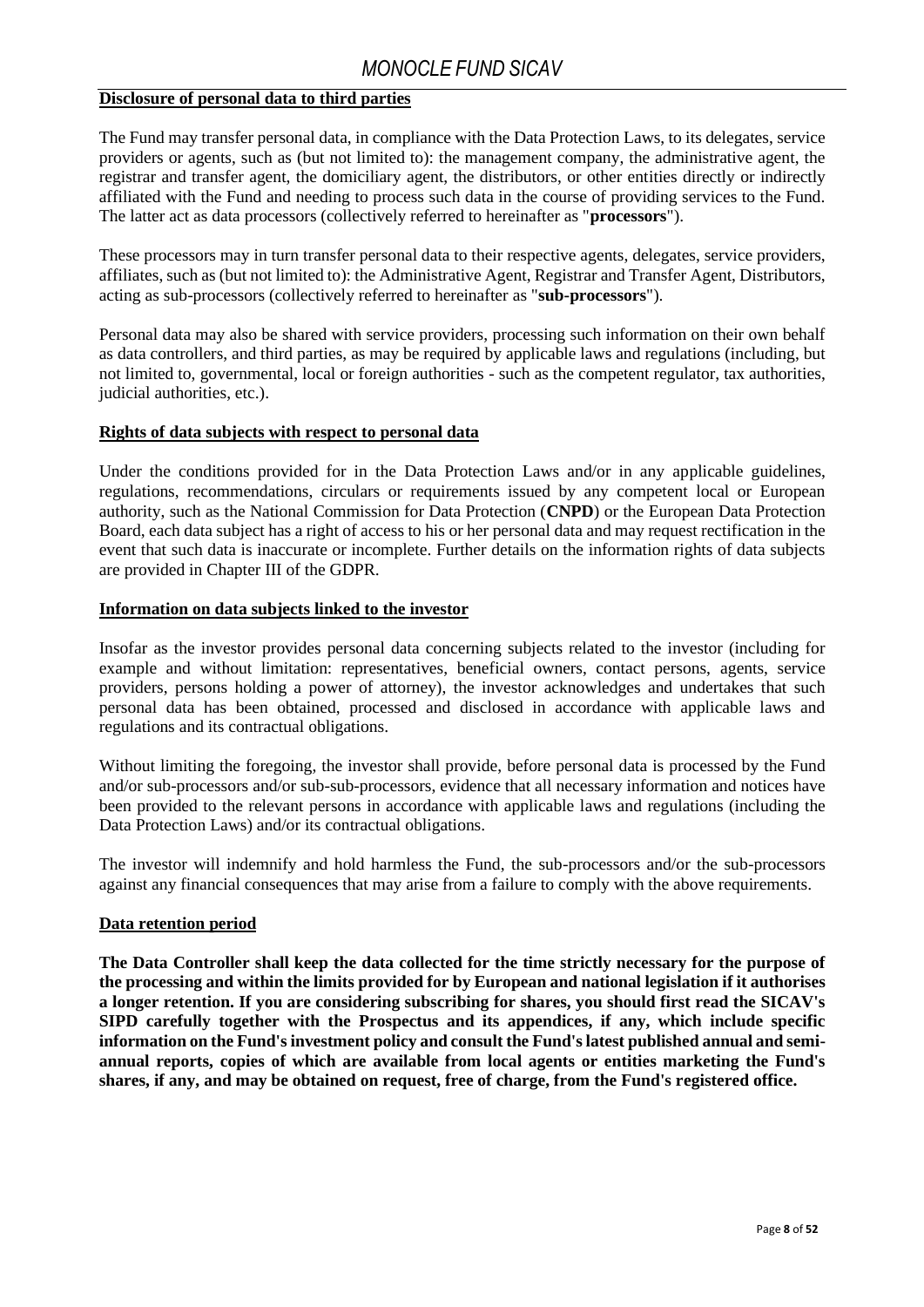**Disclosure of personal data to third parties**

The Fund may transfer personal data, in compliance with the Data Protection Laws, to its delegates, service providers or agents, such as (but not limited to): the management company, the administrative agent, the registrar and transfer agent, the domiciliary agent, the distributors, or other entities directly or indirectly affiliated with the Fund and needing to process such data in the course of providing services to the Fund. The latter act as data processors (collectively referred to hereinafter as "**processors**").

These processors may in turn transfer personal data to their respective agents, delegates, service providers, affiliates, such as (but not limited to): the Administrative Agent, Registrar and Transfer Agent, Distributors, acting as sub-processors (collectively referred to hereinafter as "**sub-processors**").

Personal data may also be shared with service providers, processing such information on their own behalf as data controllers, and third parties, as may be required by applicable laws and regulations (including, but not limited to, governmental, local or foreign authorities - such as the competent regulator, tax authorities, judicial authorities, etc.).

**Rights of data subjects with respect to personal data**

Under the conditions provided for in the Data Protection Laws and/or in any applicable guidelines, regulations, recommendations, circulars or requirements issued by any competent local or European authority, such as the National Commission for Data Protection (**CNPD**) or the European Data Protection Board, each data subject has a right of access to his or her personal data and may request rectification in the event that such data is inaccurate or incomplete. Further details on the information rights of data subjects are provided in Chapter III of the GDPR.

**Information on data subjects linked to the investor**

Insofar as the investor provides personal data concerning subjects related to the investor (including for example and without limitation: representatives, beneficial owners, contact persons, agents, service providers, persons holding a power of attorney), the investor acknowledges and undertakes that such personal data has been obtained, processed and disclosed in accordance with applicable laws and regulations and its contractual obligations.

Without limiting the foregoing, the investor shall provide, before personal data is processed by the Fund and/or sub-processors and/or sub-sub-processors, evidence that all necessary information and notices have been provided to the relevant persons in accordance with applicable laws and regulations (including the Data Protection Laws) and/or its contractual obligations.

The investor will indemnify and hold harmless the Fund, the sub-processors and/or the sub-processors against any financial consequences that may arise from a failure to comply with the above requirements.

**Data retention period**

**The Data Controller shall keep the data collected for the time strictly necessary for the purpose of the processing and within the limits provided for by European and national legislation if it authorises a longer retention. If you are considering subscribing for shares, you should first read the SICAV's SIPD carefully together with the Prospectus and its appendices, if any, which include specific information on the Fund's investment policy and consult the Fund's latest published annual and semi-annual reports, copies of which are available from local agents or entities marketing the Fund's shares, if any, and may be obtained on request, free of charge, from the Fund's registered office.**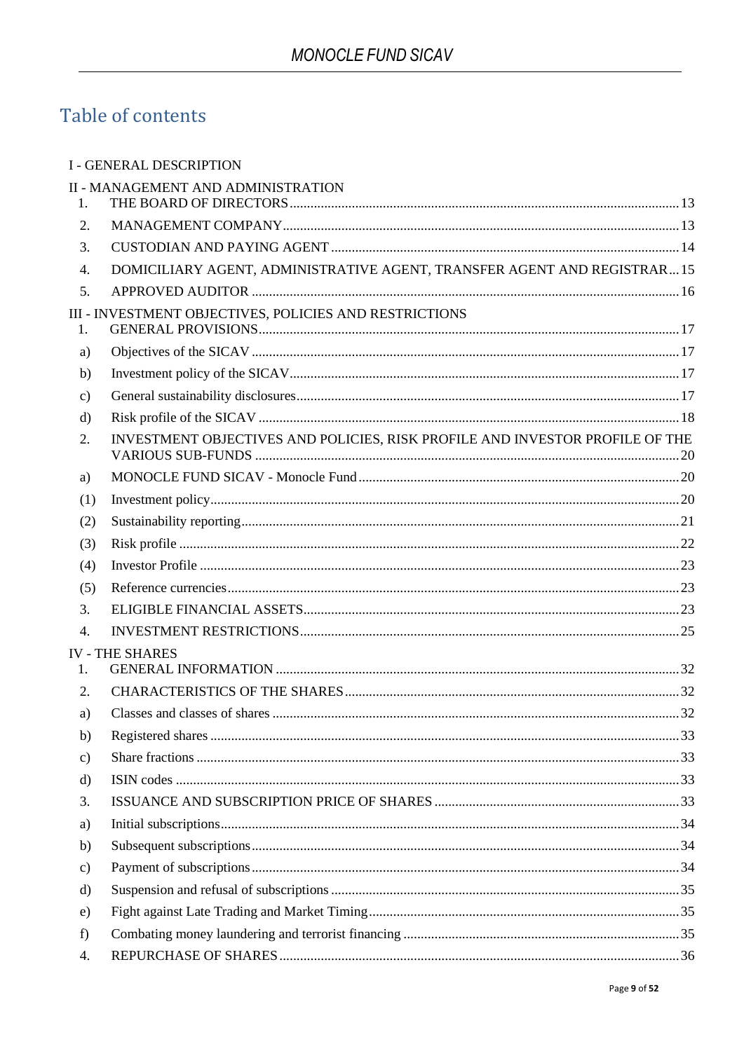# Table of contents

I - GENERAL DESCRIPTION

II - MANAGEMENT AND ADMINISTRATION

1. THE BOARD OF DIRECTORS ... 13
2. MANAGEMENT COMPANY ... 13
3. CUSTODIAN AND PAYING AGENT ... 14
4. DOMICILIARY AGENT, ADMINISTRATIVE AGENT, TRANSFER AGENT AND REGISTRAR ... 15
5. APPROVED AUDITOR ... 16

III - INVESTMENT OBJECTIVES, POLICIES AND RESTRICTIONS

1. GENERAL PROVISIONS ... 17
   - a) Objectives of the SICAV ... 17
   - b) Investment policy of the SICAV ... 17
   - c) General sustainability disclosures ... 17
   - d) Risk profile of the SICAV ... 18
2. INVESTMENT OBJECTIVES AND POLICIES, RISK PROFILE AND INVESTOR PROFILE OF THE VARIOUS SUB-FUNDS ... 20
   - a) MONOCLE FUND SICAV - Monocle Fund ... 20
   - (1) Investment policy ... 20
   - (2) Sustainability reporting ... 21
   - (3) Risk profile ... 22
   - (4) Investor Profile ... 23
   - (5) Reference currencies ... 23
3. ELIGIBLE FINANCIAL ASSETS ... 23
4. INVESTMENT RESTRICTIONS ... 25

IV - THE SHARES

1. GENERAL INFORMATION ... 32
2. CHARACTERISTICS OF THE SHARES ... 32
   - a) Classes and classes of shares ... 32
   - b) Registered shares ... 33
   - c) Share fractions ... 33
   - d) ISIN codes ... 33
3. ISSUANCE AND SUBSCRIPTION PRICE OF SHARES ... 33
   - a) Initial subscriptions ... 34
   - b) Subsequent subscriptions ... 34
   - c) Payment of subscriptions ... 34
   - d) Suspension and refusal of subscriptions ... 35
   - e) Fight against Late Trading and Market Timing ... 35
   - f) Combating money laundering and terrorist financing ... 35
4. REPURCHASE OF SHARES ... 36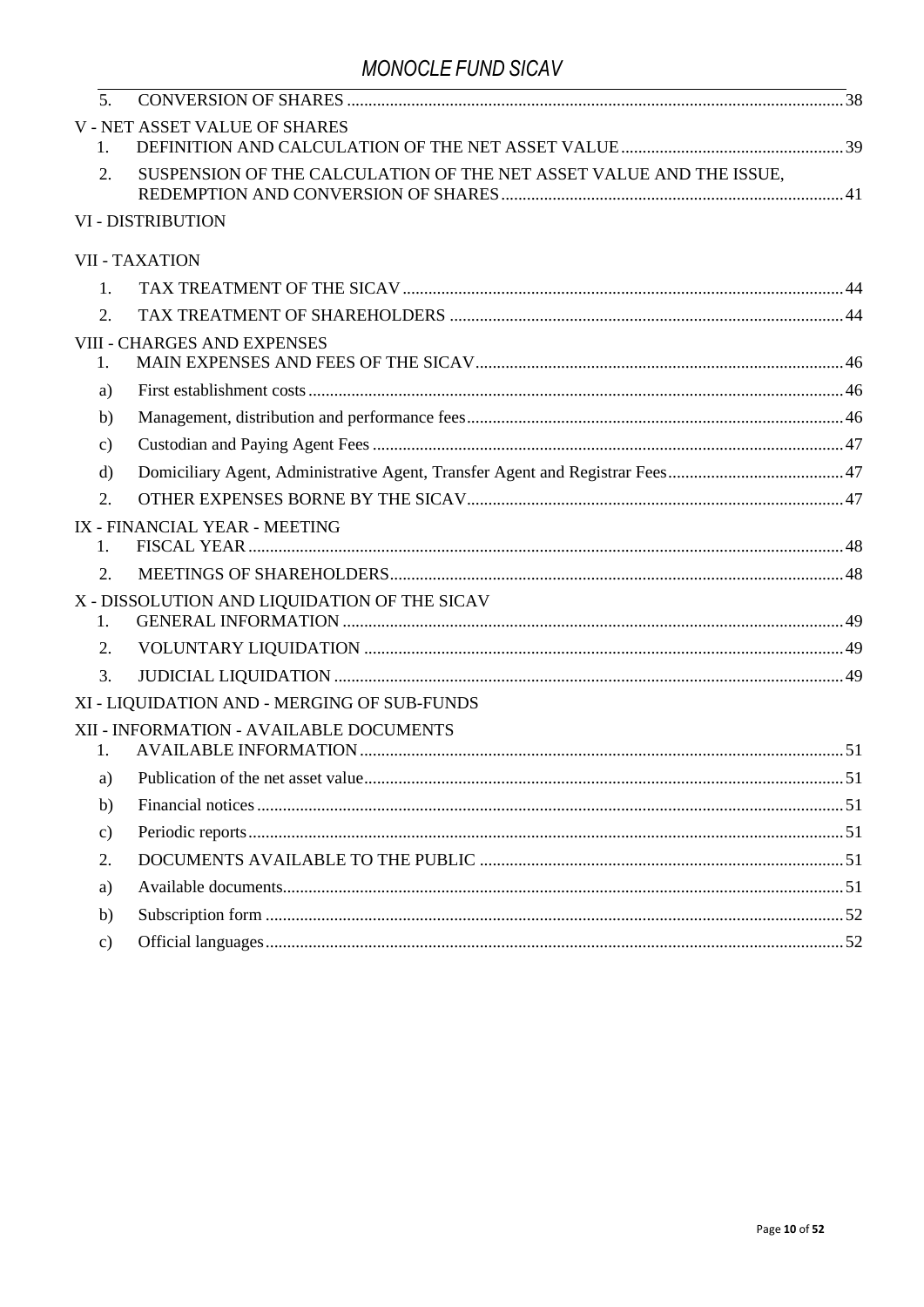5. CONVERSION OF SHARES ........ 38

V - NET ASSET VALUE OF SHARES

1. DEFINITION AND CALCULATION OF THE NET ASSET VALUE ........ 39
2. SUSPENSION OF THE CALCULATION OF THE NET ASSET VALUE AND THE ISSUE, REDEMPTION AND CONVERSION OF SHARES ........ 41

VI - DISTRIBUTION

VII - TAXATION

1. TAX TREATMENT OF THE SICAV ........ 44
2. TAX TREATMENT OF SHAREHOLDERS ........ 44

VIII - CHARGES AND EXPENSES

1. MAIN EXPENSES AND FEES OF THE SICAV ........ 46
   - a) First establishment costs ........ 46
   - b) Management, distribution and performance fees ........ 46
   - c) Custodian and Paying Agent Fees ........ 47
   - d) Domiciliary Agent, Administrative Agent, Transfer Agent and Registrar Fees ........ 47
2. OTHER EXPENSES BORNE BY THE SICAV ........ 47

IX - FINANCIAL YEAR - MEETING

1. FISCAL YEAR ........ 48
2. MEETINGS OF SHAREHOLDERS ........ 48

X - DISSOLUTION AND LIQUIDATION OF THE SICAV

1. GENERAL INFORMATION ........ 49
2. VOLUNTARY LIQUIDATION ........ 49
3. JUDICIAL LIQUIDATION ........ 49

XI - LIQUIDATION AND - MERGING OF SUB-FUNDS

XII - INFORMATION - AVAILABLE DOCUMENTS

1. AVAILABLE INFORMATION ........ 51
   - a) Publication of the net asset value ........ 51
   - b) Financial notices ........ 51
   - c) Periodic reports ........ 51
2. DOCUMENTS AVAILABLE TO THE PUBLIC ........ 51
   - a) Available documents ........ 51
   - b) Subscription form ........ 52
   - c) Official languages ........ 52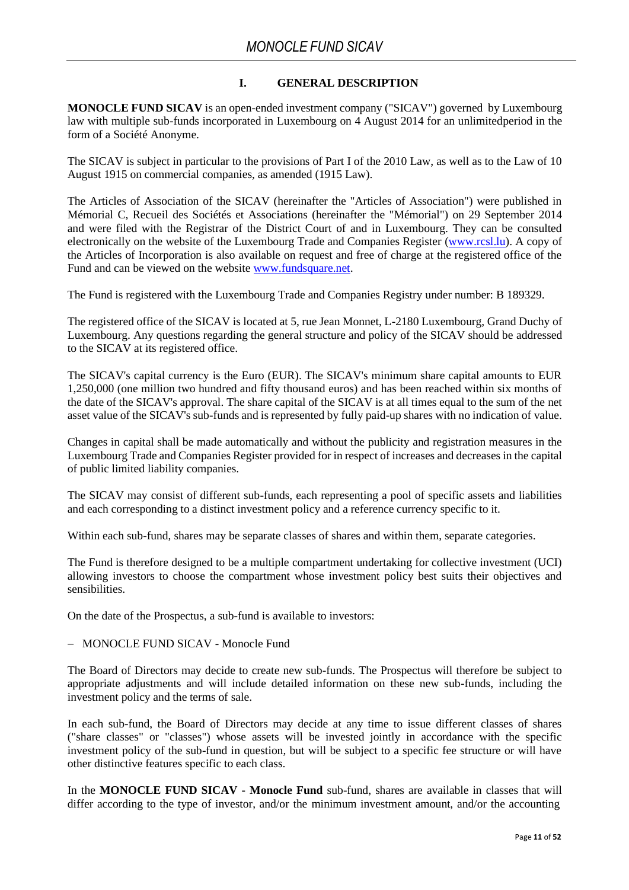## I. GENERAL DESCRIPTION

**MONOCLE FUND SICAV** is an open-ended investment company ("SICAV") governed by Luxembourg law with multiple sub-funds incorporated in Luxembourg on 4 August 2014 for an unlimitedperiod in the form of a Société Anonyme.

The SICAV is subject in particular to the provisions of Part I of the 2010 Law, as well as to the Law of 10 August 1915 on commercial companies, as amended (1915 Law).

The Articles of Association of the SICAV (hereinafter the "Articles of Association") were published in Mémorial C, Recueil des Sociétés et Associations (hereinafter the "Mémorial") on 29 September 2014 and were filed with the Registrar of the District Court of and in Luxembourg. They can be consulted electronically on the website of the Luxembourg Trade and Companies Register (www.rcsl.lu). A copy of the Articles of Incorporation is also available on request and free of charge at the registered office of the Fund and can be viewed on the website www.fundsquare.net.

The Fund is registered with the Luxembourg Trade and Companies Registry under number: B 189329.

The registered office of the SICAV is located at 5, rue Jean Monnet, L-2180 Luxembourg, Grand Duchy of Luxembourg. Any questions regarding the general structure and policy of the SICAV should be addressed to the SICAV at its registered office.

The SICAV's capital currency is the Euro (EUR). The SICAV's minimum share capital amounts to EUR 1,250,000 (one million two hundred and fifty thousand euros) and has been reached within six months of the date of the SICAV's approval. The share capital of the SICAV is at all times equal to the sum of the net asset value of the SICAV's sub-funds and is represented by fully paid-up shares with no indication of value.

Changes in capital shall be made automatically and without the publicity and registration measures in the Luxembourg Trade and Companies Register provided for in respect of increases and decreases in the capital of public limited liability companies.

The SICAV may consist of different sub-funds, each representing a pool of specific assets and liabilities and each corresponding to a distinct investment policy and a reference currency specific to it.

Within each sub-fund, shares may be separate classes of shares and within them, separate categories.

The Fund is therefore designed to be a multiple compartment undertaking for collective investment (UCI) allowing investors to choose the compartment whose investment policy best suits their objectives and sensibilities.

On the date of the Prospectus, a sub-fund is available to investors:

- MONOCLE FUND SICAV - Monocle Fund

The Board of Directors may decide to create new sub-funds. The Prospectus will therefore be subject to appropriate adjustments and will include detailed information on these new sub-funds, including the investment policy and the terms of sale.

In each sub-fund, the Board of Directors may decide at any time to issue different classes of shares ("share classes" or "classes") whose assets will be invested jointly in accordance with the specific investment policy of the sub-fund in question, but will be subject to a specific fee structure or will have other distinctive features specific to each class.

In the **MONOCLE FUND SICAV - Monocle Fund** sub-fund, shares are available in classes that will differ according to the type of investor, and/or the minimum investment amount, and/or the accounting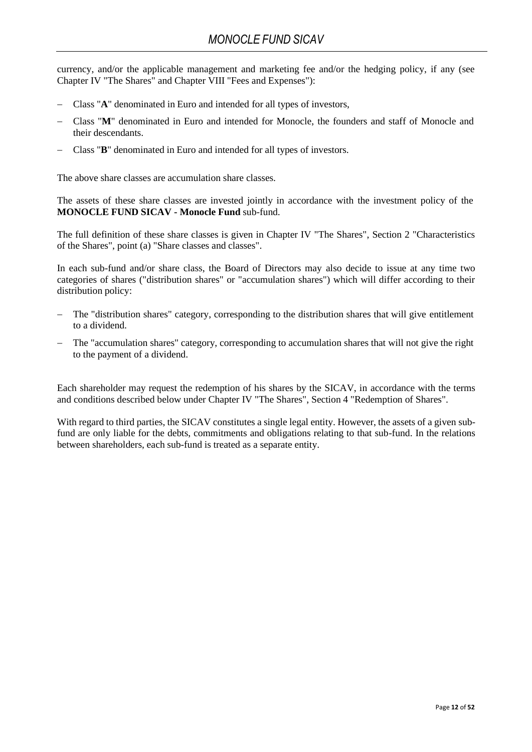currency, and/or the applicable management and marketing fee and/or the hedging policy, if any (see Chapter IV "The Shares" and Chapter VIII "Fees and Expenses"):

- Class "**A**" denominated in Euro and intended for all types of investors,
- Class "**M**" denominated in Euro and intended for Monocle, the founders and staff of Monocle and their descendants.
- Class "**B**" denominated in Euro and intended for all types of investors.

The above share classes are accumulation share classes.

The assets of these share classes are invested jointly in accordance with the investment policy of the **MONOCLE FUND SICAV - Monocle Fund** sub-fund.

The full definition of these share classes is given in Chapter IV "The Shares", Section 2 "Characteristics of the Shares", point (a) "Share classes and classes".

In each sub-fund and/or share class, the Board of Directors may also decide to issue at any time two categories of shares ("distribution shares" or "accumulation shares") which will differ according to their distribution policy:

- The "distribution shares" category, corresponding to the distribution shares that will give entitlement to a dividend.
- The "accumulation shares" category, corresponding to accumulation shares that will not give the right to the payment of a dividend.

Each shareholder may request the redemption of his shares by the SICAV, in accordance with the terms and conditions described below under Chapter IV "The Shares", Section 4 "Redemption of Shares".

With regard to third parties, the SICAV constitutes a single legal entity. However, the assets of a given sub-fund are only liable for the debts, commitments and obligations relating to that sub-fund. In the relations between shareholders, each sub-fund is treated as a separate entity.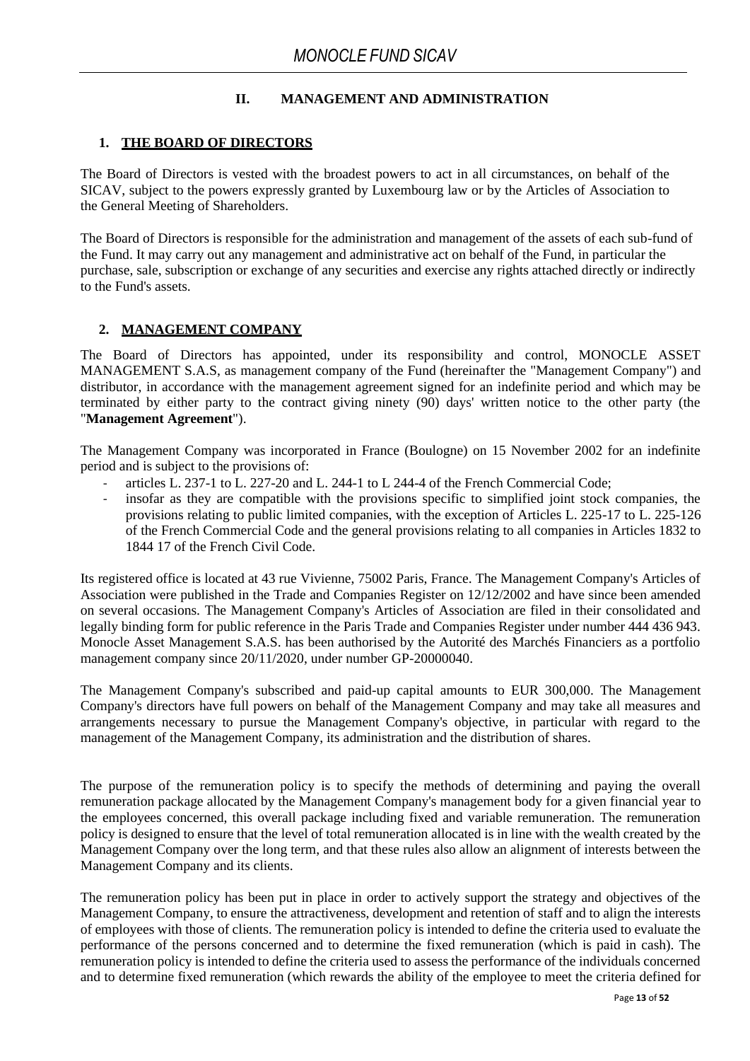## II. MANAGEMENT AND ADMINISTRATION

### 1. THE BOARD OF DIRECTORS

The Board of Directors is vested with the broadest powers to act in all circumstances, on behalf of the SICAV, subject to the powers expressly granted by Luxembourg law or by the Articles of Association to the General Meeting of Shareholders.

The Board of Directors is responsible for the administration and management of the assets of each sub-fund of the Fund. It may carry out any management and administrative act on behalf of the Fund, in particular the purchase, sale, subscription or exchange of any securities and exercise any rights attached directly or indirectly to the Fund's assets.

### 2. MANAGEMENT COMPANY

The Board of Directors has appointed, under its responsibility and control, MONOCLE ASSET MANAGEMENT S.A.S, as management company of the Fund (hereinafter the "Management Company") and distributor, in accordance with the management agreement signed for an indefinite period and which may be terminated by either party to the contract giving ninety (90) days' written notice to the other party (the "**Management Agreement**").

The Management Company was incorporated in France (Boulogne) on 15 November 2002 for an indefinite period and is subject to the provisions of:

- articles L. 237-1 to L. 227-20 and L. 244-1 to L 244-4 of the French Commercial Code;
- insofar as they are compatible with the provisions specific to simplified joint stock companies, the provisions relating to public limited companies, with the exception of Articles L. 225-17 to L. 225-126 of the French Commercial Code and the general provisions relating to all companies in Articles 1832 to 1844 17 of the French Civil Code.

Its registered office is located at 43 rue Vivienne, 75002 Paris, France. The Management Company's Articles of Association were published in the Trade and Companies Register on 12/12/2002 and have since been amended on several occasions. The Management Company's Articles of Association are filed in their consolidated and legally binding form for public reference in the Paris Trade and Companies Register under number 444 436 943. Monocle Asset Management S.A.S. has been authorised by the Autorité des Marchés Financiers as a portfolio management company since 20/11/2020, under number GP-20000040.

The Management Company's subscribed and paid-up capital amounts to EUR 300,000. The Management Company's directors have full powers on behalf of the Management Company and may take all measures and arrangements necessary to pursue the Management Company's objective, in particular with regard to the management of the Management Company, its administration and the distribution of shares.

The purpose of the remuneration policy is to specify the methods of determining and paying the overall remuneration package allocated by the Management Company's management body for a given financial year to the employees concerned, this overall package including fixed and variable remuneration. The remuneration policy is designed to ensure that the level of total remuneration allocated is in line with the wealth created by the Management Company over the long term, and that these rules also allow an alignment of interests between the Management Company and its clients.

The remuneration policy has been put in place in order to actively support the strategy and objectives of the Management Company, to ensure the attractiveness, development and retention of staff and to align the interests of employees with those of clients. The remuneration policy is intended to define the criteria used to evaluate the performance of the persons concerned and to determine the fixed remuneration (which is paid in cash). The remuneration policy is intended to define the criteria used to assess the performance of the individuals concerned and to determine fixed remuneration (which rewards the ability of the employee to meet the criteria defined for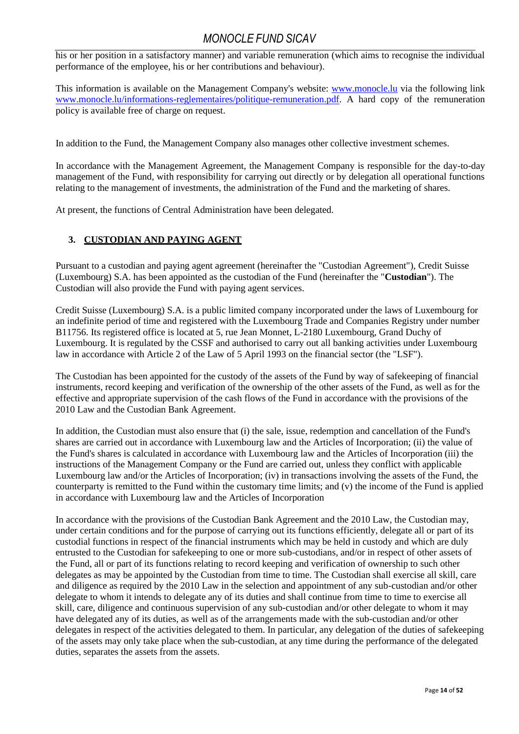his or her position in a satisfactory manner) and variable remuneration (which aims to recognise the individual performance of the employee, his or her contributions and behaviour).

This information is available on the Management Company's website: [www.monocle.lu](www.monocle.lu) via the following link [www.monocle.lu/informations-reglementaires/politique-remuneration.pdf](www.monocle.lu/informations-reglementaires/politique-remuneration.pdf). A hard copy of the remuneration policy is available free of charge on request.

In addition to the Fund, the Management Company also manages other collective investment schemes.

In accordance with the Management Agreement, the Management Company is responsible for the day-to-day management of the Fund, with responsibility for carrying out directly or by delegation all operational functions relating to the management of investments, the administration of the Fund and the marketing of shares.

At present, the functions of Central Administration have been delegated.

## 3. CUSTODIAN AND PAYING AGENT

Pursuant to a custodian and paying agent agreement (hereinafter the "Custodian Agreement"), Credit Suisse (Luxembourg) S.A. has been appointed as the custodian of the Fund (hereinafter the "**Custodian**"). The Custodian will also provide the Fund with paying agent services.

Credit Suisse (Luxembourg) S.A. is a public limited company incorporated under the laws of Luxembourg for an indefinite period of time and registered with the Luxembourg Trade and Companies Registry under number B11756. Its registered office is located at 5, rue Jean Monnet, L-2180 Luxembourg, Grand Duchy of Luxembourg. It is regulated by the CSSF and authorised to carry out all banking activities under Luxembourg law in accordance with Article 2 of the Law of 5 April 1993 on the financial sector (the "LSF").

The Custodian has been appointed for the custody of the assets of the Fund by way of safekeeping of financial instruments, record keeping and verification of the ownership of the other assets of the Fund, as well as for the effective and appropriate supervision of the cash flows of the Fund in accordance with the provisions of the 2010 Law and the Custodian Bank Agreement.

In addition, the Custodian must also ensure that (i) the sale, issue, redemption and cancellation of the Fund's shares are carried out in accordance with Luxembourg law and the Articles of Incorporation; (ii) the value of the Fund's shares is calculated in accordance with Luxembourg law and the Articles of Incorporation (iii) the instructions of the Management Company or the Fund are carried out, unless they conflict with applicable Luxembourg law and/or the Articles of Incorporation; (iv) in transactions involving the assets of the Fund, the counterparty is remitted to the Fund within the customary time limits; and (v) the income of the Fund is applied in accordance with Luxembourg law and the Articles of Incorporation

In accordance with the provisions of the Custodian Bank Agreement and the 2010 Law, the Custodian may, under certain conditions and for the purpose of carrying out its functions efficiently, delegate all or part of its custodial functions in respect of the financial instruments which may be held in custody and which are duly entrusted to the Custodian for safekeeping to one or more sub-custodians, and/or in respect of other assets of the Fund, all or part of its functions relating to record keeping and verification of ownership to such other delegates as may be appointed by the Custodian from time to time. The Custodian shall exercise all skill, care and diligence as required by the 2010 Law in the selection and appointment of any sub-custodian and/or other delegate to whom it intends to delegate any of its duties and shall continue from time to time to exercise all skill, care, diligence and continuous supervision of any sub-custodian and/or other delegate to whom it may have delegated any of its duties, as well as of the arrangements made with the sub-custodian and/or other delegates in respect of the activities delegated to them. In particular, any delegation of the duties of safekeeping of the assets may only take place when the sub-custodian, at any time during the performance of the delegated duties, separates the assets from the assets.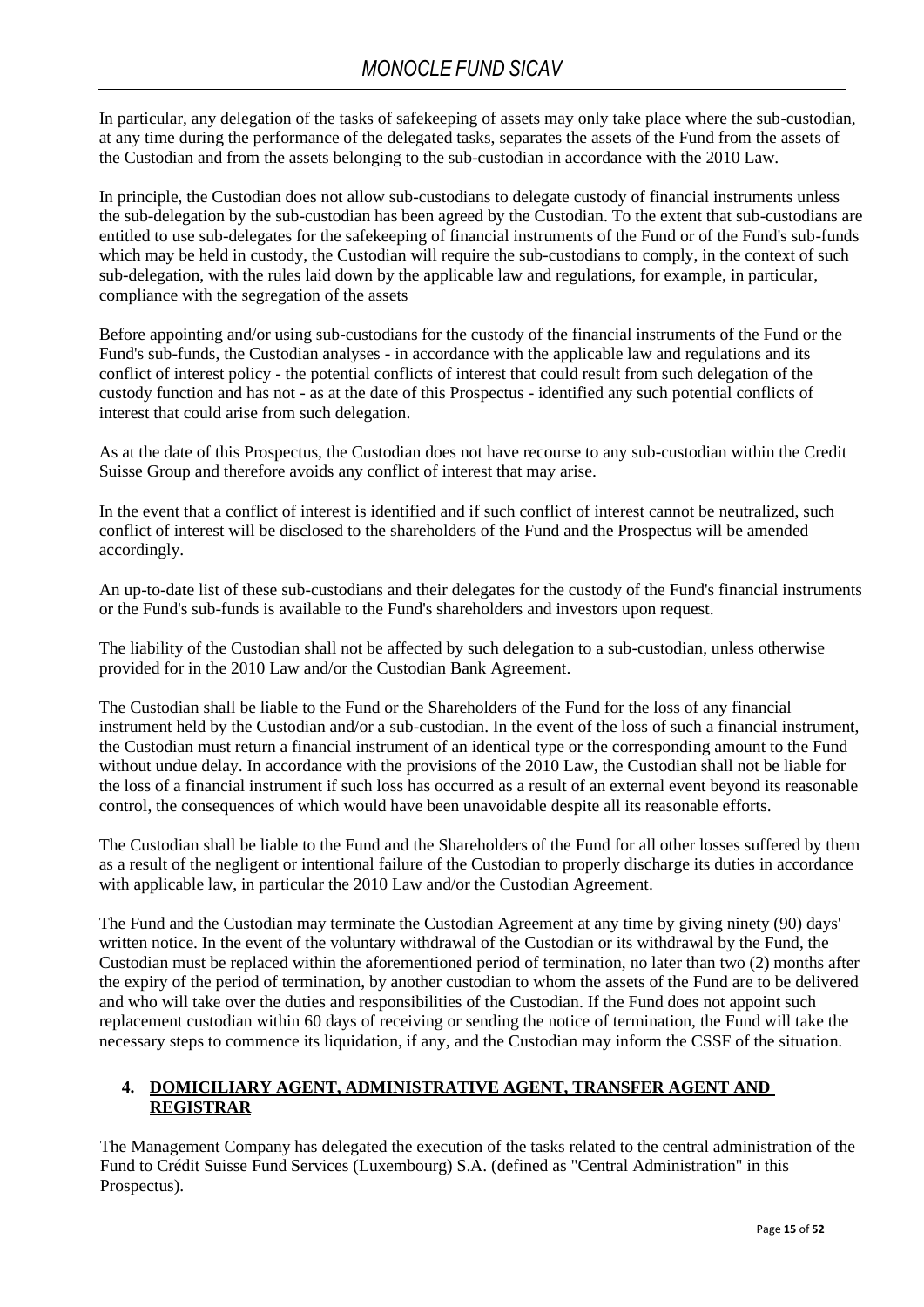In particular, any delegation of the tasks of safekeeping of assets may only take place where the sub-custodian, at any time during the performance of the delegated tasks, separates the assets of the Fund from the assets of the Custodian and from the assets belonging to the sub-custodian in accordance with the 2010 Law.

In principle, the Custodian does not allow sub-custodians to delegate custody of financial instruments unless the sub-delegation by the sub-custodian has been agreed by the Custodian. To the extent that sub-custodians are entitled to use sub-delegates for the safekeeping of financial instruments of the Fund or of the Fund's sub-funds which may be held in custody, the Custodian will require the sub-custodians to comply, in the context of such sub-delegation, with the rules laid down by the applicable law and regulations, for example, in particular, compliance with the segregation of the assets

Before appointing and/or using sub-custodians for the custody of the financial instruments of the Fund or the Fund's sub-funds, the Custodian analyses - in accordance with the applicable law and regulations and its conflict of interest policy - the potential conflicts of interest that could result from such delegation of the custody function and has not - as at the date of this Prospectus - identified any such potential conflicts of interest that could arise from such delegation.

As at the date of this Prospectus, the Custodian does not have recourse to any sub-custodian within the Credit Suisse Group and therefore avoids any conflict of interest that may arise.

In the event that a conflict of interest is identified and if such conflict of interest cannot be neutralized, such conflict of interest will be disclosed to the shareholders of the Fund and the Prospectus will be amended accordingly.

An up-to-date list of these sub-custodians and their delegates for the custody of the Fund's financial instruments or the Fund's sub-funds is available to the Fund's shareholders and investors upon request.

The liability of the Custodian shall not be affected by such delegation to a sub-custodian, unless otherwise provided for in the 2010 Law and/or the Custodian Bank Agreement.

The Custodian shall be liable to the Fund or the Shareholders of the Fund for the loss of any financial instrument held by the Custodian and/or a sub-custodian. In the event of the loss of such a financial instrument, the Custodian must return a financial instrument of an identical type or the corresponding amount to the Fund without undue delay. In accordance with the provisions of the 2010 Law, the Custodian shall not be liable for the loss of a financial instrument if such loss has occurred as a result of an external event beyond its reasonable control, the consequences of which would have been unavoidable despite all its reasonable efforts.

The Custodian shall be liable to the Fund and the Shareholders of the Fund for all other losses suffered by them as a result of the negligent or intentional failure of the Custodian to properly discharge its duties in accordance with applicable law, in particular the 2010 Law and/or the Custodian Agreement.

The Fund and the Custodian may terminate the Custodian Agreement at any time by giving ninety (90) days' written notice. In the event of the voluntary withdrawal of the Custodian or its withdrawal by the Fund, the Custodian must be replaced within the aforementioned period of termination, no later than two (2) months after the expiry of the period of termination, by another custodian to whom the assets of the Fund are to be delivered and who will take over the duties and responsibilities of the Custodian. If the Fund does not appoint such replacement custodian within 60 days of receiving or sending the notice of termination, the Fund will take the necessary steps to commence its liquidation, if any, and the Custodian may inform the CSSF of the situation.

## 4. DOMICILIARY AGENT, ADMINISTRATIVE AGENT, TRANSFER AGENT AND REGISTRAR

The Management Company has delegated the execution of the tasks related to the central administration of the Fund to Crédit Suisse Fund Services (Luxembourg) S.A. (defined as "Central Administration" in this Prospectus).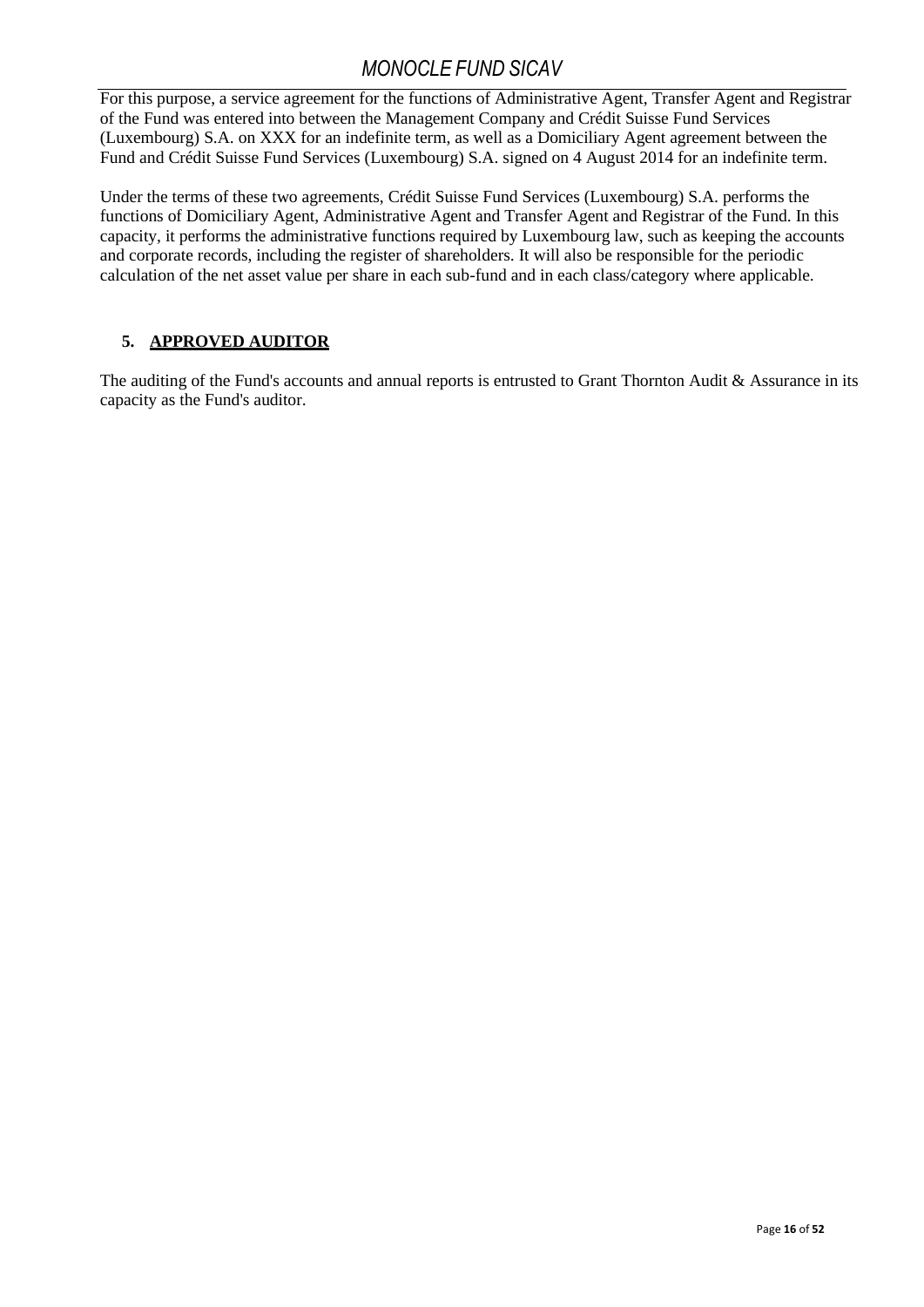For this purpose, a service agreement for the functions of Administrative Agent, Transfer Agent and Registrar of the Fund was entered into between the Management Company and Crédit Suisse Fund Services (Luxembourg) S.A. on XXX for an indefinite term, as well as a Domiciliary Agent agreement between the Fund and Crédit Suisse Fund Services (Luxembourg) S.A. signed on 4 August 2014 for an indefinite term.

Under the terms of these two agreements, Crédit Suisse Fund Services (Luxembourg) S.A. performs the functions of Domiciliary Agent, Administrative Agent and Transfer Agent and Registrar of the Fund. In this capacity, it performs the administrative functions required by Luxembourg law, such as keeping the accounts and corporate records, including the register of shareholders. It will also be responsible for the periodic calculation of the net asset value per share in each sub-fund and in each class/category where applicable.

## 5. APPROVED AUDITOR

The auditing of the Fund's accounts and annual reports is entrusted to Grant Thornton Audit & Assurance in its capacity as the Fund's auditor.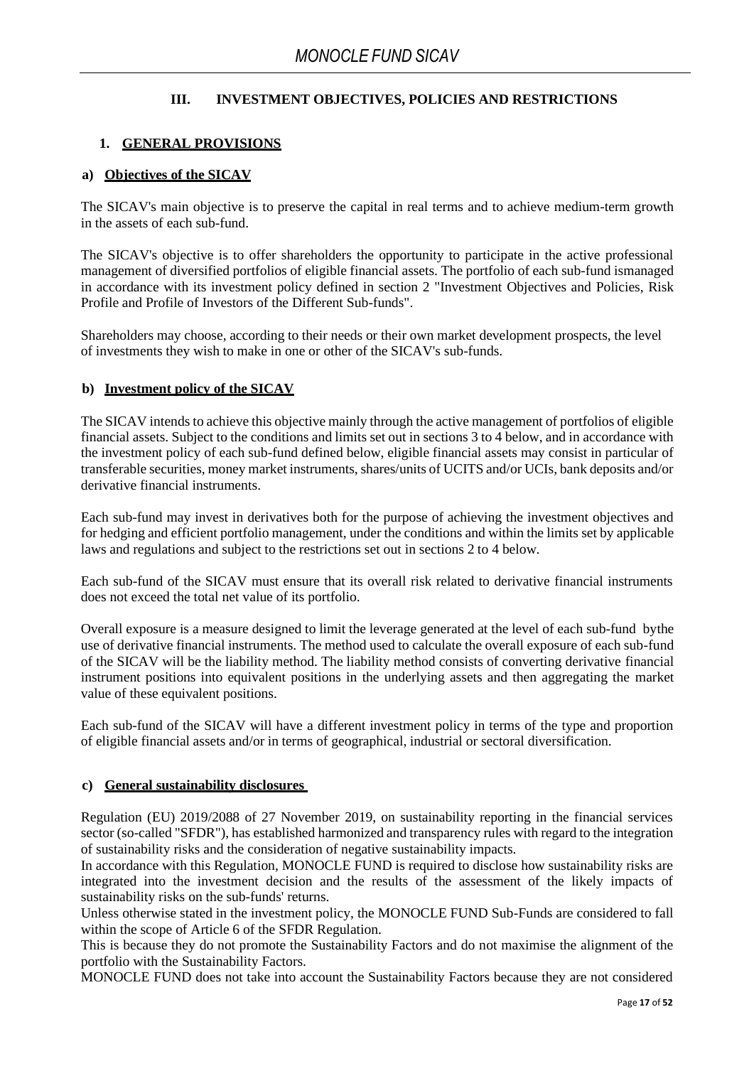# III. INVESTMENT OBJECTIVES, POLICIES AND RESTRICTIONS

## 1. GENERAL PROVISIONS

### a) Objectives of the SICAV

The SICAV's main objective is to preserve the capital in real terms and to achieve medium-term growth in the assets of each sub-fund.

The SICAV's objective is to offer shareholders the opportunity to participate in the active professional management of diversified portfolios of eligible financial assets. The portfolio of each sub-fund ismanaged in accordance with its investment policy defined in section 2 "Investment Objectives and Policies, Risk Profile and Profile of Investors of the Different Sub-funds".

Shareholders may choose, according to their needs or their own market development prospects, the level of investments they wish to make in one or other of the SICAV's sub-funds.

### b) Investment policy of the SICAV

The SICAV intends to achieve this objective mainly through the active management of portfolios of eligible financial assets. Subject to the conditions and limits set out in sections 3 to 4 below, and in accordance with the investment policy of each sub-fund defined below, eligible financial assets may consist in particular of transferable securities, money market instruments, shares/units of UCITS and/or UCIs, bank deposits and/or derivative financial instruments.

Each sub-fund may invest in derivatives both for the purpose of achieving the investment objectives and for hedging and efficient portfolio management, under the conditions and within the limits set by applicable laws and regulations and subject to the restrictions set out in sections 2 to 4 below.

Each sub-fund of the SICAV must ensure that its overall risk related to derivative financial instruments does not exceed the total net value of its portfolio.

Overall exposure is a measure designed to limit the leverage generated at the level of each sub-fund bythe use of derivative financial instruments. The method used to calculate the overall exposure of each sub-fund of the SICAV will be the liability method. The liability method consists of converting derivative financial instrument positions into equivalent positions in the underlying assets and then aggregating the market value of these equivalent positions.

Each sub-fund of the SICAV will have a different investment policy in terms of the type and proportion of eligible financial assets and/or in terms of geographical, industrial or sectoral diversification.

### c) General sustainability disclosures

Regulation (EU) 2019/2088 of 27 November 2019, on sustainability reporting in the financial services sector (so-called "SFDR"), has established harmonized and transparency rules with regard to the integration of sustainability risks and the consideration of negative sustainability impacts.

In accordance with this Regulation, MONOCLE FUND is required to disclose how sustainability risks are integrated into the investment decision and the results of the assessment of the likely impacts of sustainability risks on the sub-funds' returns.

Unless otherwise stated in the investment policy, the MONOCLE FUND Sub-Funds are considered to fall within the scope of Article 6 of the SFDR Regulation.

This is because they do not promote the Sustainability Factors and do not maximise the alignment of the portfolio with the Sustainability Factors.

MONOCLE FUND does not take into account the Sustainability Factors because they are not considered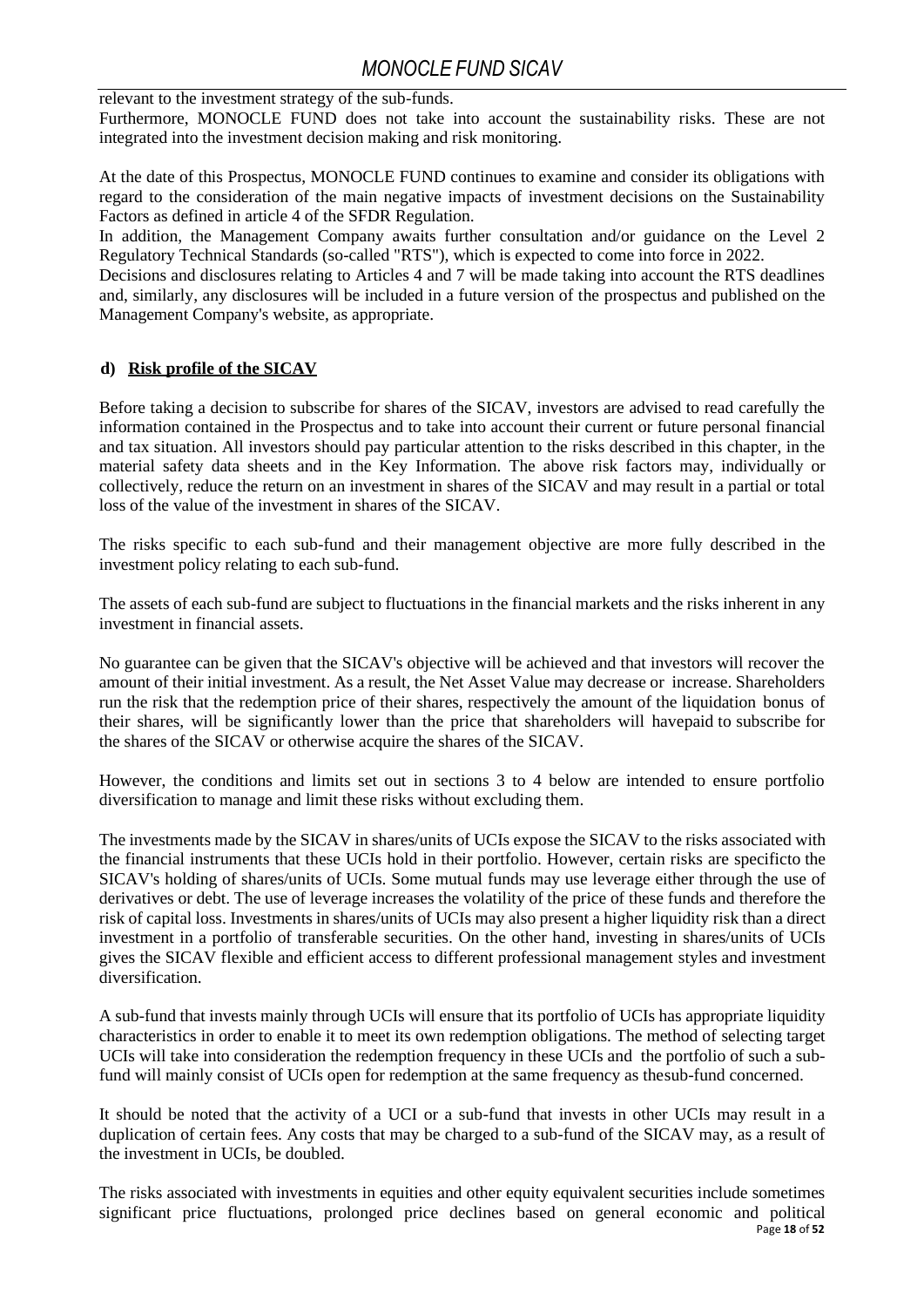relevant to the investment strategy of the sub-funds.
Furthermore, MONOCLE FUND does not take into account the sustainability risks. These are not integrated into the investment decision making and risk monitoring.

At the date of this Prospectus, MONOCLE FUND continues to examine and consider its obligations with regard to the consideration of the main negative impacts of investment decisions on the Sustainability Factors as defined in article 4 of the SFDR Regulation.
In addition, the Management Company awaits further consultation and/or guidance on the Level 2 Regulatory Technical Standards (so-called "RTS"), which is expected to come into force in 2022.
Decisions and disclosures relating to Articles 4 and 7 will be made taking into account the RTS deadlines and, similarly, any disclosures will be included in a future version of the prospectus and published on the Management Company's website, as appropriate.

### d) Risk profile of the SICAV

Before taking a decision to subscribe for shares of the SICAV, investors are advised to read carefully the information contained in the Prospectus and to take into account their current or future personal financial and tax situation. All investors should pay particular attention to the risks described in this chapter, in the material safety data sheets and in the Key Information. The above risk factors may, individually or collectively, reduce the return on an investment in shares of the SICAV and may result in a partial or total loss of the value of the investment in shares of the SICAV.

The risks specific to each sub-fund and their management objective are more fully described in the investment policy relating to each sub-fund.

The assets of each sub-fund are subject to fluctuations in the financial markets and the risks inherent in any investment in financial assets.

No guarantee can be given that the SICAV's objective will be achieved and that investors will recover the amount of their initial investment. As a result, the Net Asset Value may decrease or increase. Shareholders run the risk that the redemption price of their shares, respectively the amount of the liquidation bonus of their shares, will be significantly lower than the price that shareholders will havepaid to subscribe for the shares of the SICAV or otherwise acquire the shares of the SICAV.

However, the conditions and limits set out in sections 3 to 4 below are intended to ensure portfolio diversification to manage and limit these risks without excluding them.

The investments made by the SICAV in shares/units of UCIs expose the SICAV to the risks associated with the financial instruments that these UCIs hold in their portfolio. However, certain risks are specificto the SICAV's holding of shares/units of UCIs. Some mutual funds may use leverage either through the use of derivatives or debt. The use of leverage increases the volatility of the price of these funds and therefore the risk of capital loss. Investments in shares/units of UCIs may also present a higher liquidity risk than a direct investment in a portfolio of transferable securities. On the other hand, investing in shares/units of UCIs gives the SICAV flexible and efficient access to different professional management styles and investment diversification.

A sub-fund that invests mainly through UCIs will ensure that its portfolio of UCIs has appropriate liquidity characteristics in order to enable it to meet its own redemption obligations. The method of selecting target UCIs will take into consideration the redemption frequency in these UCIs and the portfolio of such a sub-fund will mainly consist of UCIs open for redemption at the same frequency as thesub-fund concerned.

It should be noted that the activity of a UCI or a sub-fund that invests in other UCIs may result in a duplication of certain fees. Any costs that may be charged to a sub-fund of the SICAV may, as a result of the investment in UCIs, be doubled.

The risks associated with investments in equities and other equity equivalent securities include sometimes significant price fluctuations, prolonged price declines based on general economic and political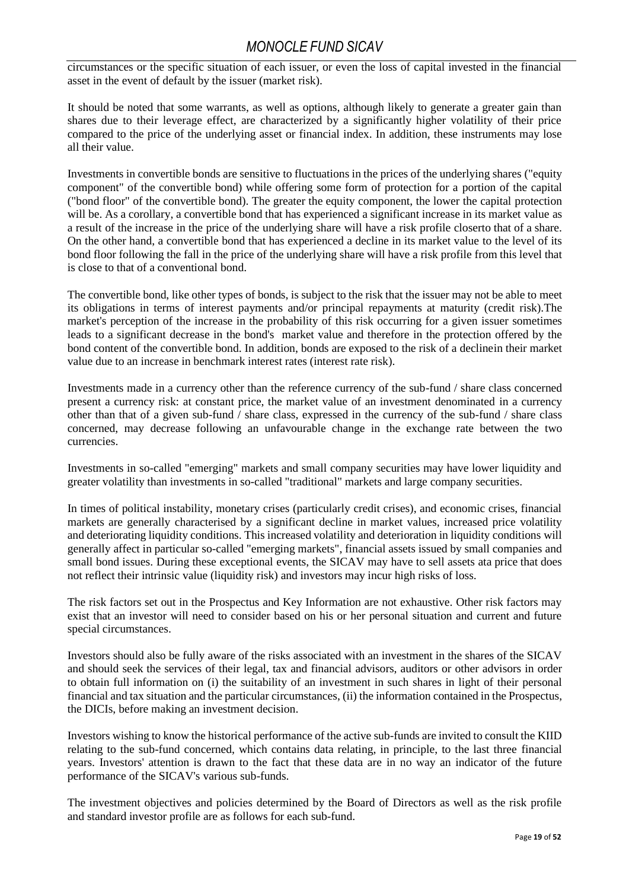circumstances or the specific situation of each issuer, or even the loss of capital invested in the financial asset in the event of default by the issuer (market risk).

It should be noted that some warrants, as well as options, although likely to generate a greater gain than shares due to their leverage effect, are characterized by a significantly higher volatility of their price compared to the price of the underlying asset or financial index. In addition, these instruments may lose all their value.

Investments in convertible bonds are sensitive to fluctuations in the prices of the underlying shares ("equity component" of the convertible bond) while offering some form of protection for a portion of the capital ("bond floor" of the convertible bond). The greater the equity component, the lower the capital protection will be. As a corollary, a convertible bond that has experienced a significant increase in its market value as a result of the increase in the price of the underlying share will have a risk profile closerto that of a share. On the other hand, a convertible bond that has experienced a decline in its market value to the level of its bond floor following the fall in the price of the underlying share will have a risk profile from this level that is close to that of a conventional bond.

The convertible bond, like other types of bonds, is subject to the risk that the issuer may not be able to meet its obligations in terms of interest payments and/or principal repayments at maturity (credit risk).The market's perception of the increase in the probability of this risk occurring for a given issuer sometimes leads to a significant decrease in the bond's market value and therefore in the protection offered by the bond content of the convertible bond. In addition, bonds are exposed to the risk of a declinein their market value due to an increase in benchmark interest rates (interest rate risk).

Investments made in a currency other than the reference currency of the sub-fund / share class concerned present a currency risk: at constant price, the market value of an investment denominated in a currency other than that of a given sub-fund / share class, expressed in the currency of the sub-fund / share class concerned, may decrease following an unfavourable change in the exchange rate between the two currencies.

Investments in so-called "emerging" markets and small company securities may have lower liquidity and greater volatility than investments in so-called "traditional" markets and large company securities.

In times of political instability, monetary crises (particularly credit crises), and economic crises, financial markets are generally characterised by a significant decline in market values, increased price volatility and deteriorating liquidity conditions. This increased volatility and deterioration in liquidity conditions will generally affect in particular so-called "emerging markets", financial assets issued by small companies and small bond issues. During these exceptional events, the SICAV may have to sell assets ata price that does not reflect their intrinsic value (liquidity risk) and investors may incur high risks of loss.

The risk factors set out in the Prospectus and Key Information are not exhaustive. Other risk factors may exist that an investor will need to consider based on his or her personal situation and current and future special circumstances.

Investors should also be fully aware of the risks associated with an investment in the shares of the SICAV and should seek the services of their legal, tax and financial advisors, auditors or other advisors in order to obtain full information on (i) the suitability of an investment in such shares in light of their personal financial and tax situation and the particular circumstances, (ii) the information contained in the Prospectus, the DICIs, before making an investment decision.

Investors wishing to know the historical performance of the active sub-funds are invited to consult the KIID relating to the sub-fund concerned, which contains data relating, in principle, to the last three financial years. Investors' attention is drawn to the fact that these data are in no way an indicator of the future performance of the SICAV's various sub-funds.

The investment objectives and policies determined by the Board of Directors as well as the risk profile and standard investor profile are as follows for each sub-fund.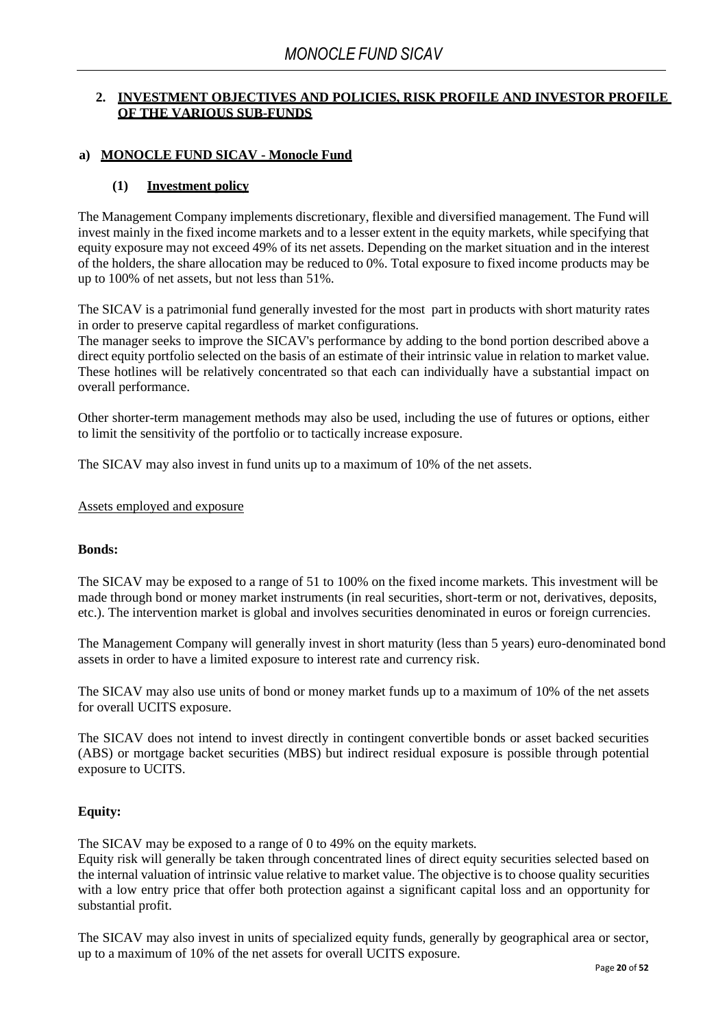## 2. INVESTMENT OBJECTIVES AND POLICIES, RISK PROFILE AND INVESTOR PROFILE OF THE VARIOUS SUB-FUNDS

### a) MONOCLE FUND SICAV - Monocle Fund

#### (1) Investment policy

The Management Company implements discretionary, flexible and diversified management. The Fund will invest mainly in the fixed income markets and to a lesser extent in the equity markets, while specifying that equity exposure may not exceed 49% of its net assets. Depending on the market situation and in the interest of the holders, the share allocation may be reduced to 0%. Total exposure to fixed income products may be up to 100% of net assets, but not less than 51%.

The SICAV is a patrimonial fund generally invested for the most part in products with short maturity rates in order to preserve capital regardless of market configurations.
The manager seeks to improve the SICAV's performance by adding to the bond portion described above a direct equity portfolio selected on the basis of an estimate of their intrinsic value in relation to market value. These hotlines will be relatively concentrated so that each can individually have a substantial impact on overall performance.

Other shorter-term management methods may also be used, including the use of futures or options, either to limit the sensitivity of the portfolio or to tactically increase exposure.

The SICAV may also invest in fund units up to a maximum of 10% of the net assets.

Assets employed and exposure

**Bonds:**

The SICAV may be exposed to a range of 51 to 100% on the fixed income markets. This investment will be made through bond or money market instruments (in real securities, short-term or not, derivatives, deposits, etc.). The intervention market is global and involves securities denominated in euros or foreign currencies.

The Management Company will generally invest in short maturity (less than 5 years) euro-denominated bond assets in order to have a limited exposure to interest rate and currency risk.

The SICAV may also use units of bond or money market funds up to a maximum of 10% of the net assets for overall UCITS exposure.

The SICAV does not intend to invest directly in contingent convertible bonds or asset backed securities (ABS) or mortgage backet securities (MBS) but indirect residual exposure is possible through potential exposure to UCITS.

**Equity:**

The SICAV may be exposed to a range of 0 to 49% on the equity markets.
Equity risk will generally be taken through concentrated lines of direct equity securities selected based on the internal valuation of intrinsic value relative to market value. The objective is to choose quality securities with a low entry price that offer both protection against a significant capital loss and an opportunity for substantial profit.

The SICAV may also invest in units of specialized equity funds, generally by geographical area or sector, up to a maximum of 10% of the net assets for overall UCITS exposure.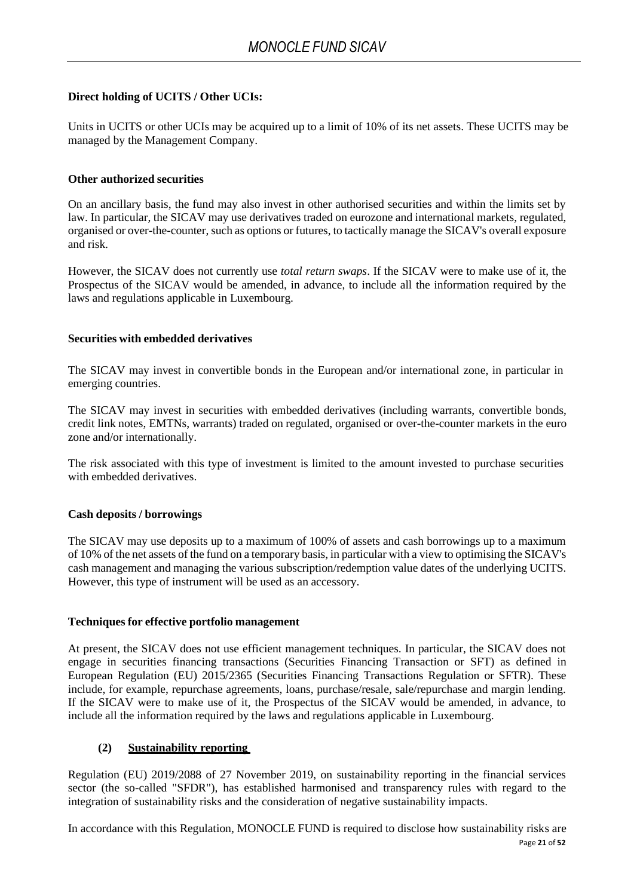**Direct holding of UCITS / Other UCIs:**

Units in UCITS or other UCIs may be acquired up to a limit of 10% of its net assets. These UCITS may be managed by the Management Company.

**Other authorized securities**

On an ancillary basis, the fund may also invest in other authorised securities and within the limits set by law. In particular, the SICAV may use derivatives traded on eurozone and international markets, regulated, organised or over-the-counter, such as options or futures, to tactically manage the SICAV's overall exposure and risk.

However, the SICAV does not currently use *total return swaps*. If the SICAV were to make use of it, the Prospectus of the SICAV would be amended, in advance, to include all the information required by the laws and regulations applicable in Luxembourg.

**Securities with embedded derivatives**

The SICAV may invest in convertible bonds in the European and/or international zone, in particular in emerging countries.

The SICAV may invest in securities with embedded derivatives (including warrants, convertible bonds, credit link notes, EMTNs, warrants) traded on regulated, organised or over-the-counter markets in the euro zone and/or internationally.

The risk associated with this type of investment is limited to the amount invested to purchase securities with embedded derivatives.

**Cash deposits / borrowings**

The SICAV may use deposits up to a maximum of 100% of assets and cash borrowings up to a maximum of 10% of the net assets of the fund on a temporary basis, in particular with a view to optimising the SICAV's cash management and managing the various subscription/redemption value dates of the underlying UCITS. However, this type of instrument will be used as an accessory.

**Techniques for effective portfolio management**

At present, the SICAV does not use efficient management techniques. In particular, the SICAV does not engage in securities financing transactions (Securities Financing Transaction or SFT) as defined in European Regulation (EU) 2015/2365 (Securities Financing Transactions Regulation or SFTR). These include, for example, repurchase agreements, loans, purchase/resale, sale/repurchase and margin lending. If the SICAV were to make use of it, the Prospectus of the SICAV would be amended, in advance, to include all the information required by the laws and regulations applicable in Luxembourg.

**(2) Sustainability reporting**

Regulation (EU) 2019/2088 of 27 November 2019, on sustainability reporting in the financial services sector (the so-called "SFDR"), has established harmonised and transparency rules with regard to the integration of sustainability risks and the consideration of negative sustainability impacts.

In accordance with this Regulation, MONOCLE FUND is required to disclose how sustainability risks are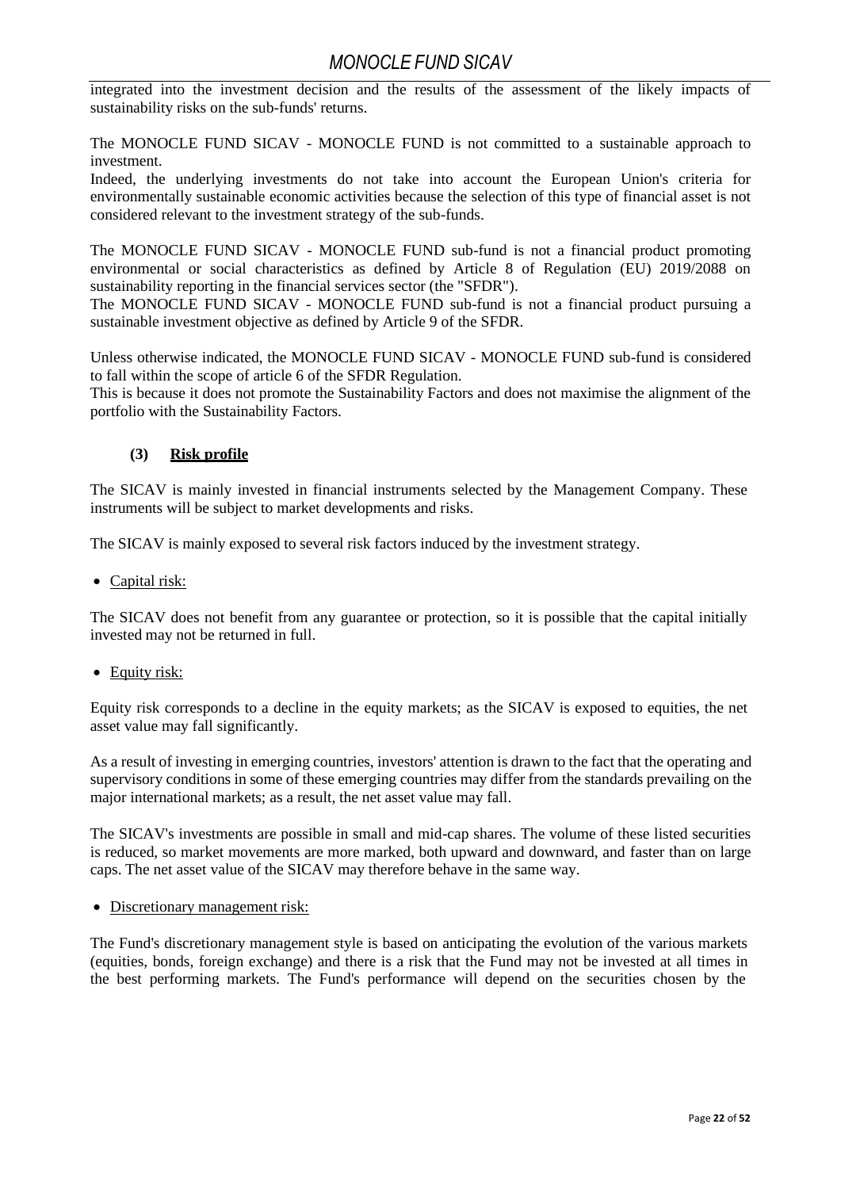integrated into the investment decision and the results of the assessment of the likely impacts of sustainability risks on the sub-funds' returns.

The MONOCLE FUND SICAV - MONOCLE FUND is not committed to a sustainable approach to investment.
Indeed, the underlying investments do not take into account the European Union's criteria for environmentally sustainable economic activities because the selection of this type of financial asset is not considered relevant to the investment strategy of the sub-funds.

The MONOCLE FUND SICAV - MONOCLE FUND sub-fund is not a financial product promoting environmental or social characteristics as defined by Article 8 of Regulation (EU) 2019/2088 on sustainability reporting in the financial services sector (the "SFDR").
The MONOCLE FUND SICAV - MONOCLE FUND sub-fund is not a financial product pursuing a sustainable investment objective as defined by Article 9 of the SFDR.

Unless otherwise indicated, the MONOCLE FUND SICAV - MONOCLE FUND sub-fund is considered to fall within the scope of article 6 of the SFDR Regulation.
This is because it does not promote the Sustainability Factors and does not maximise the alignment of the portfolio with the Sustainability Factors.

### (3) Risk profile

The SICAV is mainly invested in financial instruments selected by the Management Company. These instruments will be subject to market developments and risks.

The SICAV is mainly exposed to several risk factors induced by the investment strategy.

- Capital risk:

The SICAV does not benefit from any guarantee or protection, so it is possible that the capital initially invested may not be returned in full.

- Equity risk:

Equity risk corresponds to a decline in the equity markets; as the SICAV is exposed to equities, the net asset value may fall significantly.

As a result of investing in emerging countries, investors' attention is drawn to the fact that the operating and supervisory conditions in some of these emerging countries may differ from the standards prevailing on the major international markets; as a result, the net asset value may fall.

The SICAV's investments are possible in small and mid-cap shares. The volume of these listed securities is reduced, so market movements are more marked, both upward and downward, and faster than on large caps. The net asset value of the SICAV may therefore behave in the same way.

- Discretionary management risk:

The Fund's discretionary management style is based on anticipating the evolution of the various markets (equities, bonds, foreign exchange) and there is a risk that the Fund may not be invested at all times in the best performing markets. The Fund's performance will depend on the securities chosen by the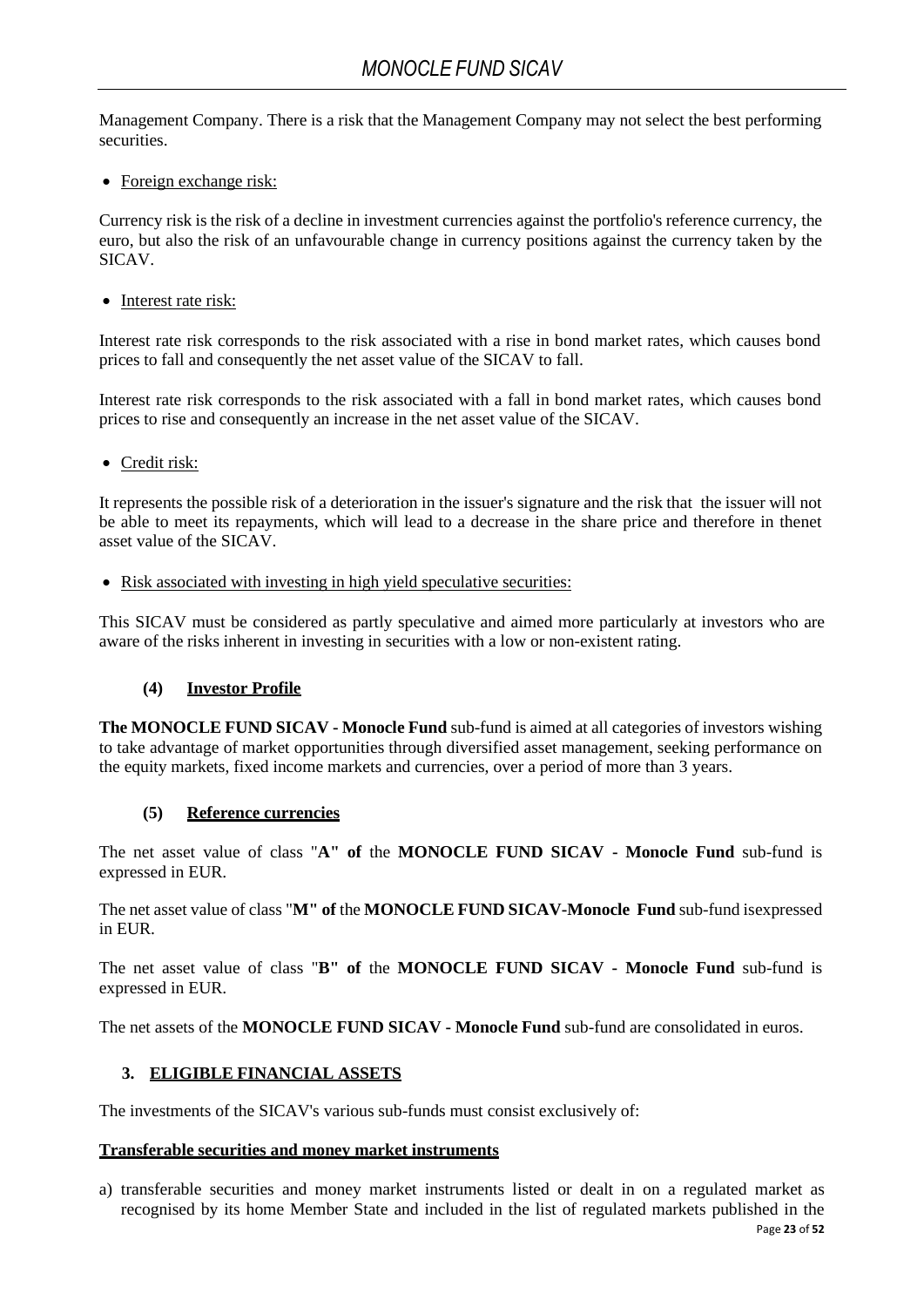Management Company. There is a risk that the Management Company may not select the best performing securities.

- Foreign exchange risk:

Currency risk is the risk of a decline in investment currencies against the portfolio's reference currency, the euro, but also the risk of an unfavourable change in currency positions against the currency taken by the SICAV.

- Interest rate risk:

Interest rate risk corresponds to the risk associated with a rise in bond market rates, which causes bond prices to fall and consequently the net asset value of the SICAV to fall.

Interest rate risk corresponds to the risk associated with a fall in bond market rates, which causes bond prices to rise and consequently an increase in the net asset value of the SICAV.

- Credit risk:

It represents the possible risk of a deterioration in the issuer's signature and the risk that the issuer will not be able to meet its repayments, which will lead to a decrease in the share price and therefore in thenet asset value of the SICAV.

- Risk associated with investing in high yield speculative securities:

This SICAV must be considered as partly speculative and aimed more particularly at investors who are aware of the risks inherent in investing in securities with a low or non-existent rating.

#### (4) Investor Profile

**The MONOCLE FUND SICAV - Monocle Fund** sub-fund is aimed at all categories of investors wishing to take advantage of market opportunities through diversified asset management, seeking performance on the equity markets, fixed income markets and currencies, over a period of more than 3 years.

#### (5) Reference currencies

The net asset value of class "**A" of** the **MONOCLE FUND SICAV - Monocle Fund** sub-fund is expressed in EUR.

The net asset value of class "**M" of** the **MONOCLE FUND SICAV-Monocle Fund** sub-fund isexpressed in EUR.

The net asset value of class "**B" of** the **MONOCLE FUND SICAV - Monocle Fund** sub-fund is expressed in EUR.

The net assets of the **MONOCLE FUND SICAV - Monocle Fund** sub-fund are consolidated in euros.

## 3. ELIGIBLE FINANCIAL ASSETS

The investments of the SICAV's various sub-funds must consist exclusively of:

**Transferable securities and money market instruments**

a) transferable securities and money market instruments listed or dealt in on a regulated market as recognised by its home Member State and included in the list of regulated markets published in the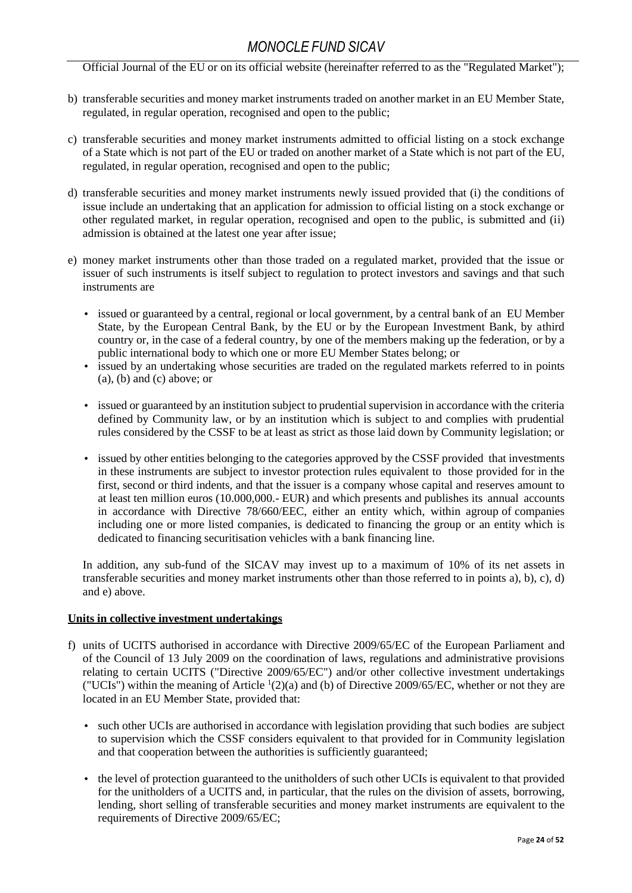Official Journal of the EU or on its official website (hereinafter referred to as the "Regulated Market");

b) transferable securities and money market instruments traded on another market in an EU Member State, regulated, in regular operation, recognised and open to the public;

c) transferable securities and money market instruments admitted to official listing on a stock exchange of a State which is not part of the EU or traded on another market of a State which is not part of the EU, regulated, in regular operation, recognised and open to the public;

d) transferable securities and money market instruments newly issued provided that (i) the conditions of issue include an undertaking that an application for admission to official listing on a stock exchange or other regulated market, in regular operation, recognised and open to the public, is submitted and (ii) admission is obtained at the latest one year after issue;

e) money market instruments other than those traded on a regulated market, provided that the issue or issuer of such instruments is itself subject to regulation to protect investors and savings and that such instruments are

- issued or guaranteed by a central, regional or local government, by a central bank of an EU Member State, by the European Central Bank, by the EU or by the European Investment Bank, by athird country or, in the case of a federal country, by one of the members making up the federation, or by a public international body to which one or more EU Member States belong; or
- issued by an undertaking whose securities are traded on the regulated markets referred to in points (a), (b) and (c) above; or
- issued or guaranteed by an institution subject to prudential supervision in accordance with the criteria defined by Community law, or by an institution which is subject to and complies with prudential rules considered by the CSSF to be at least as strict as those laid down by Community legislation; or
- issued by other entities belonging to the categories approved by the CSSF provided that investments in these instruments are subject to investor protection rules equivalent to those provided for in the first, second or third indents, and that the issuer is a company whose capital and reserves amount to at least ten million euros (10.000,000.- EUR) and which presents and publishes its annual accounts in accordance with Directive 78/660/EEC, either an entity which, within agroup of companies including one or more listed companies, is dedicated to financing the group or an entity which is dedicated to financing securitisation vehicles with a bank financing line.

In addition, any sub-fund of the SICAV may invest up to a maximum of 10% of its net assets in transferable securities and money market instruments other than those referred to in points a), b), c), d) and e) above.

**Units in collective investment undertakings**

f) units of UCITS authorised in accordance with Directive 2009/65/EC of the European Parliament and of the Council of 13 July 2009 on the coordination of laws, regulations and administrative provisions relating to certain UCITS ("Directive 2009/65/EC") and/or other collective investment undertakings ("UCIs") within the meaning of Article [1](2)(a) and (b) of Directive 2009/65/EC, whether or not they are located in an EU Member State, provided that:

- such other UCIs are authorised in accordance with legislation providing that such bodies are subject to supervision which the CSSF considers equivalent to that provided for in Community legislation and that cooperation between the authorities is sufficiently guaranteed;
- the level of protection guaranteed to the unitholders of such other UCIs is equivalent to that provided for the unitholders of a UCITS and, in particular, that the rules on the division of assets, borrowing, lending, short selling of transferable securities and money market instruments are equivalent to the requirements of Directive 2009/65/EC;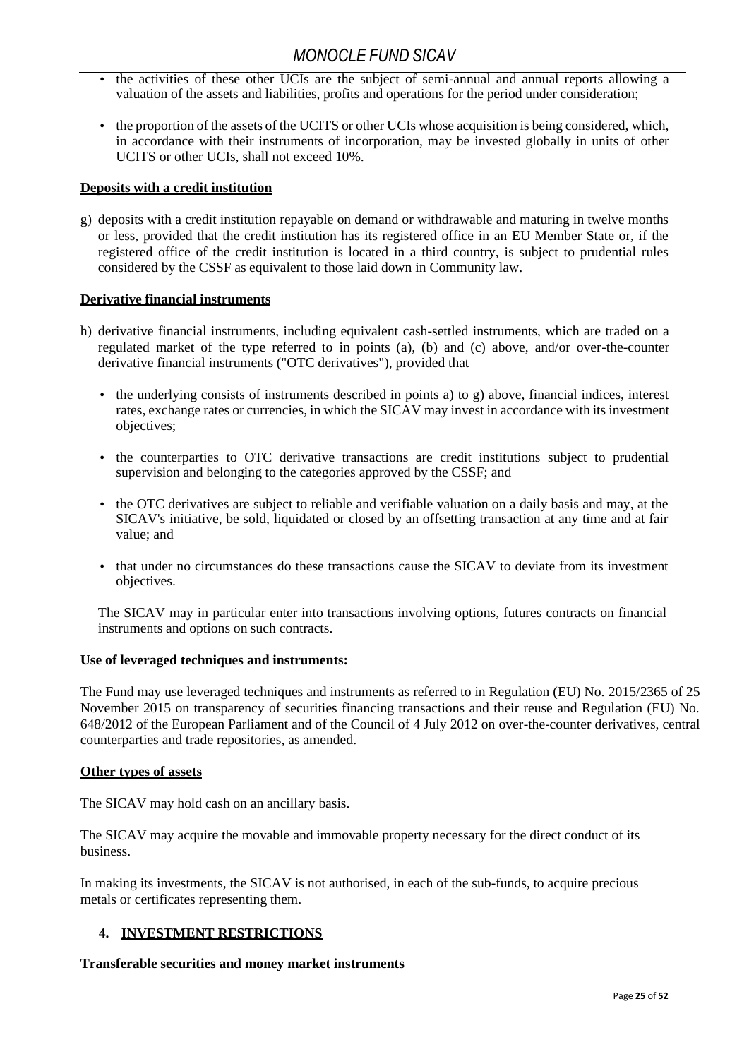- the activities of these other UCIs are the subject of semi-annual and annual reports allowing a valuation of the assets and liabilities, profits and operations for the period under consideration;
- the proportion of the assets of the UCITS or other UCIs whose acquisition is being considered, which, in accordance with their instruments of incorporation, may be invested globally in units of other UCITS or other UCIs, shall not exceed 10%.

**Deposits with a credit institution**

g) deposits with a credit institution repayable on demand or withdrawable and maturing in twelve months or less, provided that the credit institution has its registered office in an EU Member State or, if the registered office of the credit institution is located in a third country, is subject to prudential rules considered by the CSSF as equivalent to those laid down in Community law.

**Derivative financial instruments**

h) derivative financial instruments, including equivalent cash-settled instruments, which are traded on a regulated market of the type referred to in points (a), (b) and (c) above, and/or over-the-counter derivative financial instruments ("OTC derivatives"), provided that

- the underlying consists of instruments described in points a) to g) above, financial indices, interest rates, exchange rates or currencies, in which the SICAV may invest in accordance with its investment objectives;
- the counterparties to OTC derivative transactions are credit institutions subject to prudential supervision and belonging to the categories approved by the CSSF; and
- the OTC derivatives are subject to reliable and verifiable valuation on a daily basis and may, at the SICAV's initiative, be sold, liquidated or closed by an offsetting transaction at any time and at fair value; and
- that under no circumstances do these transactions cause the SICAV to deviate from its investment objectives.

The SICAV may in particular enter into transactions involving options, futures contracts on financial instruments and options on such contracts.

**Use of leveraged techniques and instruments:**

The Fund may use leveraged techniques and instruments as referred to in Regulation (EU) No. 2015/2365 of 25 November 2015 on transparency of securities financing transactions and their reuse and Regulation (EU) No. 648/2012 of the European Parliament and of the Council of 4 July 2012 on over-the-counter derivatives, central counterparties and trade repositories, as amended.

**Other types of assets**

The SICAV may hold cash on an ancillary basis.

The SICAV may acquire the movable and immovable property necessary for the direct conduct of its business.

In making its investments, the SICAV is not authorised, in each of the sub-funds, to acquire precious metals or certificates representing them.

## 4. INVESTMENT RESTRICTIONS

**Transferable securities and money market instruments**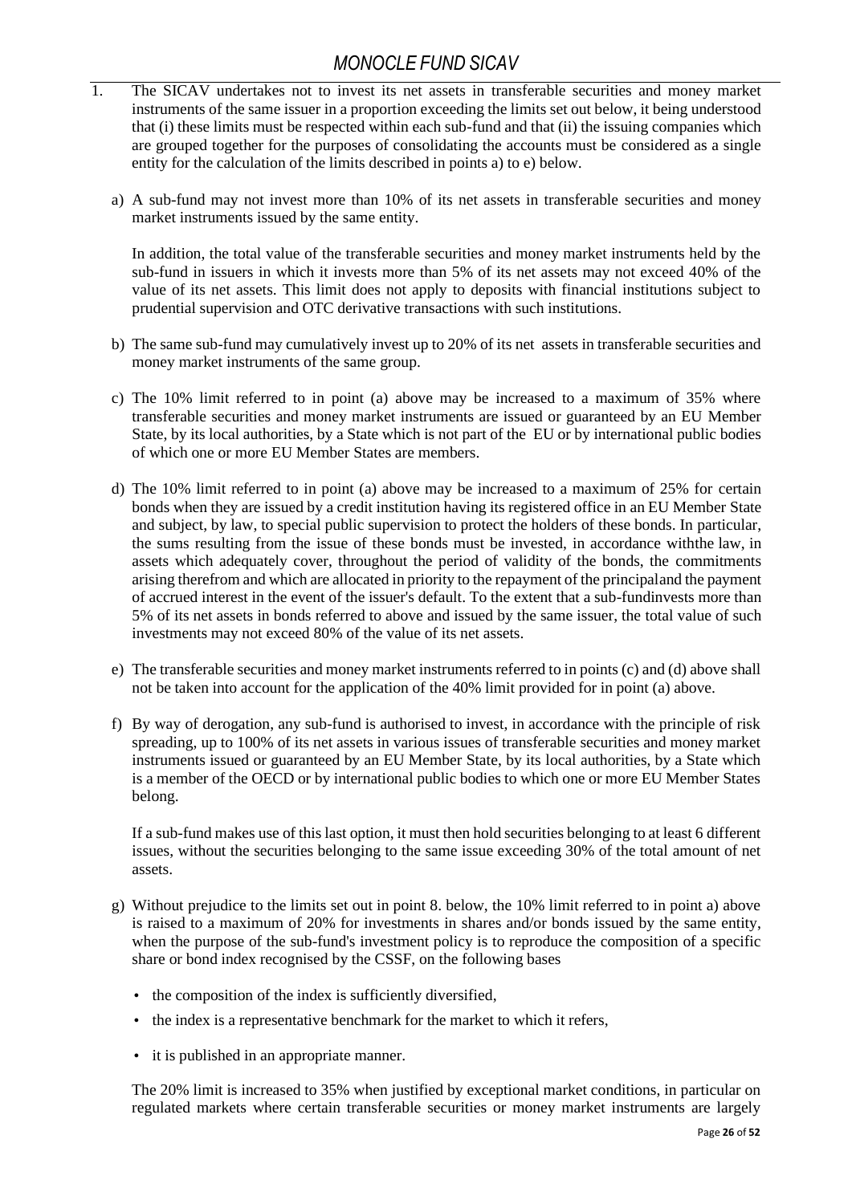1. The SICAV undertakes not to invest its net assets in transferable securities and money market instruments of the same issuer in a proportion exceeding the limits set out below, it being understood that (i) these limits must be respected within each sub-fund and that (ii) the issuing companies which are grouped together for the purposes of consolidating the accounts must be considered as a single entity for the calculation of the limits described in points a) to e) below.

   a) A sub-fund may not invest more than 10% of its net assets in transferable securities and money market instruments issued by the same entity.

      In addition, the total value of the transferable securities and money market instruments held by the sub-fund in issuers in which it invests more than 5% of its net assets may not exceed 40% of the value of its net assets. This limit does not apply to deposits with financial institutions subject to prudential supervision and OTC derivative transactions with such institutions.

   b) The same sub-fund may cumulatively invest up to 20% of its net assets in transferable securities and money market instruments of the same group.

   c) The 10% limit referred to in point (a) above may be increased to a maximum of 35% where transferable securities and money market instruments are issued or guaranteed by an EU Member State, by its local authorities, by a State which is not part of the EU or by international public bodies of which one or more EU Member States are members.

   d) The 10% limit referred to in point (a) above may be increased to a maximum of 25% for certain bonds when they are issued by a credit institution having its registered office in an EU Member State and subject, by law, to special public supervision to protect the holders of these bonds. In particular, the sums resulting from the issue of these bonds must be invested, in accordance withthe law, in assets which adequately cover, throughout the period of validity of the bonds, the commitments arising therefrom and which are allocated in priority to the repayment of the principaland the payment of accrued interest in the event of the issuer's default. To the extent that a sub-fundinvests more than 5% of its net assets in bonds referred to above and issued by the same issuer, the total value of such investments may not exceed 80% of the value of its net assets.

   e) The transferable securities and money market instruments referred to in points (c) and (d) above shall not be taken into account for the application of the 40% limit provided for in point (a) above.

   f) By way of derogation, any sub-fund is authorised to invest, in accordance with the principle of risk spreading, up to 100% of its net assets in various issues of transferable securities and money market instruments issued or guaranteed by an EU Member State, by its local authorities, by a State which is a member of the OECD or by international public bodies to which one or more EU Member States belong.

      If a sub-fund makes use of this last option, it must then hold securities belonging to at least 6 different issues, without the securities belonging to the same issue exceeding 30% of the total amount of net assets.

   g) Without prejudice to the limits set out in point 8. below, the 10% limit referred to in point a) above is raised to a maximum of 20% for investments in shares and/or bonds issued by the same entity, when the purpose of the sub-fund's investment policy is to reproduce the composition of a specific share or bond index recognised by the CSSF, on the following bases

      - the composition of the index is sufficiently diversified,
      - the index is a representative benchmark for the market to which it refers,
      - it is published in an appropriate manner.

      The 20% limit is increased to 35% when justified by exceptional market conditions, in particular on regulated markets where certain transferable securities or money market instruments are largely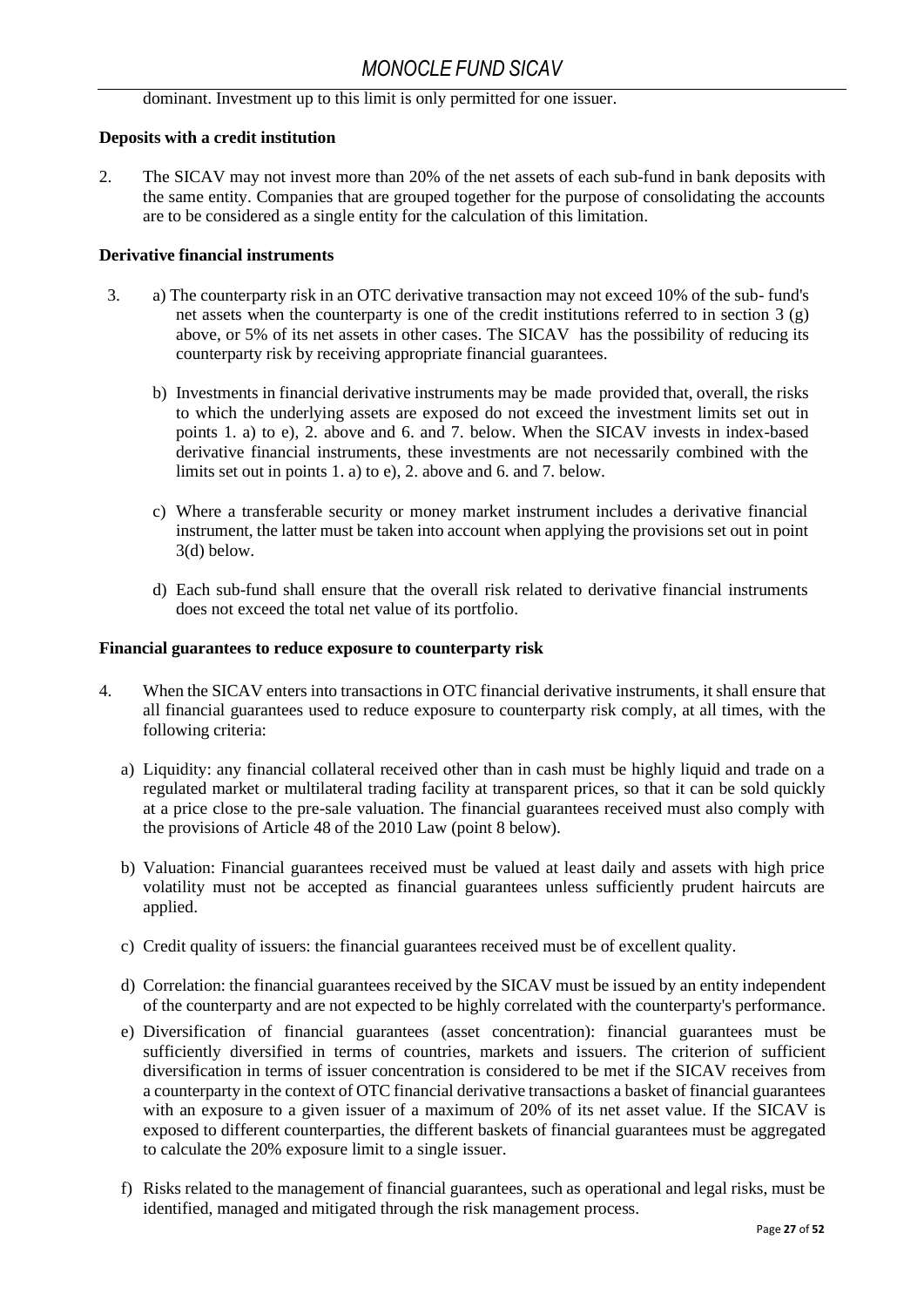dominant. Investment up to this limit is only permitted for one issuer.

**Deposits with a credit institution**

2. The SICAV may not invest more than 20% of the net assets of each sub-fund in bank deposits with the same entity. Companies that are grouped together for the purpose of consolidating the accounts are to be considered as a single entity for the calculation of this limitation.

**Derivative financial instruments**

3. a) The counterparty risk in an OTC derivative transaction may not exceed 10% of the sub- fund's net assets when the counterparty is one of the credit institutions referred to in section 3 (g) above, or 5% of its net assets in other cases. The SICAV has the possibility of reducing its counterparty risk by receiving appropriate financial guarantees.

   b) Investments in financial derivative instruments may be made provided that, overall, the risks to which the underlying assets are exposed do not exceed the investment limits set out in points 1. a) to e), 2. above and 6. and 7. below. When the SICAV invests in index-based derivative financial instruments, these investments are not necessarily combined with the limits set out in points 1. a) to e), 2. above and 6. and 7. below.

   c) Where a transferable security or money market instrument includes a derivative financial instrument, the latter must be taken into account when applying the provisions set out in point 3(d) below.

   d) Each sub-fund shall ensure that the overall risk related to derivative financial instruments does not exceed the total net value of its portfolio.

**Financial guarantees to reduce exposure to counterparty risk**

4. When the SICAV enters into transactions in OTC financial derivative instruments, it shall ensure that all financial guarantees used to reduce exposure to counterparty risk comply, at all times, with the following criteria:

   a) Liquidity: any financial collateral received other than in cash must be highly liquid and trade on a regulated market or multilateral trading facility at transparent prices, so that it can be sold quickly at a price close to the pre-sale valuation. The financial guarantees received must also comply with the provisions of Article 48 of the 2010 Law (point 8 below).

   b) Valuation: Financial guarantees received must be valued at least daily and assets with high price volatility must not be accepted as financial guarantees unless sufficiently prudent haircuts are applied.

   c) Credit quality of issuers: the financial guarantees received must be of excellent quality.

   d) Correlation: the financial guarantees received by the SICAV must be issued by an entity independent of the counterparty and are not expected to be highly correlated with the counterparty's performance.

   e) Diversification of financial guarantees (asset concentration): financial guarantees must be sufficiently diversified in terms of countries, markets and issuers. The criterion of sufficient diversification in terms of issuer concentration is considered to be met if the SICAV receives from a counterparty in the context of OTC financial derivative transactions a basket of financial guarantees with an exposure to a given issuer of a maximum of 20% of its net asset value. If the SICAV is exposed to different counterparties, the different baskets of financial guarantees must be aggregated to calculate the 20% exposure limit to a single issuer.

   f) Risks related to the management of financial guarantees, such as operational and legal risks, must be identified, managed and mitigated through the risk management process.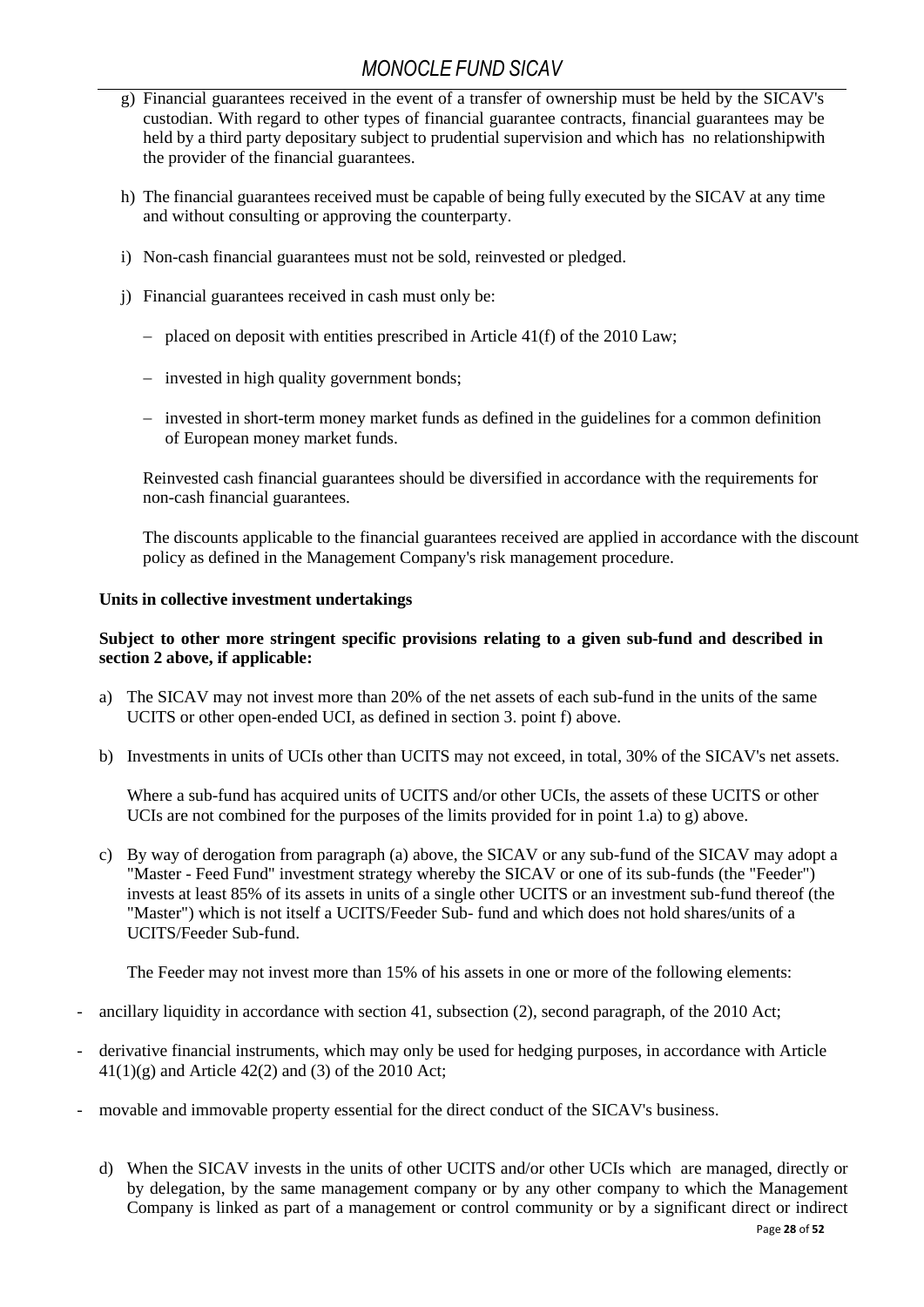g) Financial guarantees received in the event of a transfer of ownership must be held by the SICAV's custodian. With regard to other types of financial guarantee contracts, financial guarantees may be held by a third party depositary subject to prudential supervision and which has no relationshipwith the provider of the financial guarantees.

h) The financial guarantees received must be capable of being fully executed by the SICAV at any time and without consulting or approving the counterparty.

i) Non-cash financial guarantees must not be sold, reinvested or pledged.

j) Financial guarantees received in cash must only be:

   - placed on deposit with entities prescribed in Article 41(f) of the 2010 Law;
   - invested in high quality government bonds;
   - invested in short-term money market funds as defined in the guidelines for a common definition of European money market funds.

   Reinvested cash financial guarantees should be diversified in accordance with the requirements for non-cash financial guarantees.

   The discounts applicable to the financial guarantees received are applied in accordance with the discount policy as defined in the Management Company's risk management procedure.

**Units in collective investment undertakings**

**Subject to other more stringent specific provisions relating to a given sub-fund and described in section 2 above, if applicable:**

a) The SICAV may not invest more than 20% of the net assets of each sub-fund in the units of the same UCITS or other open-ended UCI, as defined in section 3. point f) above.

b) Investments in units of UCIs other than UCITS may not exceed, in total, 30% of the SICAV's net assets.

   Where a sub-fund has acquired units of UCITS and/or other UCIs, the assets of these UCITS or other UCIs are not combined for the purposes of the limits provided for in point 1.a) to g) above.

c) By way of derogation from paragraph (a) above, the SICAV or any sub-fund of the SICAV may adopt a "Master - Feed Fund" investment strategy whereby the SICAV or one of its sub-funds (the "Feeder") invests at least 85% of its assets in units of a single other UCITS or an investment sub-fund thereof (the "Master") which is not itself a UCITS/Feeder Sub- fund and which does not hold shares/units of a UCITS/Feeder Sub-fund.

   The Feeder may not invest more than 15% of his assets in one or more of the following elements:

- ancillary liquidity in accordance with section 41, subsection (2), second paragraph, of the 2010 Act;
- derivative financial instruments, which may only be used for hedging purposes, in accordance with Article 41(1)(g) and Article 42(2) and (3) of the 2010 Act;
- movable and immovable property essential for the direct conduct of the SICAV's business.

d) When the SICAV invests in the units of other UCITS and/or other UCIs which are managed, directly or by delegation, by the same management company or by any other company to which the Management Company is linked as part of a management or control community or by a significant direct or indirect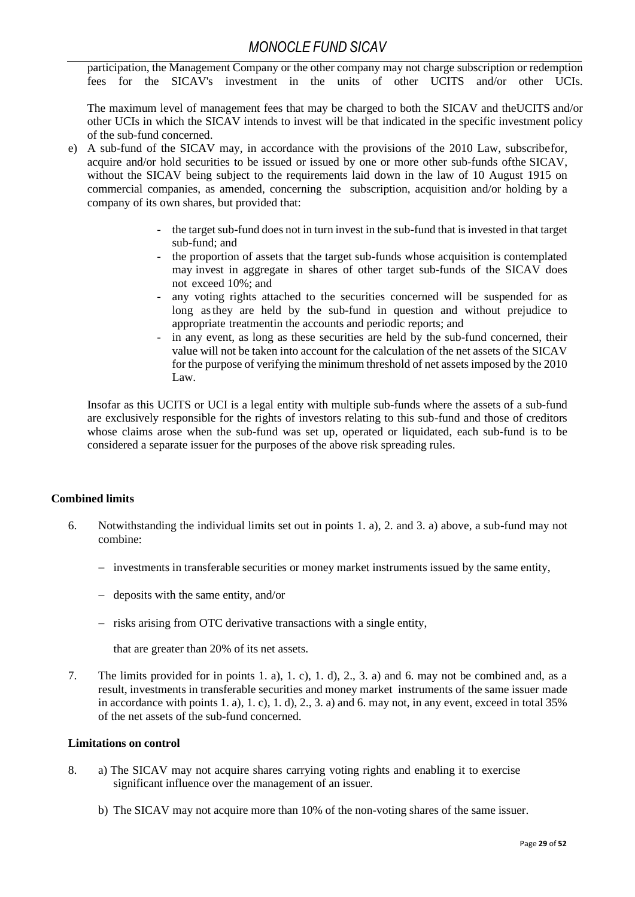participation, the Management Company or the other company may not charge subscription or redemption fees for the SICAV's investment in the units of other UCITS and/or other UCIs.

The maximum level of management fees that may be charged to both the SICAV and theUCITS and/or other UCIs in which the SICAV intends to invest will be that indicated in the specific investment policy of the sub-fund concerned.

e) A sub-fund of the SICAV may, in accordance with the provisions of the 2010 Law, subscribefor, acquire and/or hold securities to be issued or issued by one or more other sub-funds ofthe SICAV, without the SICAV being subject to the requirements laid down in the law of 10 August 1915 on commercial companies, as amended, concerning the subscription, acquisition and/or holding by a company of its own shares, but provided that:

   - the target sub-fund does not in turn invest in the sub-fund that is invested in that target sub-fund; and
   - the proportion of assets that the target sub-funds whose acquisition is contemplated may invest in aggregate in shares of other target sub-funds of the SICAV does not exceed 10%; and
   - any voting rights attached to the securities concerned will be suspended for as long asthey are held by the sub-fund in question and without prejudice to appropriate treatmentin the accounts and periodic reports; and
   - in any event, as long as these securities are held by the sub-fund concerned, their value will not be taken into account for the calculation of the net assets of the SICAV for the purpose of verifying the minimum threshold of net assets imposed by the 2010 Law.

Insofar as this UCITS or UCI is a legal entity with multiple sub-funds where the assets of a sub-fund are exclusively responsible for the rights of investors relating to this sub-fund and those of creditors whose claims arose when the sub-fund was set up, operated or liquidated, each sub-fund is to be considered a separate issuer for the purposes of the above risk spreading rules.

**Combined limits**

6. Notwithstanding the individual limits set out in points 1. a), 2. and 3. a) above, a sub-fund may not combine:

   – investments in transferable securities or money market instruments issued by the same entity,

   – deposits with the same entity, and/or

   – risks arising from OTC derivative transactions with a single entity,

   that are greater than 20% of its net assets.

7. The limits provided for in points 1. a), 1. c), 1. d), 2., 3. a) and 6. may not be combined and, as a result, investments in transferable securities and money market instruments of the same issuer made in accordance with points 1. a), 1. c), 1. d), 2., 3. a) and 6. may not, in any event, exceed in total 35% of the net assets of the sub-fund concerned.

**Limitations on control**

8. a) The SICAV may not acquire shares carrying voting rights and enabling it to exercise significant influence over the management of an issuer.

   b) The SICAV may not acquire more than 10% of the non-voting shares of the same issuer.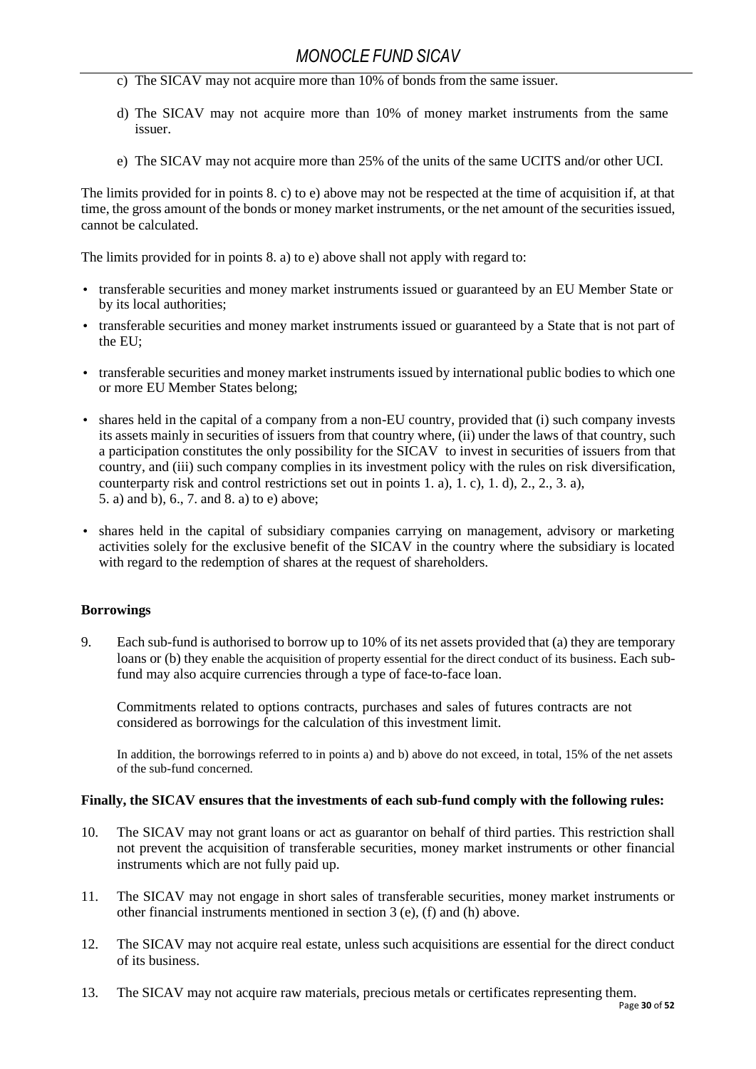c) The SICAV may not acquire more than 10% of bonds from the same issuer.

d) The SICAV may not acquire more than 10% of money market instruments from the same issuer.

e) The SICAV may not acquire more than 25% of the units of the same UCITS and/or other UCI.

The limits provided for in points 8. c) to e) above may not be respected at the time of acquisition if, at that time, the gross amount of the bonds or money market instruments, or the net amount of the securities issued, cannot be calculated.

The limits provided for in points 8. a) to e) above shall not apply with regard to:

- transferable securities and money market instruments issued or guaranteed by an EU Member State or by its local authorities;
- transferable securities and money market instruments issued or guaranteed by a State that is not part of the EU;
- transferable securities and money market instruments issued by international public bodies to which one or more EU Member States belong;
- shares held in the capital of a company from a non-EU country, provided that (i) such company invests its assets mainly in securities of issuers from that country where, (ii) under the laws of that country, such a participation constitutes the only possibility for the SICAV to invest in securities of issuers from that country, and (iii) such company complies in its investment policy with the rules on risk diversification, counterparty risk and control restrictions set out in points 1. a), 1. c), 1. d), 2., 2., 3. a), 5. a) and b), 6., 7. and 8. a) to e) above;
- shares held in the capital of subsidiary companies carrying on management, advisory or marketing activities solely for the exclusive benefit of the SICAV in the country where the subsidiary is located with regard to the redemption of shares at the request of shareholders.

**Borrowings**

9. Each sub-fund is authorised to borrow up to 10% of its net assets provided that (a) they are temporary loans or (b) they enable the acquisition of property essential for the direct conduct of its business. Each sub-fund may also acquire currencies through a type of face-to-face loan.

   Commitments related to options contracts, purchases and sales of futures contracts are not considered as borrowings for the calculation of this investment limit.

   In addition, the borrowings referred to in points a) and b) above do not exceed, in total, 15% of the net assets of the sub-fund concerned.

**Finally, the SICAV ensures that the investments of each sub-fund comply with the following rules:**

10. The SICAV may not grant loans or act as guarantor on behalf of third parties. This restriction shall not prevent the acquisition of transferable securities, money market instruments or other financial instruments which are not fully paid up.

11. The SICAV may not engage in short sales of transferable securities, money market instruments or other financial instruments mentioned in section 3 (e), (f) and (h) above.

12. The SICAV may not acquire real estate, unless such acquisitions are essential for the direct conduct of its business.

13. The SICAV may not acquire raw materials, precious metals or certificates representing them.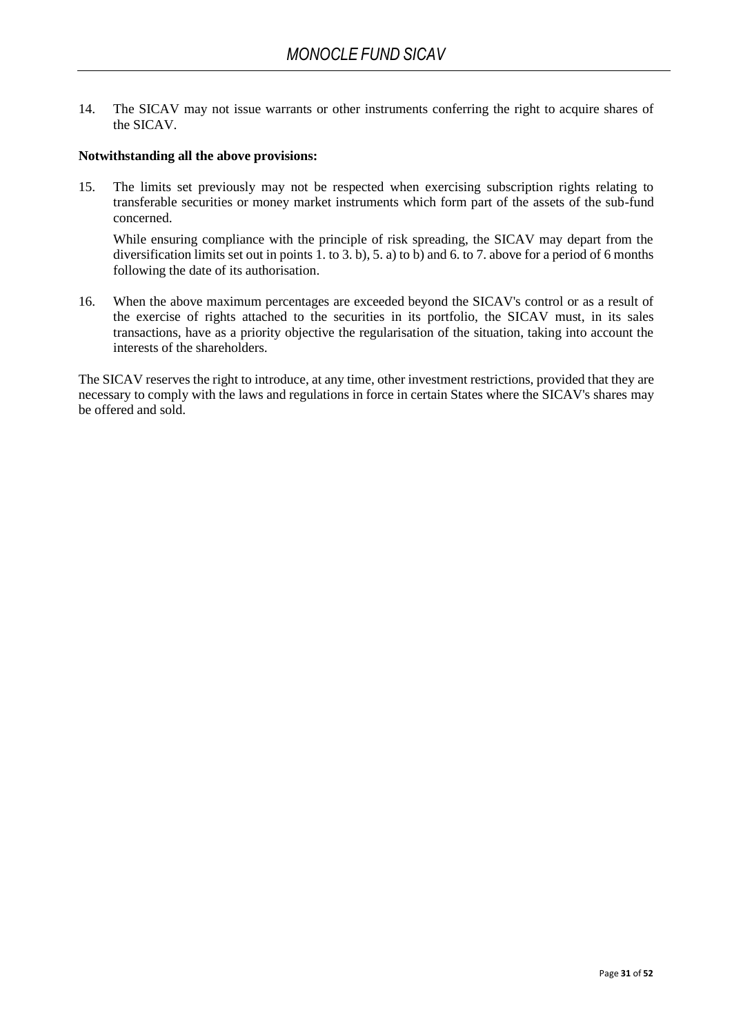14. The SICAV may not issue warrants or other instruments conferring the right to acquire shares of the SICAV.

**Notwithstanding all the above provisions:**

15. The limits set previously may not be respected when exercising subscription rights relating to transferable securities or money market instruments which form part of the assets of the sub-fund concerned.

    While ensuring compliance with the principle of risk spreading, the SICAV may depart from the diversification limits set out in points 1. to 3. b), 5. a) to b) and 6. to 7. above for a period of 6 months following the date of its authorisation.

16. When the above maximum percentages are exceeded beyond the SICAV's control or as a result of the exercise of rights attached to the securities in its portfolio, the SICAV must, in its sales transactions, have as a priority objective the regularisation of the situation, taking into account the interests of the shareholders.

The SICAV reserves the right to introduce, at any time, other investment restrictions, provided that they are necessary to comply with the laws and regulations in force in certain States where the SICAV's shares may be offered and sold.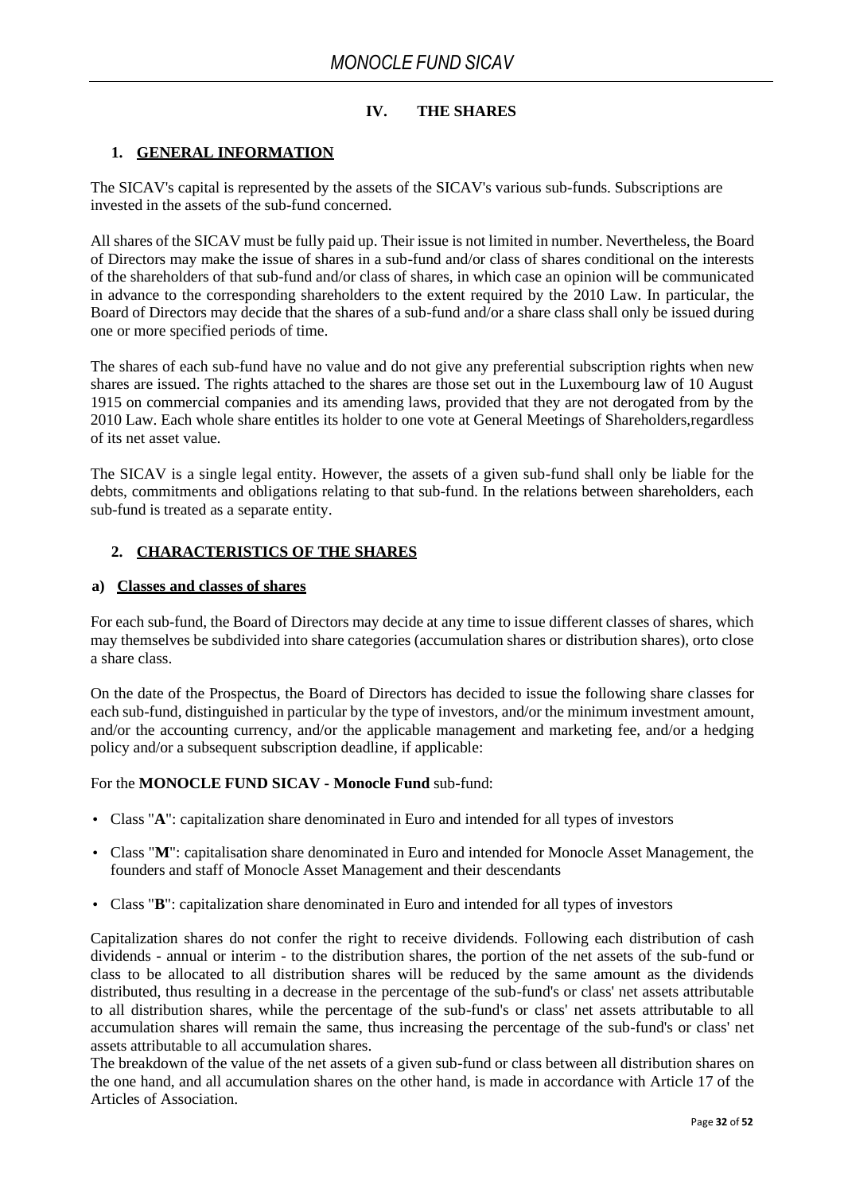# IV. THE SHARES

## 1. GENERAL INFORMATION

The SICAV's capital is represented by the assets of the SICAV's various sub-funds. Subscriptions are invested in the assets of the sub-fund concerned.

All shares of the SICAV must be fully paid up. Their issue is not limited in number. Nevertheless, the Board of Directors may make the issue of shares in a sub-fund and/or class of shares conditional on the interests of the shareholders of that sub-fund and/or class of shares, in which case an opinion will be communicated in advance to the corresponding shareholders to the extent required by the 2010 Law. In particular, the Board of Directors may decide that the shares of a sub-fund and/or a share class shall only be issued during one or more specified periods of time.

The shares of each sub-fund have no value and do not give any preferential subscription rights when new shares are issued. The rights attached to the shares are those set out in the Luxembourg law of 10 August 1915 on commercial companies and its amending laws, provided that they are not derogated from by the 2010 Law. Each whole share entitles its holder to one vote at General Meetings of Shareholders,regardless of its net asset value.

The SICAV is a single legal entity. However, the assets of a given sub-fund shall only be liable for the debts, commitments and obligations relating to that sub-fund. In the relations between shareholders, each sub-fund is treated as a separate entity.

## 2. CHARACTERISTICS OF THE SHARES

### a) Classes and classes of shares

For each sub-fund, the Board of Directors may decide at any time to issue different classes of shares, which may themselves be subdivided into share categories (accumulation shares or distribution shares), orto close a share class.

On the date of the Prospectus, the Board of Directors has decided to issue the following share classes for each sub-fund, distinguished in particular by the type of investors, and/or the minimum investment amount, and/or the accounting currency, and/or the applicable management and marketing fee, and/or a hedging policy and/or a subsequent subscription deadline, if applicable:

For the **MONOCLE FUND SICAV - Monocle Fund** sub-fund:

- Class "**A**": capitalization share denominated in Euro and intended for all types of investors
- Class "**M**": capitalisation share denominated in Euro and intended for Monocle Asset Management, the founders and staff of Monocle Asset Management and their descendants
- Class "**B**": capitalization share denominated in Euro and intended for all types of investors

Capitalization shares do not confer the right to receive dividends. Following each distribution of cash dividends - annual or interim - to the distribution shares, the portion of the net assets of the sub-fund or class to be allocated to all distribution shares will be reduced by the same amount as the dividends distributed, thus resulting in a decrease in the percentage of the sub-fund's or class' net assets attributable to all distribution shares, while the percentage of the sub-fund's or class' net assets attributable to all accumulation shares will remain the same, thus increasing the percentage of the sub-fund's or class' net assets attributable to all accumulation shares.
The breakdown of the value of the net assets of a given sub-fund or class between all distribution shares on the one hand, and all accumulation shares on the other hand, is made in accordance with Article 17 of the Articles of Association.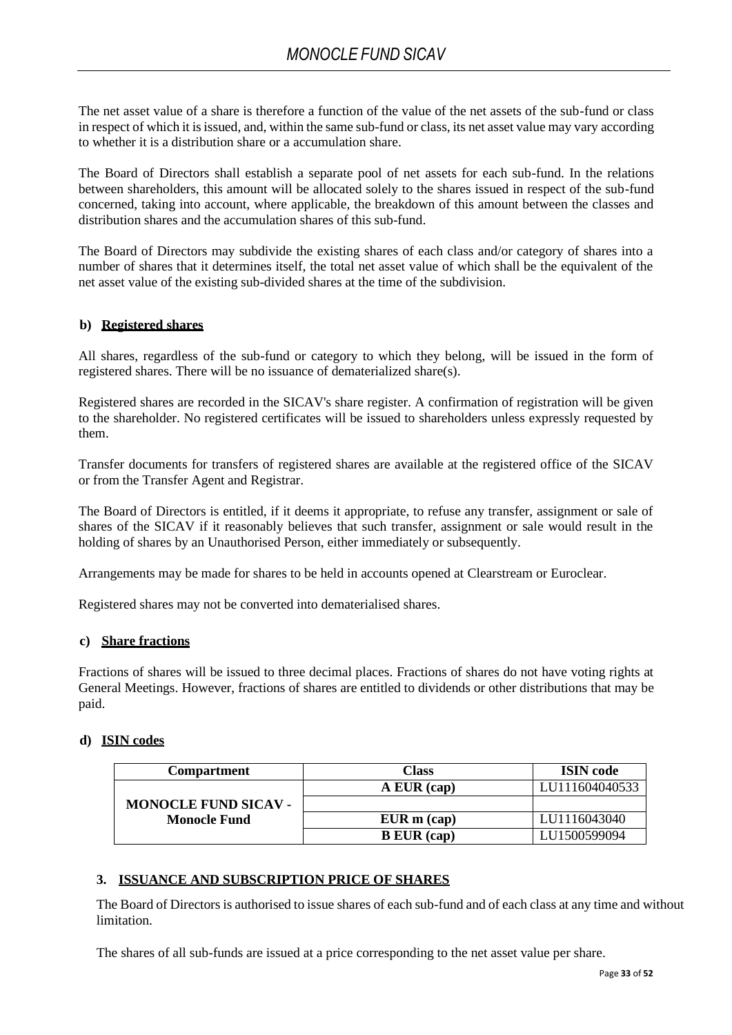The net asset value of a share is therefore a function of the value of the net assets of the sub-fund or class in respect of which it is issued, and, within the same sub-fund or class, its net asset value may vary according to whether it is a distribution share or a accumulation share.

The Board of Directors shall establish a separate pool of net assets for each sub-fund. In the relations between shareholders, this amount will be allocated solely to the shares issued in respect of the sub-fund concerned, taking into account, where applicable, the breakdown of this amount between the classes and distribution shares and the accumulation shares of this sub-fund.

The Board of Directors may subdivide the existing shares of each class and/or category of shares into a number of shares that it determines itself, the total net asset value of which shall be the equivalent of the net asset value of the existing sub-divided shares at the time of the subdivision.

### b) Registered shares

All shares, regardless of the sub-fund or category to which they belong, will be issued in the form of registered shares. There will be no issuance of dematerialized share(s).

Registered shares are recorded in the SICAV's share register. A confirmation of registration will be given to the shareholder. No registered certificates will be issued to shareholders unless expressly requested by them.

Transfer documents for transfers of registered shares are available at the registered office of the SICAV or from the Transfer Agent and Registrar.

The Board of Directors is entitled, if it deems it appropriate, to refuse any transfer, assignment or sale of shares of the SICAV if it reasonably believes that such transfer, assignment or sale would result in the holding of shares by an Unauthorised Person, either immediately or subsequently.

Arrangements may be made for shares to be held in accounts opened at Clearstream or Euroclear.

Registered shares may not be converted into dematerialised shares.

### c) Share fractions

Fractions of shares will be issued to three decimal places. Fractions of shares do not have voting rights at General Meetings. However, fractions of shares are entitled to dividends or other distributions that may be paid.

### d) ISIN codes

| Compartment | Class | ISIN code |
|---|---|---|
| MONOCLE FUND SICAV - Monocle Fund | A EUR (cap) | LU111604040533 |
| | | |
| | EUR m (cap) | LU1116043040 |
| | B EUR (cap) | LU1500599094 |

## 3. ISSUANCE AND SUBSCRIPTION PRICE OF SHARES

The Board of Directors is authorised to issue shares of each sub-fund and of each class at any time and without limitation.

The shares of all sub-funds are issued at a price corresponding to the net asset value per share.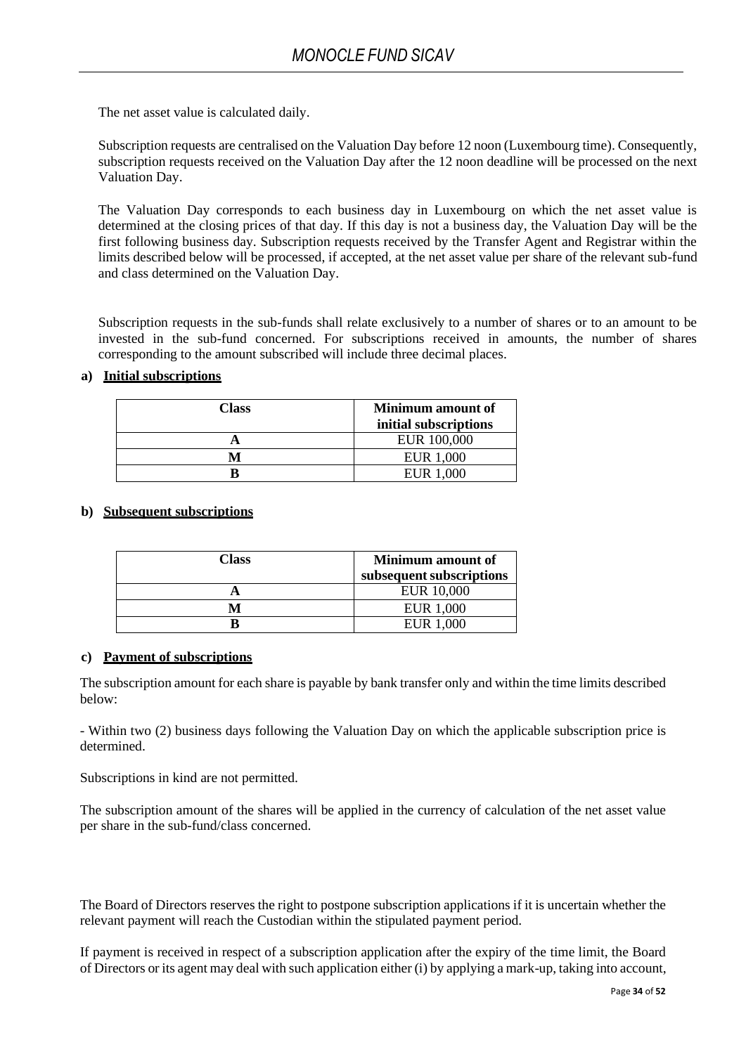The net asset value is calculated daily.

Subscription requests are centralised on the Valuation Day before 12 noon (Luxembourg time). Consequently, subscription requests received on the Valuation Day after the 12 noon deadline will be processed on the next Valuation Day.

The Valuation Day corresponds to each business day in Luxembourg on which the net asset value is determined at the closing prices of that day. If this day is not a business day, the Valuation Day will be the first following business day. Subscription requests received by the Transfer Agent and Registrar within the limits described below will be processed, if accepted, at the net asset value per share of the relevant sub-fund and class determined on the Valuation Day.

Subscription requests in the sub-funds shall relate exclusively to a number of shares or to an amount to be invested in the sub-fund concerned. For subscriptions received in amounts, the number of shares corresponding to the amount subscribed will include three decimal places.

**a) Initial subscriptions**

| Class | Minimum amount of initial subscriptions |
|---|---|
| A | EUR 100,000 |
| M | EUR 1,000 |
| B | EUR 1,000 |

**b) Subsequent subscriptions**

| Class | Minimum amount of subsequent subscriptions |
|---|---|
| A | EUR 10,000 |
| M | EUR 1,000 |
| B | EUR 1,000 |

**c) Payment of subscriptions**

The subscription amount for each share is payable by bank transfer only and within the time limits described below:

- Within two (2) business days following the Valuation Day on which the applicable subscription price is determined.

Subscriptions in kind are not permitted.

The subscription amount of the shares will be applied in the currency of calculation of the net asset value per share in the sub-fund/class concerned.

The Board of Directors reserves the right to postpone subscription applications if it is uncertain whether the relevant payment will reach the Custodian within the stipulated payment period.

If payment is received in respect of a subscription application after the expiry of the time limit, the Board of Directors or its agent may deal with such application either (i) by applying a mark-up, taking into account,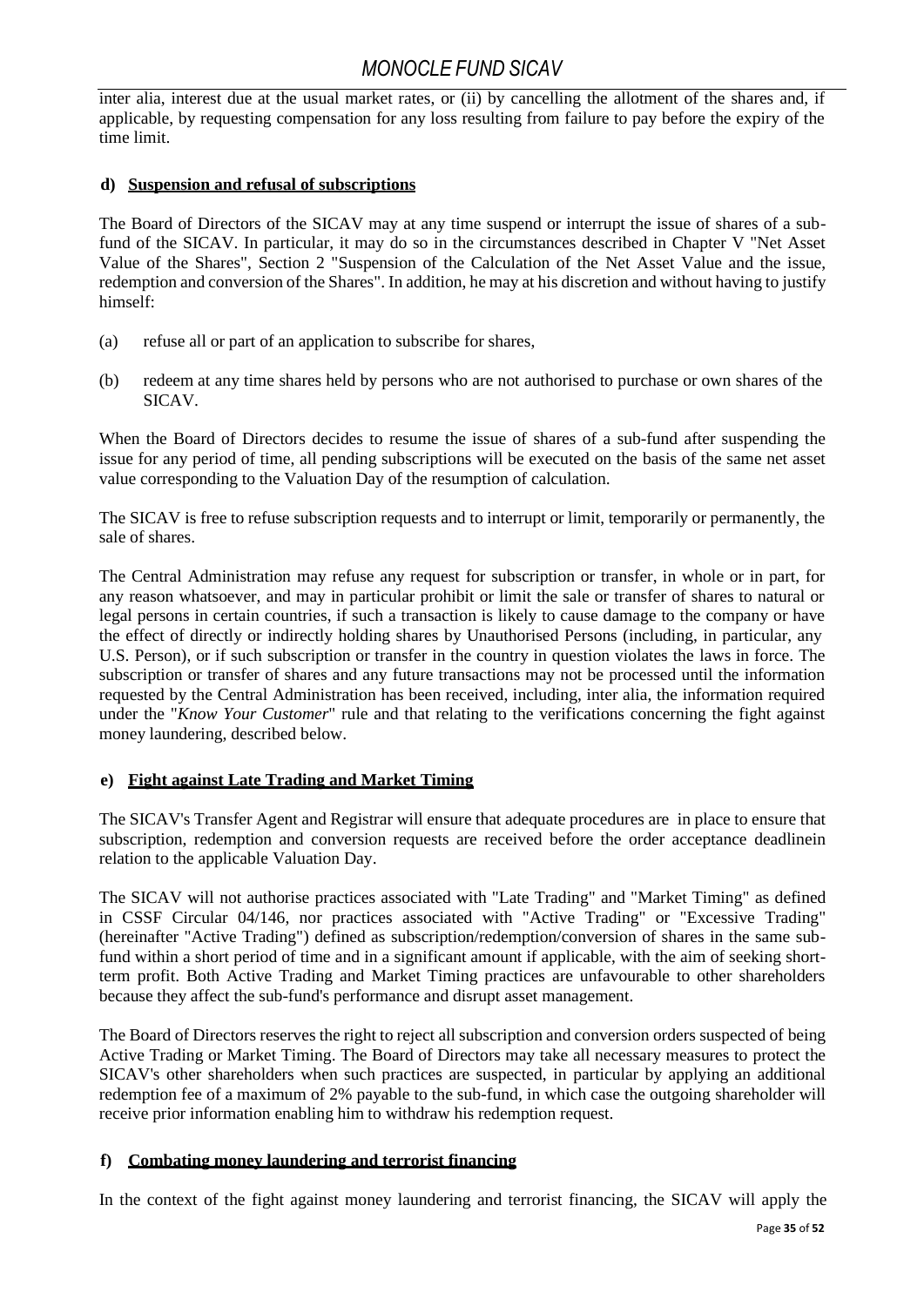inter alia, interest due at the usual market rates, or (ii) by cancelling the allotment of the shares and, if applicable, by requesting compensation for any loss resulting from failure to pay before the expiry of the time limit.

#### d) Suspension and refusal of subscriptions

The Board of Directors of the SICAV may at any time suspend or interrupt the issue of shares of a sub-fund of the SICAV. In particular, it may do so in the circumstances described in Chapter V "Net Asset Value of the Shares", Section 2 "Suspension of the Calculation of the Net Asset Value and the issue, redemption and conversion of the Shares". In addition, he may at his discretion and without having to justify himself:

(a) refuse all or part of an application to subscribe for shares,

(b) redeem at any time shares held by persons who are not authorised to purchase or own shares of the SICAV.

When the Board of Directors decides to resume the issue of shares of a sub-fund after suspending the issue for any period of time, all pending subscriptions will be executed on the basis of the same net asset value corresponding to the Valuation Day of the resumption of calculation.

The SICAV is free to refuse subscription requests and to interrupt or limit, temporarily or permanently, the sale of shares.

The Central Administration may refuse any request for subscription or transfer, in whole or in part, for any reason whatsoever, and may in particular prohibit or limit the sale or transfer of shares to natural or legal persons in certain countries, if such a transaction is likely to cause damage to the company or have the effect of directly or indirectly holding shares by Unauthorised Persons (including, in particular, any U.S. Person), or if such subscription or transfer in the country in question violates the laws in force. The subscription or transfer of shares and any future transactions may not be processed until the information requested by the Central Administration has been received, including, inter alia, the information required under the "*Know Your Customer*" rule and that relating to the verifications concerning the fight against money laundering, described below.

#### e) Fight against Late Trading and Market Timing

The SICAV's Transfer Agent and Registrar will ensure that adequate procedures are in place to ensure that subscription, redemption and conversion requests are received before the order acceptance deadlinein relation to the applicable Valuation Day.

The SICAV will not authorise practices associated with "Late Trading" and "Market Timing" as defined in CSSF Circular 04/146, nor practices associated with "Active Trading" or "Excessive Trading" (hereinafter "Active Trading") defined as subscription/redemption/conversion of shares in the same sub-fund within a short period of time and in a significant amount if applicable, with the aim of seeking short-term profit. Both Active Trading and Market Timing practices are unfavourable to other shareholders because they affect the sub-fund's performance and disrupt asset management.

The Board of Directors reserves the right to reject all subscription and conversion orders suspected of being Active Trading or Market Timing. The Board of Directors may take all necessary measures to protect the SICAV's other shareholders when such practices are suspected, in particular by applying an additional redemption fee of a maximum of 2% payable to the sub-fund, in which case the outgoing shareholder will receive prior information enabling him to withdraw his redemption request.

#### f) Combating money laundering and terrorist financing

In the context of the fight against money laundering and terrorist financing, the SICAV will apply the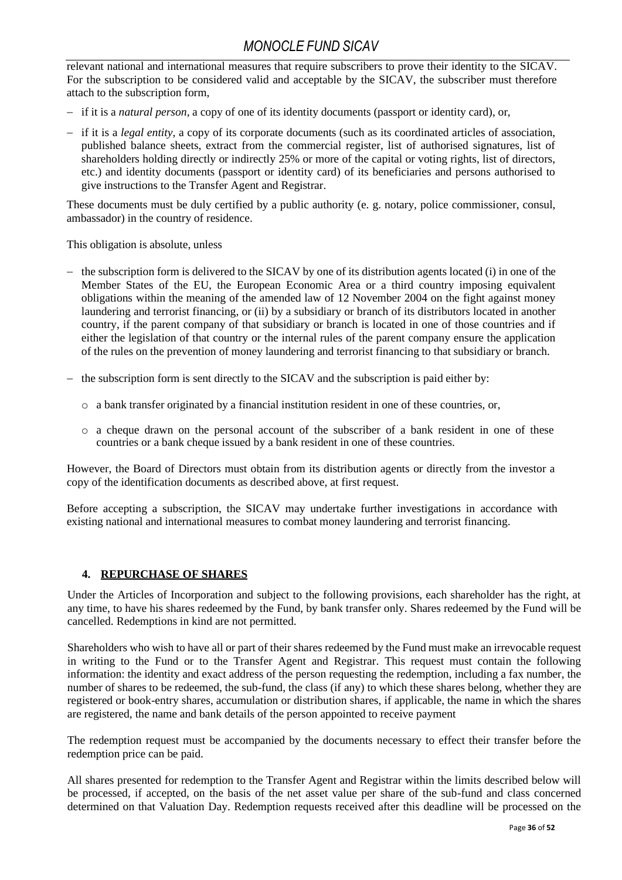relevant national and international measures that require subscribers to prove their identity to the SICAV. For the subscription to be considered valid and acceptable by the SICAV, the subscriber must therefore attach to the subscription form,

- if it is a *natural person*, a copy of one of its identity documents (passport or identity card), or,
- if it is a *legal entity*, a copy of its corporate documents (such as its coordinated articles of association, published balance sheets, extract from the commercial register, list of authorised signatures, list of shareholders holding directly or indirectly 25% or more of the capital or voting rights, list of directors, etc.) and identity documents (passport or identity card) of its beneficiaries and persons authorised to give instructions to the Transfer Agent and Registrar.

These documents must be duly certified by a public authority (e. g. notary, police commissioner, consul, ambassador) in the country of residence.

This obligation is absolute, unless

- the subscription form is delivered to the SICAV by one of its distribution agents located (i) in one of the Member States of the EU, the European Economic Area or a third country imposing equivalent obligations within the meaning of the amended law of 12 November 2004 on the fight against money laundering and terrorist financing, or (ii) by a subsidiary or branch of its distributors located in another country, if the parent company of that subsidiary or branch is located in one of those countries and if either the legislation of that country or the internal rules of the parent company ensure the application of the rules on the prevention of money laundering and terrorist financing to that subsidiary or branch.
- the subscription form is sent directly to the SICAV and the subscription is paid either by:
  - a bank transfer originated by a financial institution resident in one of these countries, or,
  - a cheque drawn on the personal account of the subscriber of a bank resident in one of these countries or a bank cheque issued by a bank resident in one of these countries.

However, the Board of Directors must obtain from its distribution agents or directly from the investor a copy of the identification documents as described above, at first request.

Before accepting a subscription, the SICAV may undertake further investigations in accordance with existing national and international measures to combat money laundering and terrorist financing.

## 4. REPURCHASE OF SHARES

Under the Articles of Incorporation and subject to the following provisions, each shareholder has the right, at any time, to have his shares redeemed by the Fund, by bank transfer only. Shares redeemed by the Fund will be cancelled. Redemptions in kind are not permitted.

Shareholders who wish to have all or part of their shares redeemed by the Fund must make an irrevocable request in writing to the Fund or to the Transfer Agent and Registrar. This request must contain the following information: the identity and exact address of the person requesting the redemption, including a fax number, the number of shares to be redeemed, the sub-fund, the class (if any) to which these shares belong, whether they are registered or book-entry shares, accumulation or distribution shares, if applicable, the name in which the shares are registered, the name and bank details of the person appointed to receive payment

The redemption request must be accompanied by the documents necessary to effect their transfer before the redemption price can be paid.

All shares presented for redemption to the Transfer Agent and Registrar within the limits described below will be processed, if accepted, on the basis of the net asset value per share of the sub-fund and class concerned determined on that Valuation Day. Redemption requests received after this deadline will be processed on the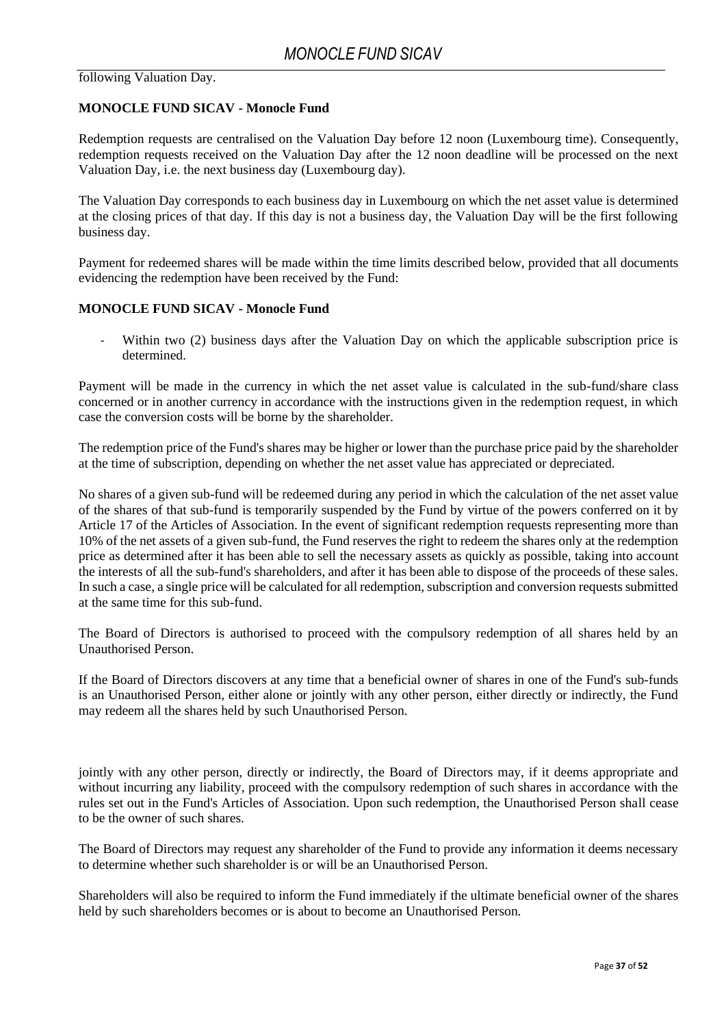following Valuation Day.

**MONOCLE FUND SICAV - Monocle Fund**

Redemption requests are centralised on the Valuation Day before 12 noon (Luxembourg time). Consequently, redemption requests received on the Valuation Day after the 12 noon deadline will be processed on the next Valuation Day, i.e. the next business day (Luxembourg day).

The Valuation Day corresponds to each business day in Luxembourg on which the net asset value is determined at the closing prices of that day. If this day is not a business day, the Valuation Day will be the first following business day.

Payment for redeemed shares will be made within the time limits described below, provided that all documents evidencing the redemption have been received by the Fund:

**MONOCLE FUND SICAV - Monocle Fund**

- Within two (2) business days after the Valuation Day on which the applicable subscription price is determined.

Payment will be made in the currency in which the net asset value is calculated in the sub-fund/share class concerned or in another currency in accordance with the instructions given in the redemption request, in which case the conversion costs will be borne by the shareholder.

The redemption price of the Fund's shares may be higher or lower than the purchase price paid by the shareholder at the time of subscription, depending on whether the net asset value has appreciated or depreciated.

No shares of a given sub-fund will be redeemed during any period in which the calculation of the net asset value of the shares of that sub-fund is temporarily suspended by the Fund by virtue of the powers conferred on it by Article 17 of the Articles of Association. In the event of significant redemption requests representing more than 10% of the net assets of a given sub-fund, the Fund reserves the right to redeem the shares only at the redemption price as determined after it has been able to sell the necessary assets as quickly as possible, taking into account the interests of all the sub-fund's shareholders, and after it has been able to dispose of the proceeds of these sales. In such a case, a single price will be calculated for all redemption, subscription and conversion requests submitted at the same time for this sub-fund.

The Board of Directors is authorised to proceed with the compulsory redemption of all shares held by an Unauthorised Person.

If the Board of Directors discovers at any time that a beneficial owner of shares in one of the Fund's sub-funds is an Unauthorised Person, either alone or jointly with any other person, either directly or indirectly, the Fund may redeem all the shares held by such Unauthorised Person.

jointly with any other person, directly or indirectly, the Board of Directors may, if it deems appropriate and without incurring any liability, proceed with the compulsory redemption of such shares in accordance with the rules set out in the Fund's Articles of Association. Upon such redemption, the Unauthorised Person shall cease to be the owner of such shares.

The Board of Directors may request any shareholder of the Fund to provide any information it deems necessary to determine whether such shareholder is or will be an Unauthorised Person.

Shareholders will also be required to inform the Fund immediately if the ultimate beneficial owner of the shares held by such shareholders becomes or is about to become an Unauthorised Person.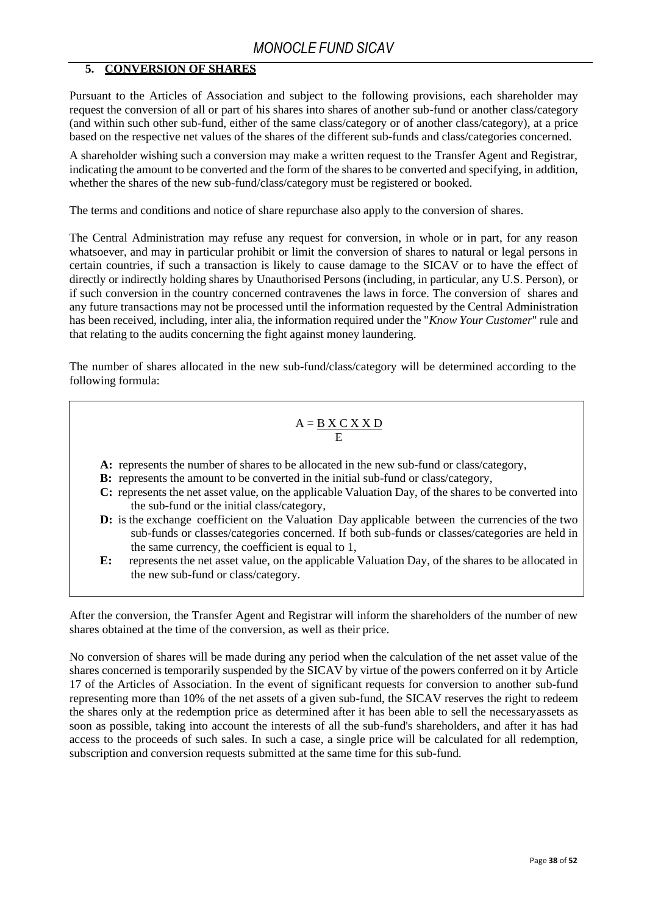## 5. CONVERSION OF SHARES

Pursuant to the Articles of Association and subject to the following provisions, each shareholder may request the conversion of all or part of his shares into shares of another sub-fund or another class/category (and within such other sub-fund, either of the same class/category or of another class/category), at a price based on the respective net values of the shares of the different sub-funds and class/categories concerned.

A shareholder wishing such a conversion may make a written request to the Transfer Agent and Registrar, indicating the amount to be converted and the form of the shares to be converted and specifying, in addition, whether the shares of the new sub-fund/class/category must be registered or booked.

The terms and conditions and notice of share repurchase also apply to the conversion of shares.

The Central Administration may refuse any request for conversion, in whole or in part, for any reason whatsoever, and may in particular prohibit or limit the conversion of shares to natural or legal persons in certain countries, if such a transaction is likely to cause damage to the SICAV or to have the effect of directly or indirectly holding shares by Unauthorised Persons (including, in particular, any U.S. Person), or if such conversion in the country concerned contravenes the laws in force. The conversion of shares and any future transactions may not be processed until the information requested by the Central Administration has been received, including, inter alia, the information required under the "*Know Your Customer*" rule and that relating to the audits concerning the fight against money laundering.

The number of shares allocated in the new sub-fund/class/category will be determined according to the following formula:

$$A = \frac{B \times C \times D}{E}$$

- **A:** represents the number of shares to be allocated in the new sub-fund or class/category,
- **B:** represents the amount to be converted in the initial sub-fund or class/category,
- **C:** represents the net asset value, on the applicable Valuation Day, of the shares to be converted into the sub-fund or the initial class/category,
- **D:** is the exchange coefficient on the Valuation Day applicable between the currencies of the two sub-funds or classes/categories concerned. If both sub-funds or classes/categories are held in the same currency, the coefficient is equal to 1,
- **E:** represents the net asset value, on the applicable Valuation Day, of the shares to be allocated in the new sub-fund or class/category.

After the conversion, the Transfer Agent and Registrar will inform the shareholders of the number of new shares obtained at the time of the conversion, as well as their price.

No conversion of shares will be made during any period when the calculation of the net asset value of the shares concerned is temporarily suspended by the SICAV by virtue of the powers conferred on it by Article 17 of the Articles of Association. In the event of significant requests for conversion to another sub-fund representing more than 10% of the net assets of a given sub-fund, the SICAV reserves the right to redeem the shares only at the redemption price as determined after it has been able to sell the necessaryassets as soon as possible, taking into account the interests of all the sub-fund's shareholders, and after it has had access to the proceeds of such sales. In such a case, a single price will be calculated for all redemption, subscription and conversion requests submitted at the same time for this sub-fund.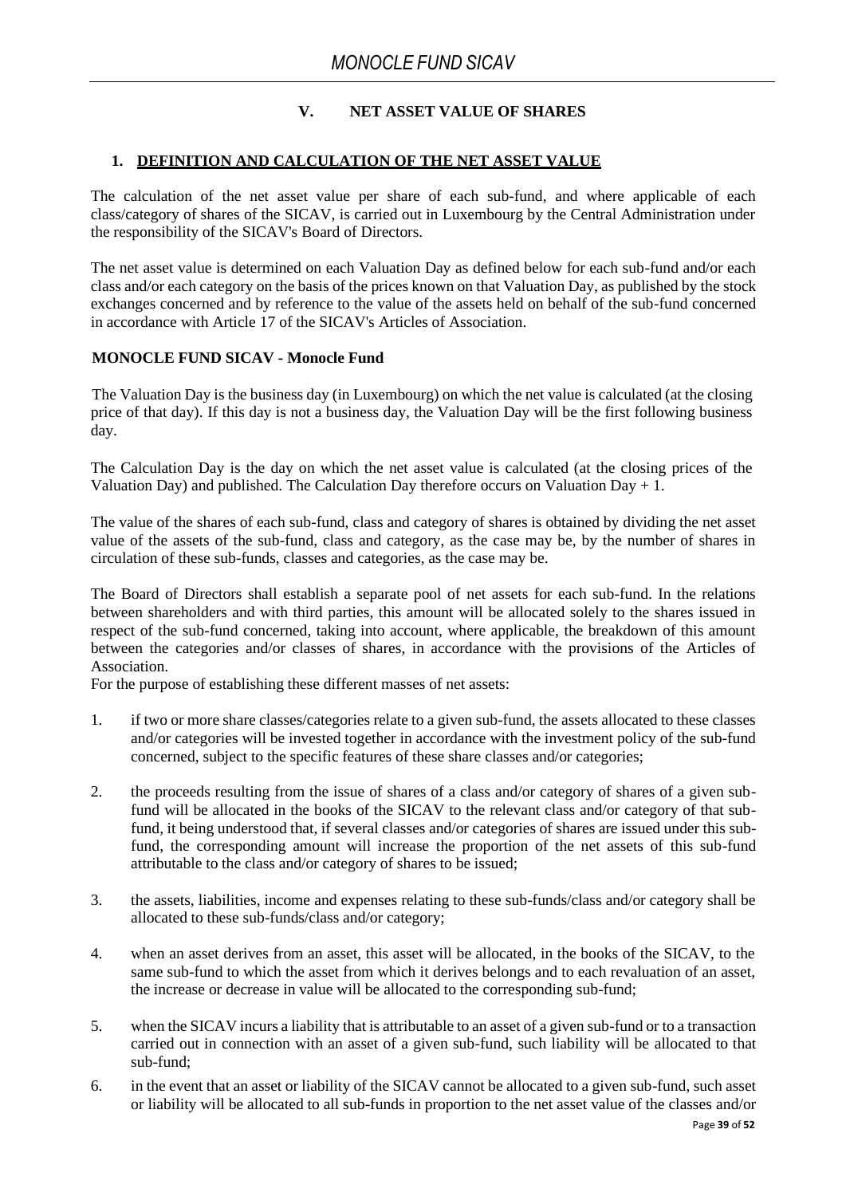## V. NET ASSET VALUE OF SHARES

### 1. DEFINITION AND CALCULATION OF THE NET ASSET VALUE

The calculation of the net asset value per share of each sub-fund, and where applicable of each class/category of shares of the SICAV, is carried out in Luxembourg by the Central Administration under the responsibility of the SICAV's Board of Directors.

The net asset value is determined on each Valuation Day as defined below for each sub-fund and/or each class and/or each category on the basis of the prices known on that Valuation Day, as published by the stock exchanges concerned and by reference to the value of the assets held on behalf of the sub-fund concerned in accordance with Article 17 of the SICAV's Articles of Association.

**MONOCLE FUND SICAV - Monocle Fund**

The Valuation Day is the business day (in Luxembourg) on which the net value is calculated (at the closing price of that day). If this day is not a business day, the Valuation Day will be the first following business day.

The Calculation Day is the day on which the net asset value is calculated (at the closing prices of the Valuation Day) and published. The Calculation Day therefore occurs on Valuation Day + 1.

The value of the shares of each sub-fund, class and category of shares is obtained by dividing the net asset value of the assets of the sub-fund, class and category, as the case may be, by the number of shares in circulation of these sub-funds, classes and categories, as the case may be.

The Board of Directors shall establish a separate pool of net assets for each sub-fund. In the relations between shareholders and with third parties, this amount will be allocated solely to the shares issued in respect of the sub-fund concerned, taking into account, where applicable, the breakdown of this amount between the categories and/or classes of shares, in accordance with the provisions of the Articles of Association.

For the purpose of establishing these different masses of net assets:

1. if two or more share classes/categories relate to a given sub-fund, the assets allocated to these classes and/or categories will be invested together in accordance with the investment policy of the sub-fund concerned, subject to the specific features of these share classes and/or categories;
2. the proceeds resulting from the issue of shares of a class and/or category of shares of a given sub-fund will be allocated in the books of the SICAV to the relevant class and/or category of that sub-fund, it being understood that, if several classes and/or categories of shares are issued under this sub-fund, the corresponding amount will increase the proportion of the net assets of this sub-fund attributable to the class and/or category of shares to be issued;
3. the assets, liabilities, income and expenses relating to these sub-funds/class and/or category shall be allocated to these sub-funds/class and/or category;
4. when an asset derives from an asset, this asset will be allocated, in the books of the SICAV, to the same sub-fund to which the asset from which it derives belongs and to each revaluation of an asset, the increase or decrease in value will be allocated to the corresponding sub-fund;
5. when the SICAV incurs a liability that is attributable to an asset of a given sub-fund or to a transaction carried out in connection with an asset of a given sub-fund, such liability will be allocated to that sub-fund;
6. in the event that an asset or liability of the SICAV cannot be allocated to a given sub-fund, such asset or liability will be allocated to all sub-funds in proportion to the net asset value of the classes and/or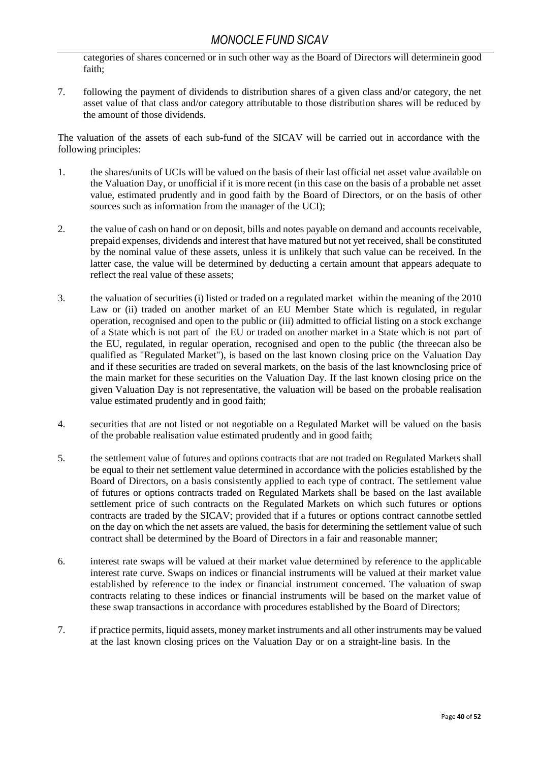categories of shares concerned or in such other way as the Board of Directors will determinein good faith;

7. following the payment of dividends to distribution shares of a given class and/or category, the net asset value of that class and/or category attributable to those distribution shares will be reduced by the amount of those dividends.

The valuation of the assets of each sub-fund of the SICAV will be carried out in accordance with the following principles:

1. the shares/units of UCIs will be valued on the basis of their last official net asset value available on the Valuation Day, or unofficial if it is more recent (in this case on the basis of a probable net asset value, estimated prudently and in good faith by the Board of Directors, or on the basis of other sources such as information from the manager of the UCI);

2. the value of cash on hand or on deposit, bills and notes payable on demand and accounts receivable, prepaid expenses, dividends and interest that have matured but not yet received, shall be constituted by the nominal value of these assets, unless it is unlikely that such value can be received. In the latter case, the value will be determined by deducting a certain amount that appears adequate to reflect the real value of these assets;

3. the valuation of securities (i) listed or traded on a regulated market within the meaning of the 2010 Law or (ii) traded on another market of an EU Member State which is regulated, in regular operation, recognised and open to the public or (iii) admitted to official listing on a stock exchange of a State which is not part of the EU or traded on another market in a State which is not part of the EU, regulated, in regular operation, recognised and open to the public (the threecan also be qualified as "Regulated Market"), is based on the last known closing price on the Valuation Day and if these securities are traded on several markets, on the basis of the last knownclosing price of the main market for these securities on the Valuation Day. If the last known closing price on the given Valuation Day is not representative, the valuation will be based on the probable realisation value estimated prudently and in good faith;

4. securities that are not listed or not negotiable on a Regulated Market will be valued on the basis of the probable realisation value estimated prudently and in good faith;

5. the settlement value of futures and options contracts that are not traded on Regulated Markets shall be equal to their net settlement value determined in accordance with the policies established by the Board of Directors, on a basis consistently applied to each type of contract. The settlement value of futures or options contracts traded on Regulated Markets shall be based on the last available settlement price of such contracts on the Regulated Markets on which such futures or options contracts are traded by the SICAV; provided that if a futures or options contract cannotbe settled on the day on which the net assets are valued, the basis for determining the settlement value of such contract shall be determined by the Board of Directors in a fair and reasonable manner;

6. interest rate swaps will be valued at their market value determined by reference to the applicable interest rate curve. Swaps on indices or financial instruments will be valued at their market value established by reference to the index or financial instrument concerned. The valuation of swap contracts relating to these indices or financial instruments will be based on the market value of these swap transactions in accordance with procedures established by the Board of Directors;

7. if practice permits, liquid assets, money market instruments and all other instruments may be valued at the last known closing prices on the Valuation Day or on a straight-line basis. In the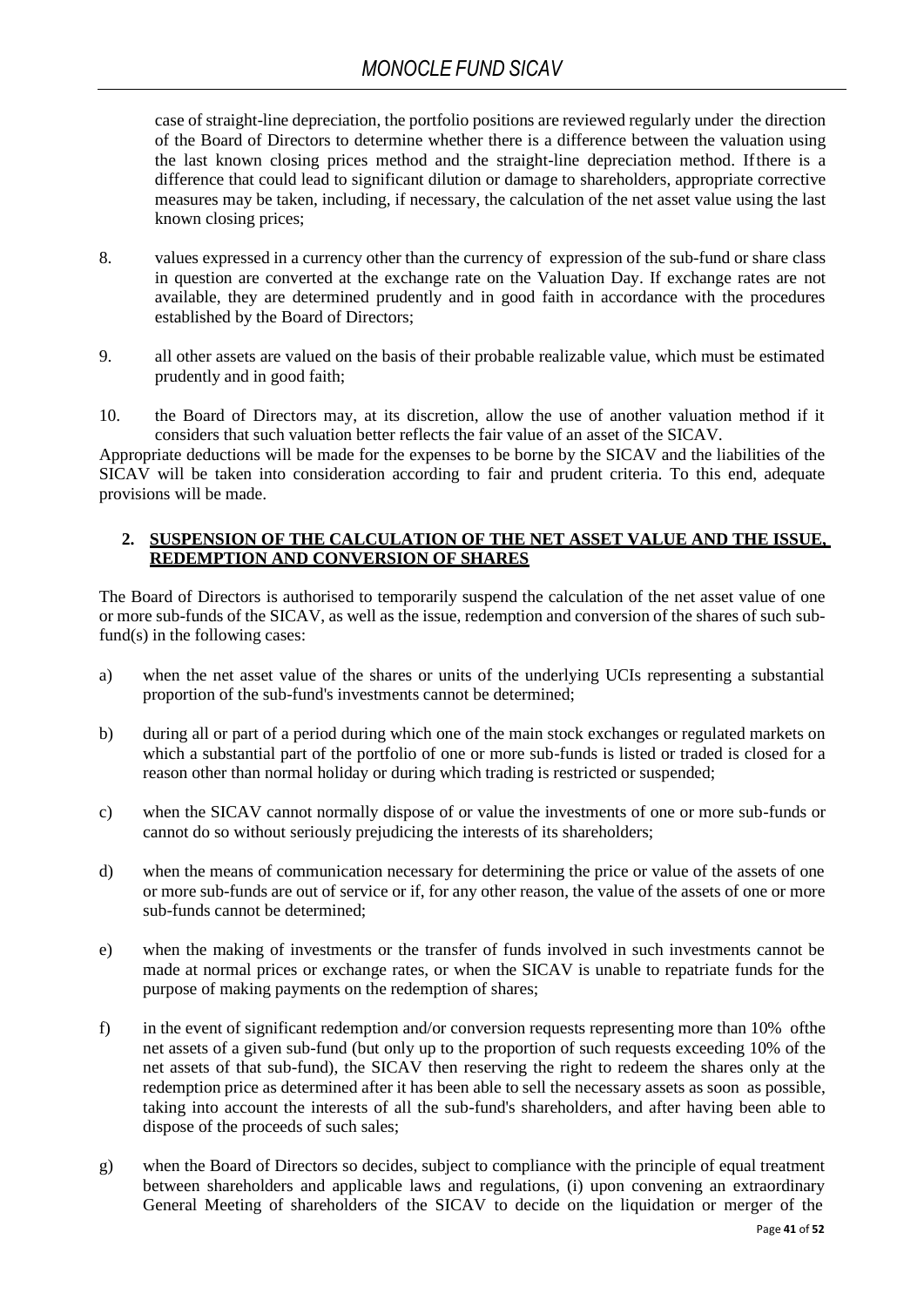case of straight-line depreciation, the portfolio positions are reviewed regularly under the direction of the Board of Directors to determine whether there is a difference between the valuation using the last known closing prices method and the straight-line depreciation method. If there is a difference that could lead to significant dilution or damage to shareholders, appropriate corrective measures may be taken, including, if necessary, the calculation of the net asset value using the last known closing prices;

8. values expressed in a currency other than the currency of expression of the sub-fund or share class in question are converted at the exchange rate on the Valuation Day. If exchange rates are not available, they are determined prudently and in good faith in accordance with the procedures established by the Board of Directors;

9. all other assets are valued on the basis of their probable realizable value, which must be estimated prudently and in good faith;

10. the Board of Directors may, at its discretion, allow the use of another valuation method if it considers that such valuation better reflects the fair value of an asset of the SICAV.

Appropriate deductions will be made for the expenses to be borne by the SICAV and the liabilities of the SICAV will be taken into consideration according to fair and prudent criteria. To this end, adequate provisions will be made.

## 2. SUSPENSION OF THE CALCULATION OF THE NET ASSET VALUE AND THE ISSUE, REDEMPTION AND CONVERSION OF SHARES

The Board of Directors is authorised to temporarily suspend the calculation of the net asset value of one or more sub-funds of the SICAV, as well as the issue, redemption and conversion of the shares of such sub-fund(s) in the following cases:

a) when the net asset value of the shares or units of the underlying UCIs representing a substantial proportion of the sub-fund's investments cannot be determined;

b) during all or part of a period during which one of the main stock exchanges or regulated markets on which a substantial part of the portfolio of one or more sub-funds is listed or traded is closed for a reason other than normal holiday or during which trading is restricted or suspended;

c) when the SICAV cannot normally dispose of or value the investments of one or more sub-funds or cannot do so without seriously prejudicing the interests of its shareholders;

d) when the means of communication necessary for determining the price or value of the assets of one or more sub-funds are out of service or if, for any other reason, the value of the assets of one or more sub-funds cannot be determined;

e) when the making of investments or the transfer of funds involved in such investments cannot be made at normal prices or exchange rates, or when the SICAV is unable to repatriate funds for the purpose of making payments on the redemption of shares;

f) in the event of significant redemption and/or conversion requests representing more than 10% of the net assets of a given sub-fund (but only up to the proportion of such requests exceeding 10% of the net assets of that sub-fund), the SICAV then reserving the right to redeem the shares only at the redemption price as determined after it has been able to sell the necessary assets as soon as possible, taking into account the interests of all the sub-fund's shareholders, and after having been able to dispose of the proceeds of such sales;

g) when the Board of Directors so decides, subject to compliance with the principle of equal treatment between shareholders and applicable laws and regulations, (i) upon convening an extraordinary General Meeting of shareholders of the SICAV to decide on the liquidation or merger of the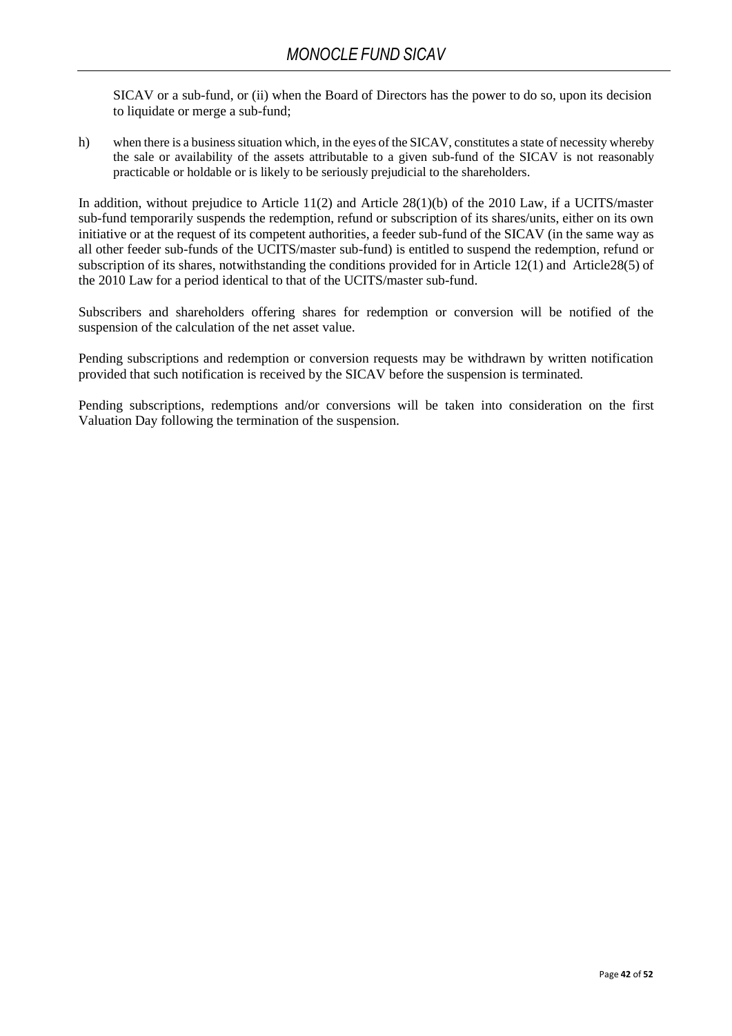SICAV or a sub-fund, or (ii) when the Board of Directors has the power to do so, upon its decision to liquidate or merge a sub-fund;

h) when there is a business situation which, in the eyes of the SICAV, constitutes a state of necessity whereby the sale or availability of the assets attributable to a given sub-fund of the SICAV is not reasonably practicable or holdable or is likely to be seriously prejudicial to the shareholders.

In addition, without prejudice to Article 11(2) and Article 28(1)(b) of the 2010 Law, if a UCITS/master sub-fund temporarily suspends the redemption, refund or subscription of its shares/units, either on its own initiative or at the request of its competent authorities, a feeder sub-fund of the SICAV (in the same way as all other feeder sub-funds of the UCITS/master sub-fund) is entitled to suspend the redemption, refund or subscription of its shares, notwithstanding the conditions provided for in Article 12(1) and Article28(5) of the 2010 Law for a period identical to that of the UCITS/master sub-fund.

Subscribers and shareholders offering shares for redemption or conversion will be notified of the suspension of the calculation of the net asset value.

Pending subscriptions and redemption or conversion requests may be withdrawn by written notification provided that such notification is received by the SICAV before the suspension is terminated.

Pending subscriptions, redemptions and/or conversions will be taken into consideration on the first Valuation Day following the termination of the suspension.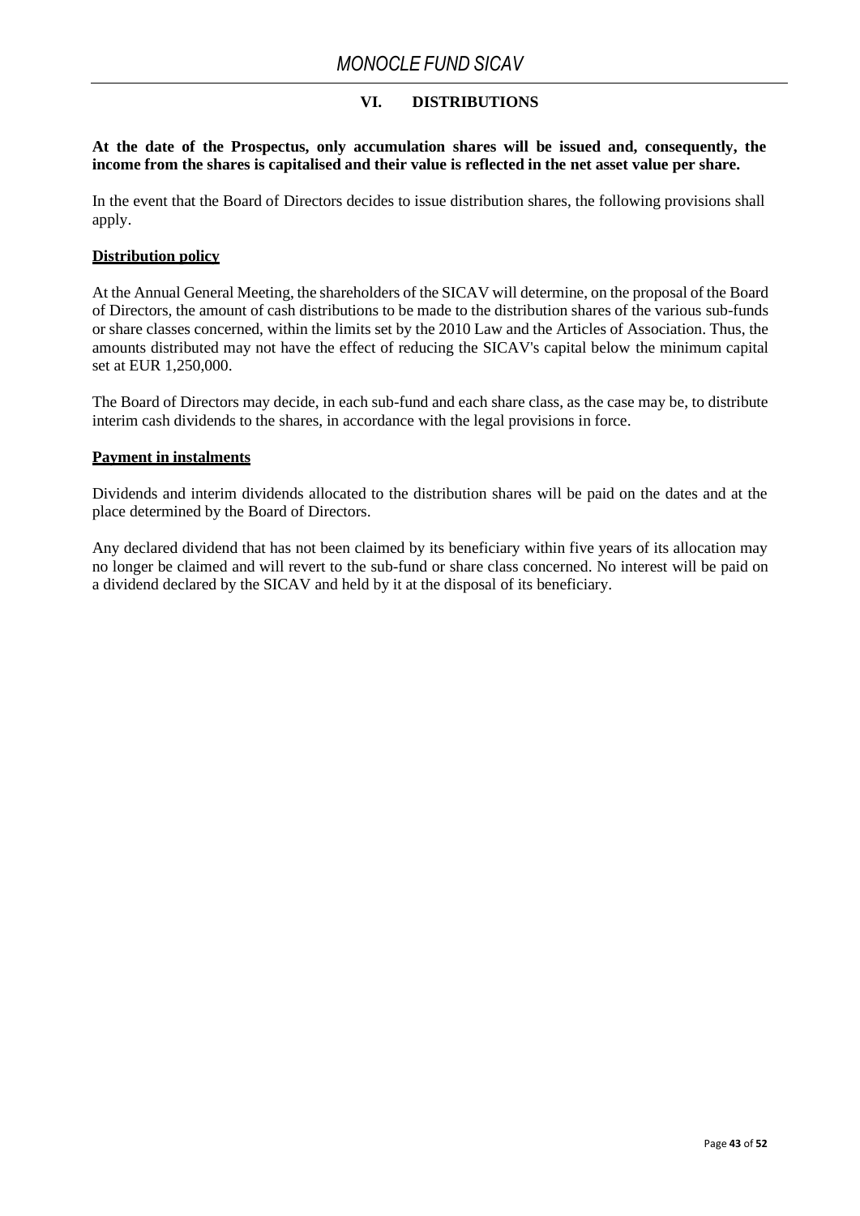## VI. DISTRIBUTIONS

**At the date of the Prospectus, only accumulation shares will be issued and, consequently, the income from the shares is capitalised and their value is reflected in the net asset value per share.**

In the event that the Board of Directors decides to issue distribution shares, the following provisions shall apply.

### Distribution policy

At the Annual General Meeting, the shareholders of the SICAV will determine, on the proposal of the Board of Directors, the amount of cash distributions to be made to the distribution shares of the various sub-funds or share classes concerned, within the limits set by the 2010 Law and the Articles of Association. Thus, the amounts distributed may not have the effect of reducing the SICAV's capital below the minimum capital set at EUR 1,250,000.

The Board of Directors may decide, in each sub-fund and each share class, as the case may be, to distribute interim cash dividends to the shares, in accordance with the legal provisions in force.

### Payment in instalments

Dividends and interim dividends allocated to the distribution shares will be paid on the dates and at the place determined by the Board of Directors.

Any declared dividend that has not been claimed by its beneficiary within five years of its allocation may no longer be claimed and will revert to the sub-fund or share class concerned. No interest will be paid on a dividend declared by the SICAV and held by it at the disposal of its beneficiary.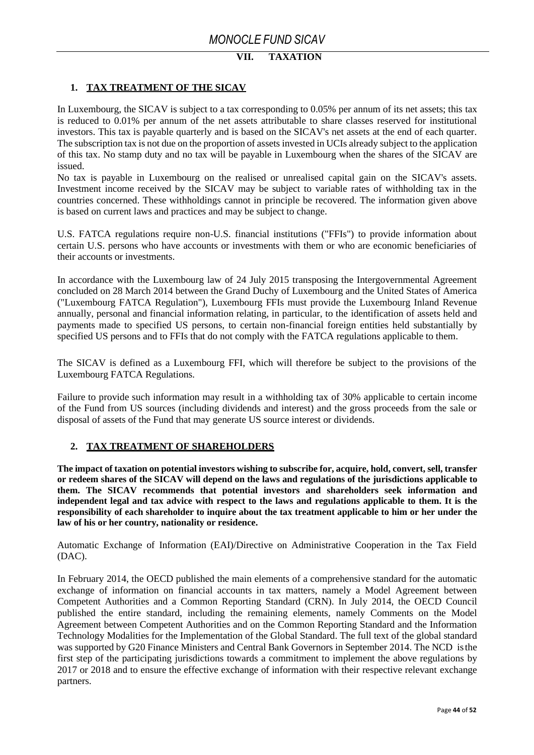## VII. TAXATION

### 1. TAX TREATMENT OF THE SICAV

In Luxembourg, the SICAV is subject to a tax corresponding to 0.05% per annum of its net assets; this tax is reduced to 0.01% per annum of the net assets attributable to share classes reserved for institutional investors. This tax is payable quarterly and is based on the SICAV's net assets at the end of each quarter. The subscription tax is not due on the proportion of assets invested in UCIs already subject to the application of this tax. No stamp duty and no tax will be payable in Luxembourg when the shares of the SICAV are issued.

No tax is payable in Luxembourg on the realised or unrealised capital gain on the SICAV's assets. Investment income received by the SICAV may be subject to variable rates of withholding tax in the countries concerned. These withholdings cannot in principle be recovered. The information given above is based on current laws and practices and may be subject to change.

U.S. FATCA regulations require non-U.S. financial institutions ("FFIs") to provide information about certain U.S. persons who have accounts or investments with them or who are economic beneficiaries of their accounts or investments.

In accordance with the Luxembourg law of 24 July 2015 transposing the Intergovernmental Agreement concluded on 28 March 2014 between the Grand Duchy of Luxembourg and the United States of America ("Luxembourg FATCA Regulation"), Luxembourg FFIs must provide the Luxembourg Inland Revenue annually, personal and financial information relating, in particular, to the identification of assets held and payments made to specified US persons, to certain non-financial foreign entities held substantially by specified US persons and to FFIs that do not comply with the FATCA regulations applicable to them.

The SICAV is defined as a Luxembourg FFI, which will therefore be subject to the provisions of the Luxembourg FATCA Regulations.

Failure to provide such information may result in a withholding tax of 30% applicable to certain income of the Fund from US sources (including dividends and interest) and the gross proceeds from the sale or disposal of assets of the Fund that may generate US source interest or dividends.

### 2. TAX TREATMENT OF SHAREHOLDERS

**The impact of taxation on potential investors wishing to subscribe for, acquire, hold, convert, sell, transfer or redeem shares of the SICAV will depend on the laws and regulations of the jurisdictions applicable to them. The SICAV recommends that potential investors and shareholders seek information and independent legal and tax advice with respect to the laws and regulations applicable to them. It is the responsibility of each shareholder to inquire about the tax treatment applicable to him or her under the law of his or her country, nationality or residence.**

Automatic Exchange of Information (EAI)/Directive on Administrative Cooperation in the Tax Field (DAC).

In February 2014, the OECD published the main elements of a comprehensive standard for the automatic exchange of information on financial accounts in tax matters, namely a Model Agreement between Competent Authorities and a Common Reporting Standard (CRN). In July 2014, the OECD Council published the entire standard, including the remaining elements, namely Comments on the Model Agreement between Competent Authorities and on the Common Reporting Standard and the Information Technology Modalities for the Implementation of the Global Standard. The full text of the global standard was supported by G20 Finance Ministers and Central Bank Governors in September 2014. The NCD is the first step of the participating jurisdictions towards a commitment to implement the above regulations by 2017 or 2018 and to ensure the effective exchange of information with their respective relevant exchange partners.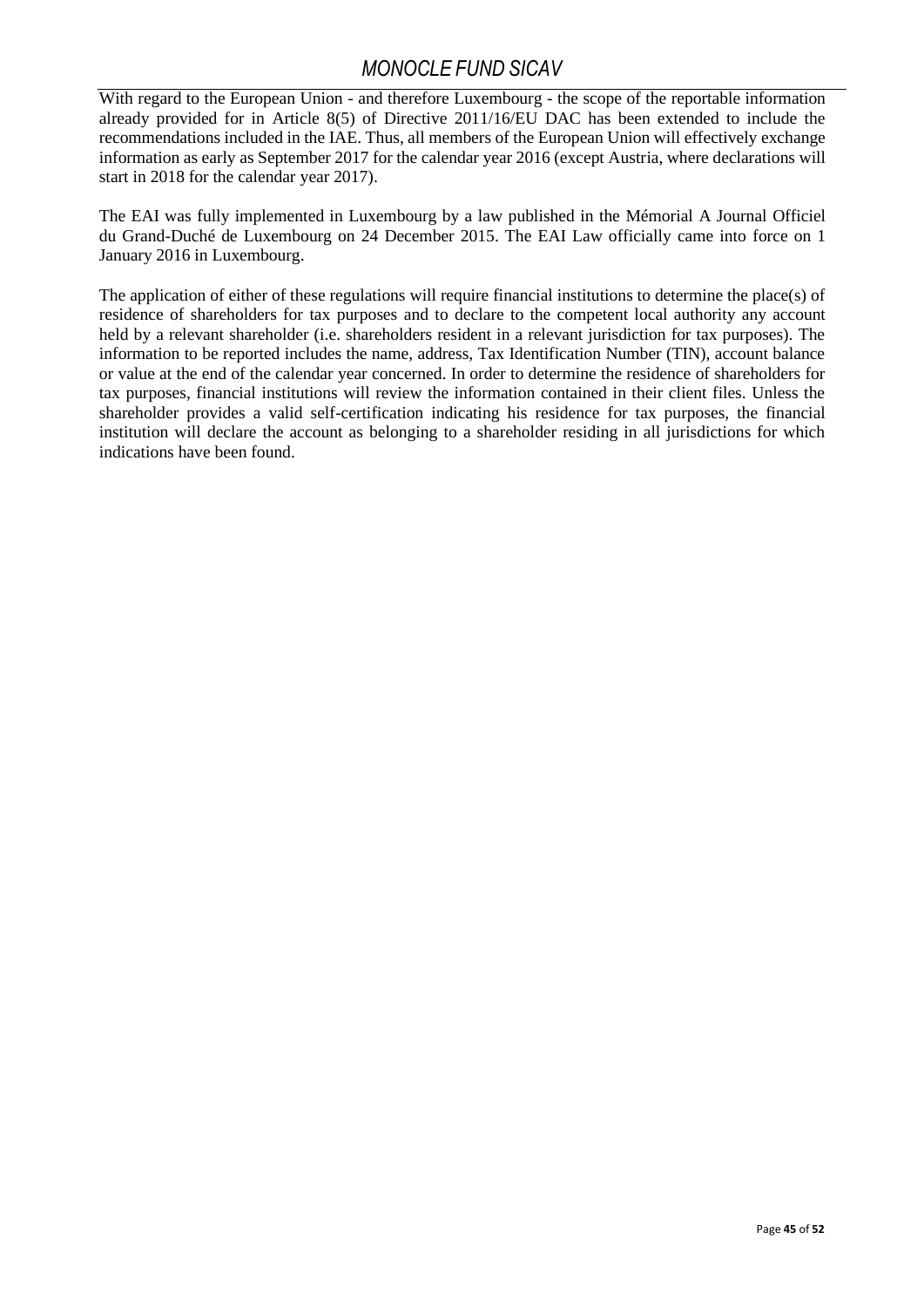With regard to the European Union - and therefore Luxembourg - the scope of the reportable information already provided for in Article 8(5) of Directive 2011/16/EU DAC has been extended to include the recommendations included in the IAE. Thus, all members of the European Union will effectively exchange information as early as September 2017 for the calendar year 2016 (except Austria, where declarations will start in 2018 for the calendar year 2017).

The EAI was fully implemented in Luxembourg by a law published in the Mémorial A Journal Officiel du Grand-Duché de Luxembourg on 24 December 2015. The EAI Law officially came into force on 1 January 2016 in Luxembourg.

The application of either of these regulations will require financial institutions to determine the place(s) of residence of shareholders for tax purposes and to declare to the competent local authority any account held by a relevant shareholder (i.e. shareholders resident in a relevant jurisdiction for tax purposes). The information to be reported includes the name, address, Tax Identification Number (TIN), account balance or value at the end of the calendar year concerned. In order to determine the residence of shareholders for tax purposes, financial institutions will review the information contained in their client files. Unless the shareholder provides a valid self-certification indicating his residence for tax purposes, the financial institution will declare the account as belonging to a shareholder residing in all jurisdictions for which indications have been found.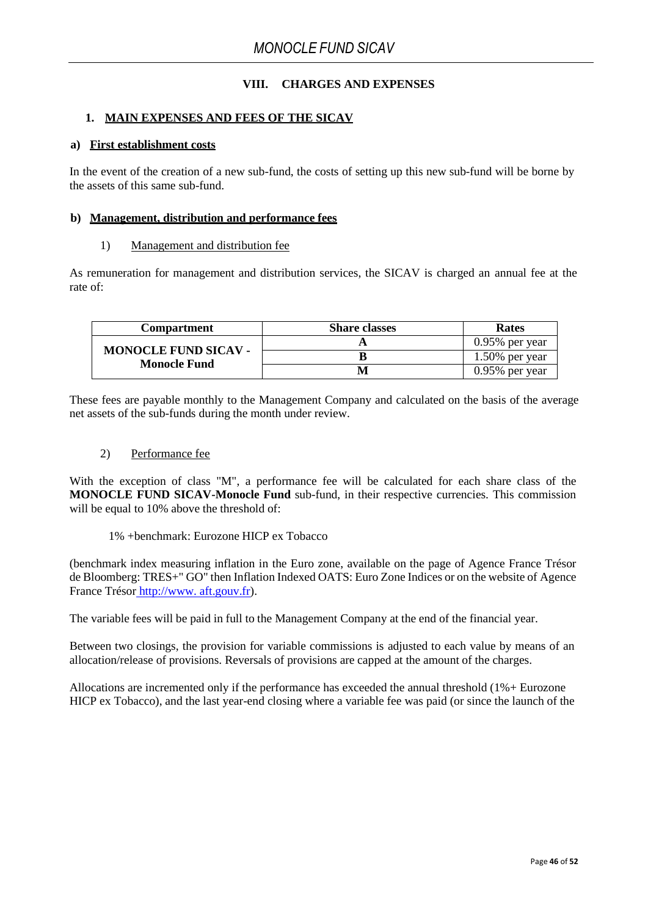## VIII. CHARGES AND EXPENSES

### 1. MAIN EXPENSES AND FEES OF THE SICAV

#### a) First establishment costs

In the event of the creation of a new sub-fund, the costs of setting up this new sub-fund will be borne by the assets of this same sub-fund.

#### b) Management, distribution and performance fees

1) Management and distribution fee

As remuneration for management and distribution services, the SICAV is charged an annual fee at the rate of:

| Compartment | Share classes | Rates |
|---|---|---|
| **MONOCLE FUND SICAV - Monocle Fund** | **A** | 0.95% per year |
| | **B** | 1.50% per year |
| | **M** | 0.95% per year |

These fees are payable monthly to the Management Company and calculated on the basis of the average net assets of the sub-funds during the month under review.

2) Performance fee

With the exception of class "M", a performance fee will be calculated for each share class of the **MONOCLE FUND SICAV-Monocle Fund** sub-fund, in their respective currencies. This commission will be equal to 10% above the threshold of:

1% +benchmark: Eurozone HICP ex Tobacco

(benchmark index measuring inflation in the Euro zone, available on the page of Agence France Trésor de Bloomberg: TRES+" GO" then Inflation Indexed OATS: Euro Zone Indices or on the website of Agence France Trésor http://www. aft.gouv.fr).

The variable fees will be paid in full to the Management Company at the end of the financial year.

Between two closings, the provision for variable commissions is adjusted to each value by means of an allocation/release of provisions. Reversals of provisions are capped at the amount of the charges.

Allocations are incremented only if the performance has exceeded the annual threshold (1%+ Eurozone HICP ex Tobacco), and the last year-end closing where a variable fee was paid (or since the launch of the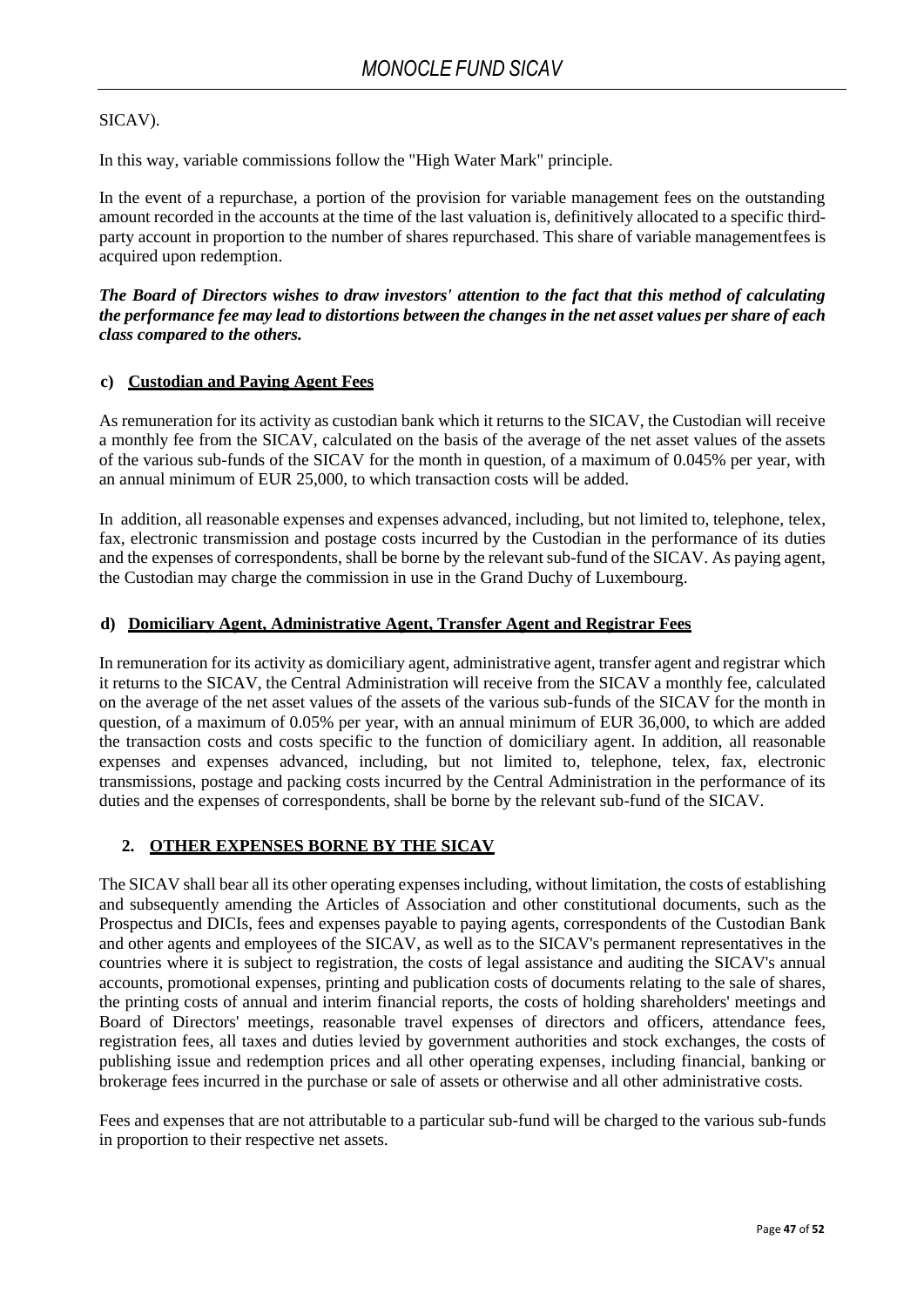SICAV).

In this way, variable commissions follow the "High Water Mark" principle.

In the event of a repurchase, a portion of the provision for variable management fees on the outstanding amount recorded in the accounts at the time of the last valuation is, definitively allocated to a specific third-party account in proportion to the number of shares repurchased. This share of variable managementfees is acquired upon redemption.

***The Board of Directors wishes to draw investors' attention to the fact that this method of calculating the performance fee may lead to distortions between the changes in the net asset values per share of each class compared to the others.***

#### c) Custodian and Paying Agent Fees

As remuneration for its activity as custodian bank which it returns to the SICAV, the Custodian will receive a monthly fee from the SICAV, calculated on the basis of the average of the net asset values of the assets of the various sub-funds of the SICAV for the month in question, of a maximum of 0.045% per year, with an annual minimum of EUR 25,000, to which transaction costs will be added.

In addition, all reasonable expenses and expenses advanced, including, but not limited to, telephone, telex, fax, electronic transmission and postage costs incurred by the Custodian in the performance of its duties and the expenses of correspondents, shall be borne by the relevant sub-fund of the SICAV. As paying agent, the Custodian may charge the commission in use in the Grand Duchy of Luxembourg.

#### d) Domiciliary Agent, Administrative Agent, Transfer Agent and Registrar Fees

In remuneration for its activity as domiciliary agent, administrative agent, transfer agent and registrar which it returns to the SICAV, the Central Administration will receive from the SICAV a monthly fee, calculated on the average of the net asset values of the assets of the various sub-funds of the SICAV for the month in question, of a maximum of 0.05% per year, with an annual minimum of EUR 36,000, to which are added the transaction costs and costs specific to the function of domiciliary agent. In addition, all reasonable expenses and expenses advanced, including, but not limited to, telephone, telex, fax, electronic transmissions, postage and packing costs incurred by the Central Administration in the performance of its duties and the expenses of correspondents, shall be borne by the relevant sub-fund of the SICAV.

### 2. OTHER EXPENSES BORNE BY THE SICAV

The SICAV shall bear all its other operating expenses including, without limitation, the costs of establishing and subsequently amending the Articles of Association and other constitutional documents, such as the Prospectus and DICIs, fees and expenses payable to paying agents, correspondents of the Custodian Bank and other agents and employees of the SICAV, as well as to the SICAV's permanent representatives in the countries where it is subject to registration, the costs of legal assistance and auditing the SICAV's annual accounts, promotional expenses, printing and publication costs of documents relating to the sale of shares, the printing costs of annual and interim financial reports, the costs of holding shareholders' meetings and Board of Directors' meetings, reasonable travel expenses of directors and officers, attendance fees, registration fees, all taxes and duties levied by government authorities and stock exchanges, the costs of publishing issue and redemption prices and all other operating expenses, including financial, banking or brokerage fees incurred in the purchase or sale of assets or otherwise and all other administrative costs.

Fees and expenses that are not attributable to a particular sub-fund will be charged to the various sub-funds in proportion to their respective net assets.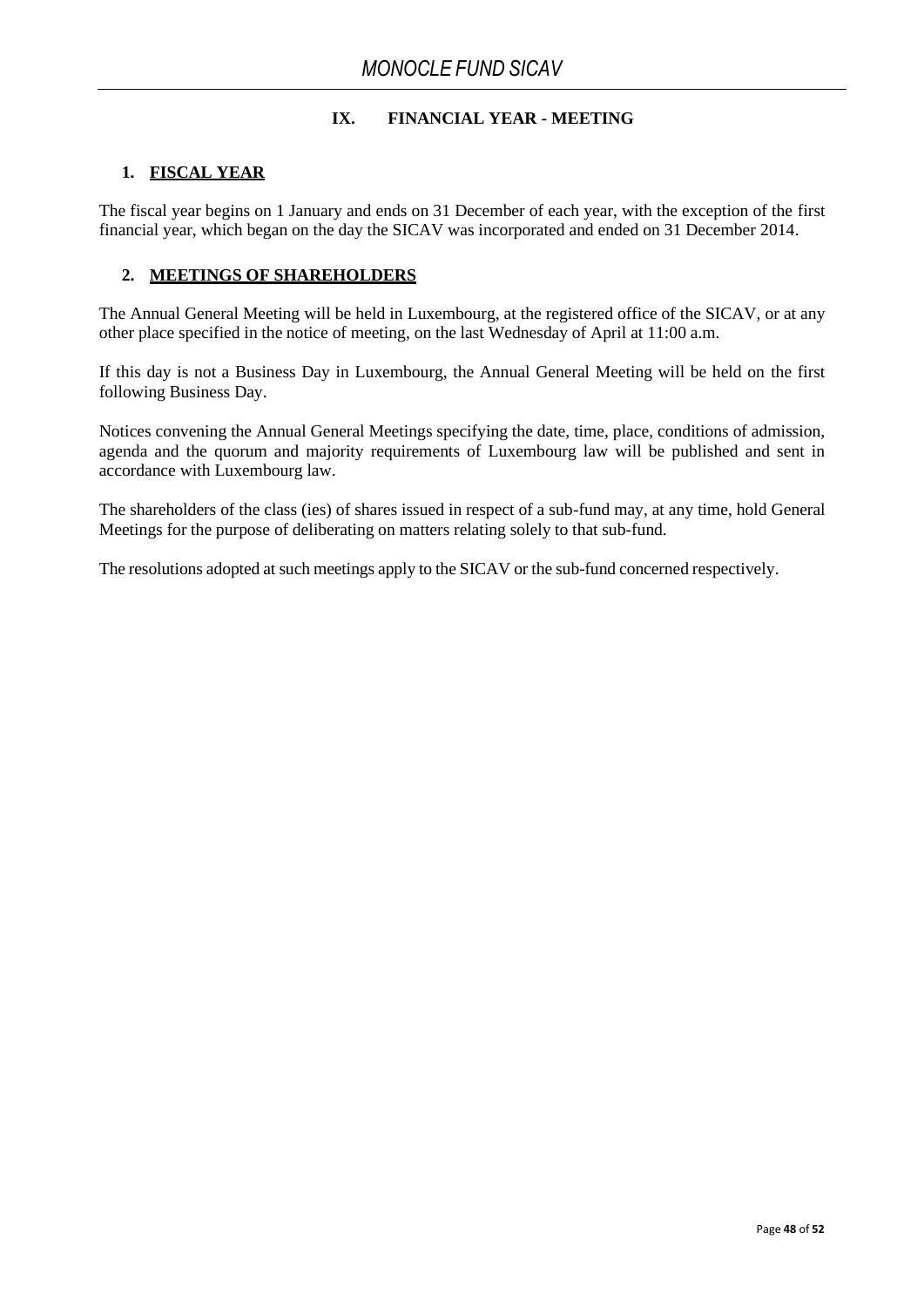# IX. FINANCIAL YEAR - MEETING

## 1. FISCAL YEAR

The fiscal year begins on 1 January and ends on 31 December of each year, with the exception of the first financial year, which began on the day the SICAV was incorporated and ended on 31 December 2014.

## 2. MEETINGS OF SHAREHOLDERS

The Annual General Meeting will be held in Luxembourg, at the registered office of the SICAV, or at any other place specified in the notice of meeting, on the last Wednesday of April at 11:00 a.m.

If this day is not a Business Day in Luxembourg, the Annual General Meeting will be held on the first following Business Day.

Notices convening the Annual General Meetings specifying the date, time, place, conditions of admission, agenda and the quorum and majority requirements of Luxembourg law will be published and sent in accordance with Luxembourg law.

The shareholders of the class (ies) of shares issued in respect of a sub-fund may, at any time, hold General Meetings for the purpose of deliberating on matters relating solely to that sub-fund.

The resolutions adopted at such meetings apply to the SICAV or the sub-fund concerned respectively.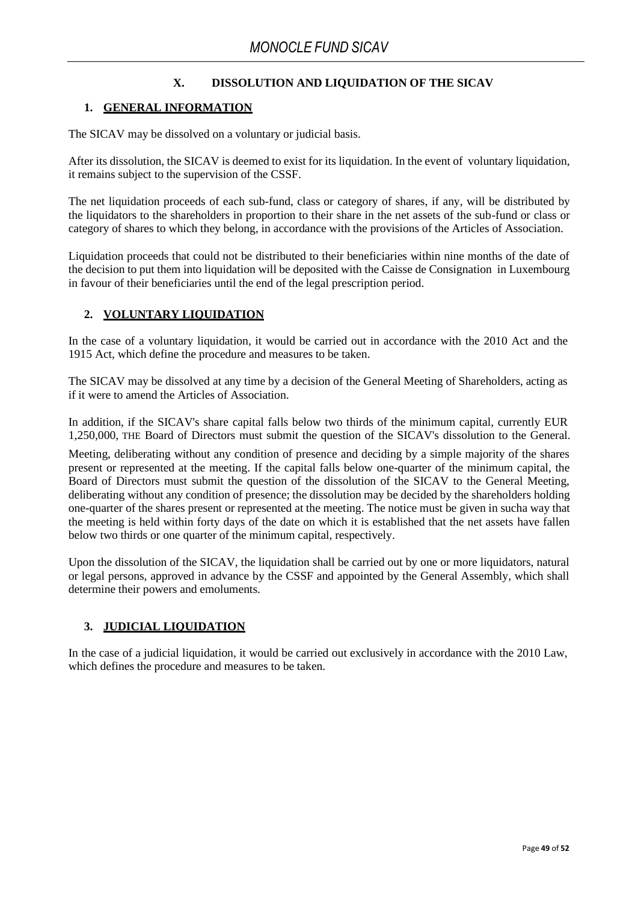## X. DISSOLUTION AND LIQUIDATION OF THE SICAV

### 1. GENERAL INFORMATION

The SICAV may be dissolved on a voluntary or judicial basis.

After its dissolution, the SICAV is deemed to exist for its liquidation. In the event of voluntary liquidation, it remains subject to the supervision of the CSSF.

The net liquidation proceeds of each sub-fund, class or category of shares, if any, will be distributed by the liquidators to the shareholders in proportion to their share in the net assets of the sub-fund or class or category of shares to which they belong, in accordance with the provisions of the Articles of Association.

Liquidation proceeds that could not be distributed to their beneficiaries within nine months of the date of the decision to put them into liquidation will be deposited with the Caisse de Consignation in Luxembourg in favour of their beneficiaries until the end of the legal prescription period.

### 2. VOLUNTARY LIQUIDATION

In the case of a voluntary liquidation, it would be carried out in accordance with the 2010 Act and the 1915 Act, which define the procedure and measures to be taken.

The SICAV may be dissolved at any time by a decision of the General Meeting of Shareholders, acting as if it were to amend the Articles of Association.

In addition, if the SICAV's share capital falls below two thirds of the minimum capital, currently EUR 1,250,000, THE Board of Directors must submit the question of the SICAV's dissolution to the General.

Meeting, deliberating without any condition of presence and deciding by a simple majority of the shares present or represented at the meeting. If the capital falls below one-quarter of the minimum capital, the Board of Directors must submit the question of the dissolution of the SICAV to the General Meeting, deliberating without any condition of presence; the dissolution may be decided by the shareholders holding one-quarter of the shares present or represented at the meeting. The notice must be given in sucha way that the meeting is held within forty days of the date on which it is established that the net assets have fallen below two thirds or one quarter of the minimum capital, respectively.

Upon the dissolution of the SICAV, the liquidation shall be carried out by one or more liquidators, natural or legal persons, approved in advance by the CSSF and appointed by the General Assembly, which shall determine their powers and emoluments.

### 3. JUDICIAL LIQUIDATION

In the case of a judicial liquidation, it would be carried out exclusively in accordance with the 2010 Law, which defines the procedure and measures to be taken.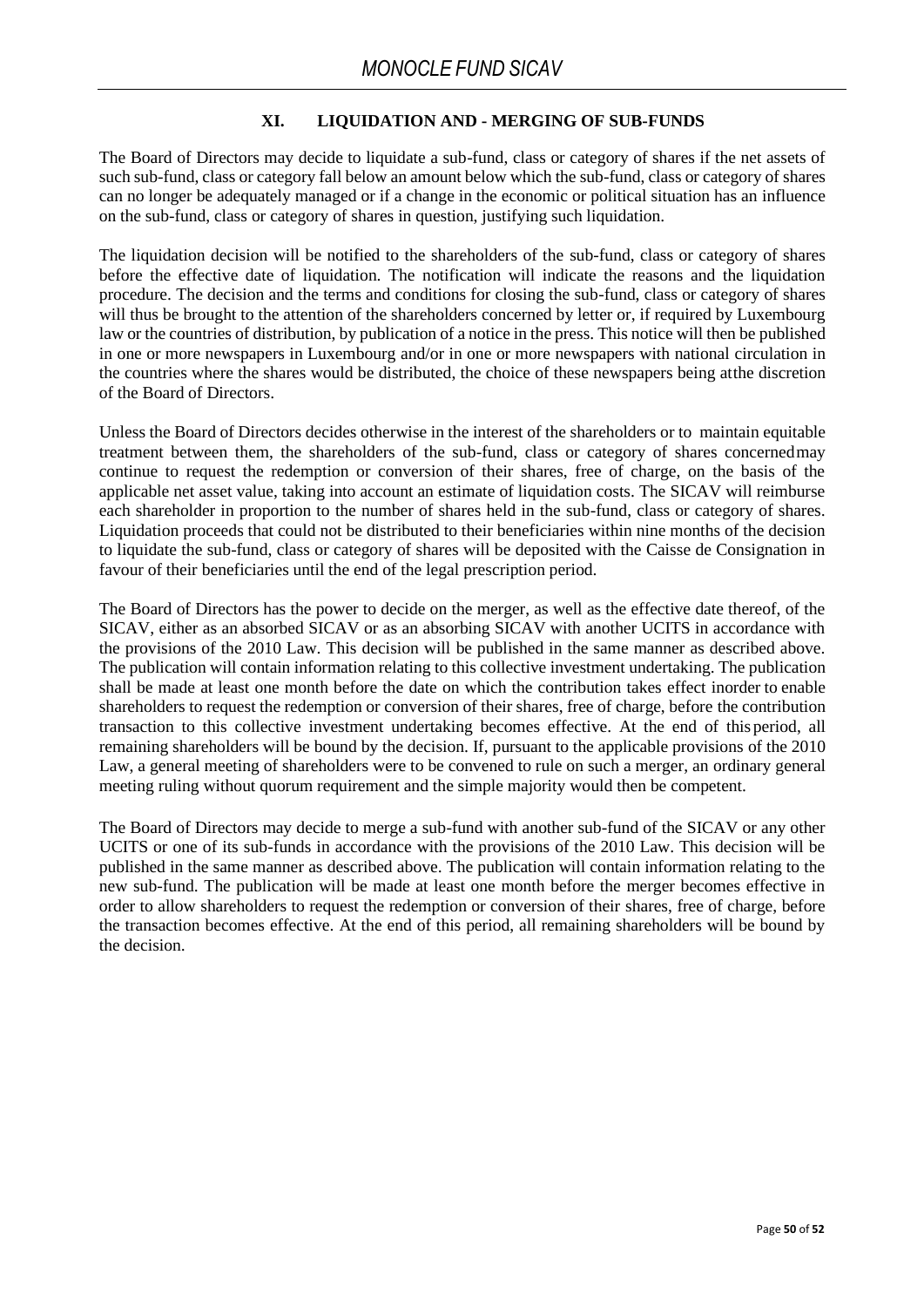## XI. LIQUIDATION AND - MERGING OF SUB-FUNDS

The Board of Directors may decide to liquidate a sub-fund, class or category of shares if the net assets of such sub-fund, class or category fall below an amount below which the sub-fund, class or category of shares can no longer be adequately managed or if a change in the economic or political situation has an influence on the sub-fund, class or category of shares in question, justifying such liquidation.

The liquidation decision will be notified to the shareholders of the sub-fund, class or category of shares before the effective date of liquidation. The notification will indicate the reasons and the liquidation procedure. The decision and the terms and conditions for closing the sub-fund, class or category of shares will thus be brought to the attention of the shareholders concerned by letter or, if required by Luxembourg law or the countries of distribution, by publication of a notice in the press. This notice will then be published in one or more newspapers in Luxembourg and/or in one or more newspapers with national circulation in the countries where the shares would be distributed, the choice of these newspapers being atthe discretion of the Board of Directors.

Unless the Board of Directors decides otherwise in the interest of the shareholders or to maintain equitable treatment between them, the shareholders of the sub-fund, class or category of shares concernedmay continue to request the redemption or conversion of their shares, free of charge, on the basis of the applicable net asset value, taking into account an estimate of liquidation costs. The SICAV will reimburse each shareholder in proportion to the number of shares held in the sub-fund, class or category of shares. Liquidation proceeds that could not be distributed to their beneficiaries within nine months of the decision to liquidate the sub-fund, class or category of shares will be deposited with the Caisse de Consignation in favour of their beneficiaries until the end of the legal prescription period.

The Board of Directors has the power to decide on the merger, as well as the effective date thereof, of the SICAV, either as an absorbed SICAV or as an absorbing SICAV with another UCITS in accordance with the provisions of the 2010 Law. This decision will be published in the same manner as described above. The publication will contain information relating to this collective investment undertaking. The publication shall be made at least one month before the date on which the contribution takes effect inorder to enable shareholders to request the redemption or conversion of their shares, free of charge, before the contribution transaction to this collective investment undertaking becomes effective. At the end of thisperiod, all remaining shareholders will be bound by the decision. If, pursuant to the applicable provisions of the 2010 Law, a general meeting of shareholders were to be convened to rule on such a merger, an ordinary general meeting ruling without quorum requirement and the simple majority would then be competent.

The Board of Directors may decide to merge a sub-fund with another sub-fund of the SICAV or any other UCITS or one of its sub-funds in accordance with the provisions of the 2010 Law. This decision will be published in the same manner as described above. The publication will contain information relating to the new sub-fund. The publication will be made at least one month before the merger becomes effective in order to allow shareholders to request the redemption or conversion of their shares, free of charge, before the transaction becomes effective. At the end of this period, all remaining shareholders will be bound by the decision.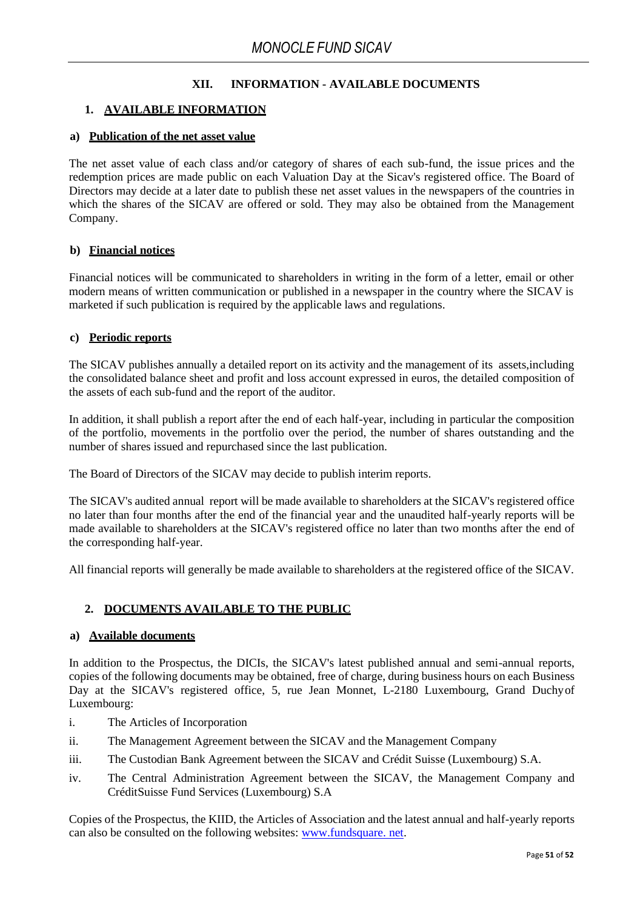## XII. INFORMATION - AVAILABLE DOCUMENTS

### 1. AVAILABLE INFORMATION

#### a) Publication of the net asset value

The net asset value of each class and/or category of shares of each sub-fund, the issue prices and the redemption prices are made public on each Valuation Day at the Sicav's registered office. The Board of Directors may decide at a later date to publish these net asset values in the newspapers of the countries in which the shares of the SICAV are offered or sold. They may also be obtained from the Management Company.

#### b) Financial notices

Financial notices will be communicated to shareholders in writing in the form of a letter, email or other modern means of written communication or published in a newspaper in the country where the SICAV is marketed if such publication is required by the applicable laws and regulations.

#### c) Periodic reports

The SICAV publishes annually a detailed report on its activity and the management of its assets,including the consolidated balance sheet and profit and loss account expressed in euros, the detailed composition of the assets of each sub-fund and the report of the auditor.

In addition, it shall publish a report after the end of each half-year, including in particular the composition of the portfolio, movements in the portfolio over the period, the number of shares outstanding and the number of shares issued and repurchased since the last publication.

The Board of Directors of the SICAV may decide to publish interim reports.

The SICAV's audited annual report will be made available to shareholders at the SICAV's registered office no later than four months after the end of the financial year and the unaudited half-yearly reports will be made available to shareholders at the SICAV's registered office no later than two months after the end of the corresponding half-year.

All financial reports will generally be made available to shareholders at the registered office of the SICAV.

### 2. DOCUMENTS AVAILABLE TO THE PUBLIC

#### a) Available documents

In addition to the Prospectus, the DICIs, the SICAV's latest published annual and semi-annual reports, copies of the following documents may be obtained, free of charge, during business hours on each Business Day at the SICAV's registered office, 5, rue Jean Monnet, L-2180 Luxembourg, Grand Duchy of Luxembourg:

i. The Articles of Incorporation

ii. The Management Agreement between the SICAV and the Management Company

iii. The Custodian Bank Agreement between the SICAV and Crédit Suisse (Luxembourg) S.A.

iv. The Central Administration Agreement between the SICAV, the Management Company and CréditSuisse Fund Services (Luxembourg) S.A

Copies of the Prospectus, the KIID, the Articles of Association and the latest annual and half-yearly reports can also be consulted on the following websites: www.fundsquare. net.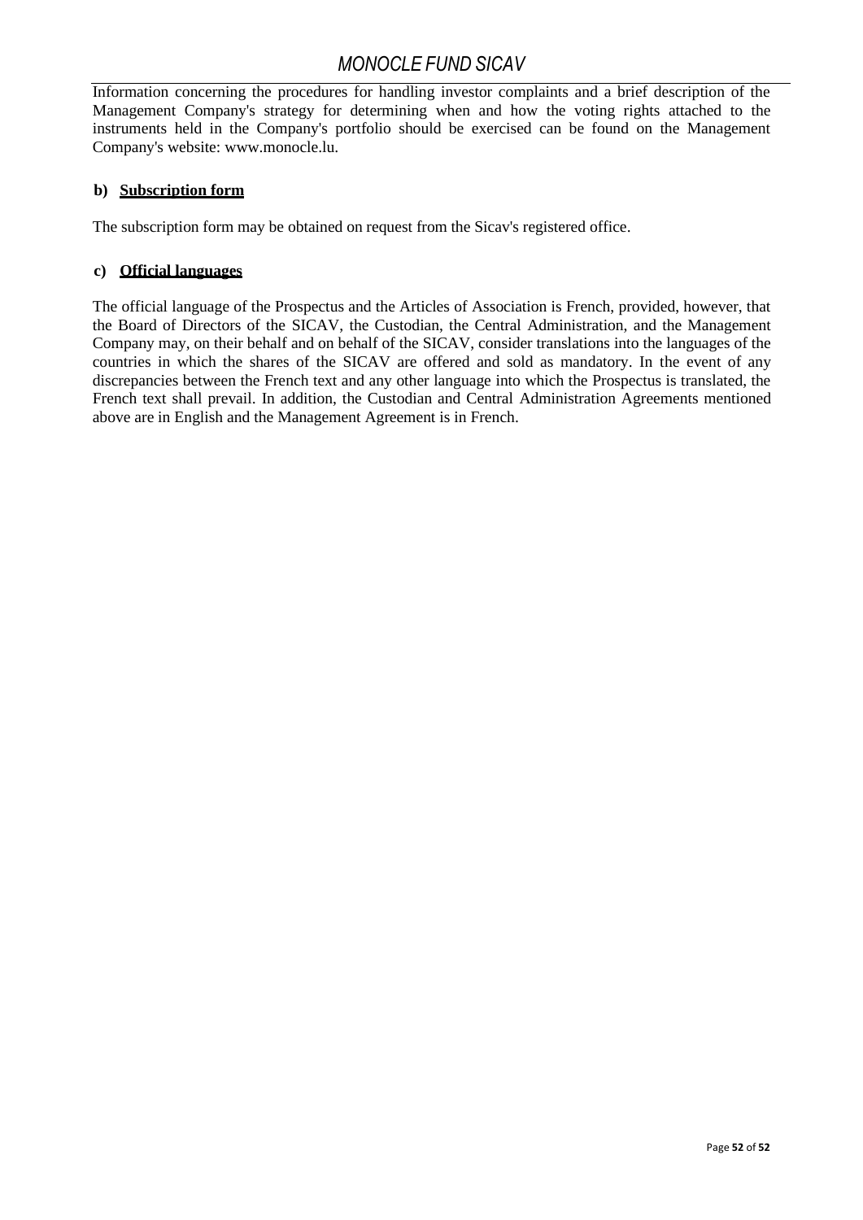Information concerning the procedures for handling investor complaints and a brief description of the Management Company's strategy for determining when and how the voting rights attached to the instruments held in the Company's portfolio should be exercised can be found on the Management Company's website: www.monocle.lu.

### b) Subscription form

The subscription form may be obtained on request from the Sicav's registered office.

### c) Official languages

The official language of the Prospectus and the Articles of Association is French, provided, however, that the Board of Directors of the SICAV, the Custodian, the Central Administration, and the Management Company may, on their behalf and on behalf of the SICAV, consider translations into the languages of the countries in which the shares of the SICAV are offered and sold as mandatory. In the event of any discrepancies between the French text and any other language into which the Prospectus is translated, the French text shall prevail. In addition, the Custodian and Central Administration Agreements mentioned above are in English and the Management Agreement is in French.